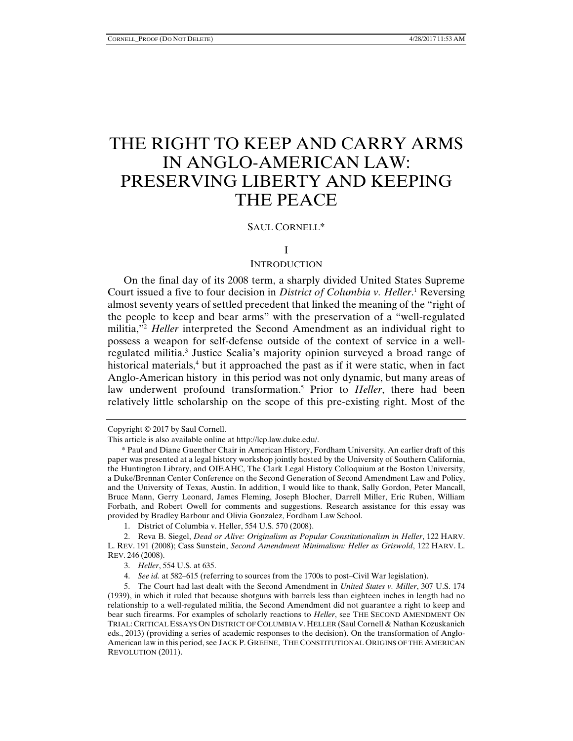# THE RIGHT TO KEEP AND CARRY ARMS IN ANGLO-AMERICAN LAW: PRESERVING LIBERTY AND KEEPING THE PEACE

SAUL CORNELL*

## I

## INTRODUCTION

On the final day of its 2008 term, a sharply divided United States Supreme Court issued a five to four decision in *District of Columbia v. Heller*.[1] Reversing almost seventy years of settled precedent that linked the meaning of the "right of the people to keep and bear arms" with the preservation of a "well-regulated militia,"[2] *Heller* interpreted the Second Amendment as an individual right to possess a weapon for self-defense outside of the context of service in a well-regulated militia.[3] Justice Scalia's majority opinion surveyed a broad range of historical materials,[4] but it approached the past as if it were static, when in fact Anglo-American history in this period was not only dynamic, but many areas of law underwent profound transformation.[5] Prior to *Heller*, there had been relatively little scholarship on the scope of this pre-existing right. Most of the

---

Copyright © 2017 by Saul Cornell.

This article is also available online at http://lcp.law.duke.edu/.

\* Paul and Diane Guenther Chair in American History, Fordham University. An earlier draft of this paper was presented at a legal history workshop jointly hosted by the University of Southern California, the Huntington Library, and OIEAHC, The Clark Legal History Colloquium at the Boston University, a Duke/Brennan Center Conference on the Second Generation of Second Amendment Law and Policy, and the University of Texas, Austin. In addition, I would like to thank, Sally Gordon, Peter Mancall, Bruce Mann, Gerry Leonard, James Fleming, Joseph Blocher, Darrell Miller, Eric Ruben, William Forbath, and Robert Owell for comments and suggestions. Research assistance for this essay was provided by Bradley Barbour and Olivia Gonzalez, Fordham Law School.

1. District of Columbia v. Heller, 554 U.S. 570 (2008).

2. Reva B. Siegel, *Dead or Alive: Originalism as Popular Constitutionalism in Heller*, 122 HARV. L. REV. 191 (2008); Cass Sunstein, *Second Amendment Minimalism: Heller as Griswold*, 122 HARV. L. REV. 246 (2008).

3. *Heller*, 554 U.S. at 635.

4. *See id.* at 582–615 (referring to sources from the 1700s to post–Civil War legislation).

5. The Court had last dealt with the Second Amendment in *United States v. Miller*, 307 U.S. 174 (1939), in which it ruled that because shotguns with barrels less than eighteen inches in length had no relationship to a well-regulated militia, the Second Amendment did not guarantee a right to keep and bear such firearms. For examples of scholarly reactions to *Heller*, see THE SECOND AMENDMENT ON TRIAL: CRITICAL ESSAYS ON DISTRICT OF COLUMBIA V. HELLER (Saul Cornell & Nathan Kozuskanich eds., 2013) (providing a series of academic responses to the decision). On the transformation of Anglo-American law in this period, see JACK P. GREENE, THE CONSTITUTIONAL ORIGINS OF THE AMERICAN REVOLUTION (2011).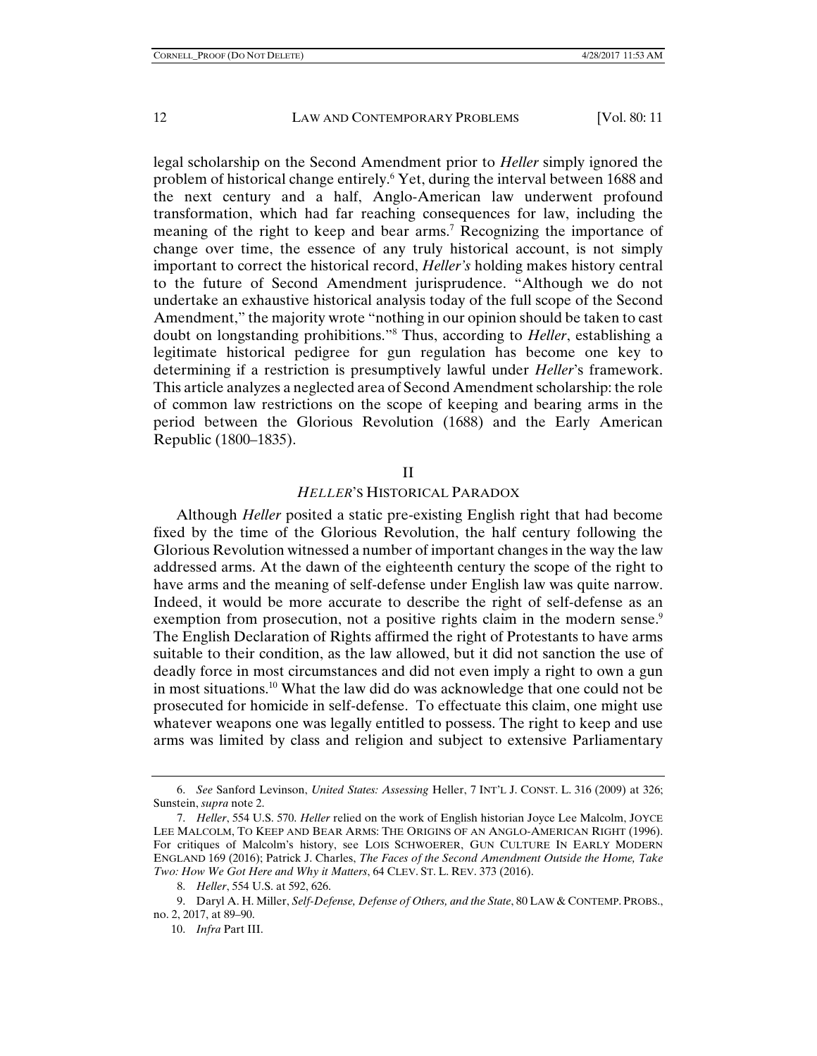legal scholarship on the Second Amendment prior to *Heller* simply ignored the problem of historical change entirely.[6] Yet, during the interval between 1688 and the next century and a half, Anglo-American law underwent profound transformation, which had far reaching consequences for law, including the meaning of the right to keep and bear arms.[7] Recognizing the importance of change over time, the essence of any truly historical account, is not simply important to correct the historical record, *Heller's* holding makes history central to the future of Second Amendment jurisprudence. "Although we do not undertake an exhaustive historical analysis today of the full scope of the Second Amendment," the majority wrote "nothing in our opinion should be taken to cast doubt on longstanding prohibitions."[8] Thus, according to *Heller*, establishing a legitimate historical pedigree for gun regulation has become one key to determining if a restriction is presumptively lawful under *Heller*'s framework. This article analyzes a neglected area of Second Amendment scholarship: the role of common law restrictions on the scope of keeping and bearing arms in the period between the Glorious Revolution (1688) and the Early American Republic (1800–1835).

## II

## *HELLER*'S HISTORICAL PARADOX

Although *Heller* posited a static pre-existing English right that had become fixed by the time of the Glorious Revolution, the half century following the Glorious Revolution witnessed a number of important changes in the way the law addressed arms. At the dawn of the eighteenth century the scope of the right to have arms and the meaning of self-defense under English law was quite narrow. Indeed, it would be more accurate to describe the right of self-defense as an exemption from prosecution, not a positive rights claim in the modern sense.[9] The English Declaration of Rights affirmed the right of Protestants to have arms suitable to their condition, as the law allowed, but it did not sanction the use of deadly force in most circumstances and did not even imply a right to own a gun in most situations.[10] What the law did do was acknowledge that one could not be prosecuted for homicide in self-defense. To effectuate this claim, one might use whatever weapons one was legally entitled to possess. The right to keep and use arms was limited by class and religion and subject to extensive Parliamentary

---

6. *See* Sanford Levinson, *United States: Assessing* Heller, 7 INT'L J. CONST. L. 316 (2009) at 326; Sunstein, *supra* note 2.

7. *Heller*, 554 U.S. 570. *Heller* relied on the work of English historian Joyce Lee Malcolm, JOYCE LEE MALCOLM, TO KEEP AND BEAR ARMS: THE ORIGINS OF AN ANGLO-AMERICAN RIGHT (1996). For critiques of Malcolm's history, see LOIS SCHWOERER, GUN CULTURE IN EARLY MODERN ENGLAND 169 (2016); Patrick J. Charles, *The Faces of the Second Amendment Outside the Home, Take Two: How We Got Here and Why it Matters*, 64 CLEV. ST. L. REV. 373 (2016).

8. *Heller*, 554 U.S. at 592, 626.

9. Daryl A. H. Miller, *Self-Defense, Defense of Others, and the State*, 80 LAW & CONTEMP. PROBS., no. 2, 2017, at 89–90.

10. *Infra* Part III.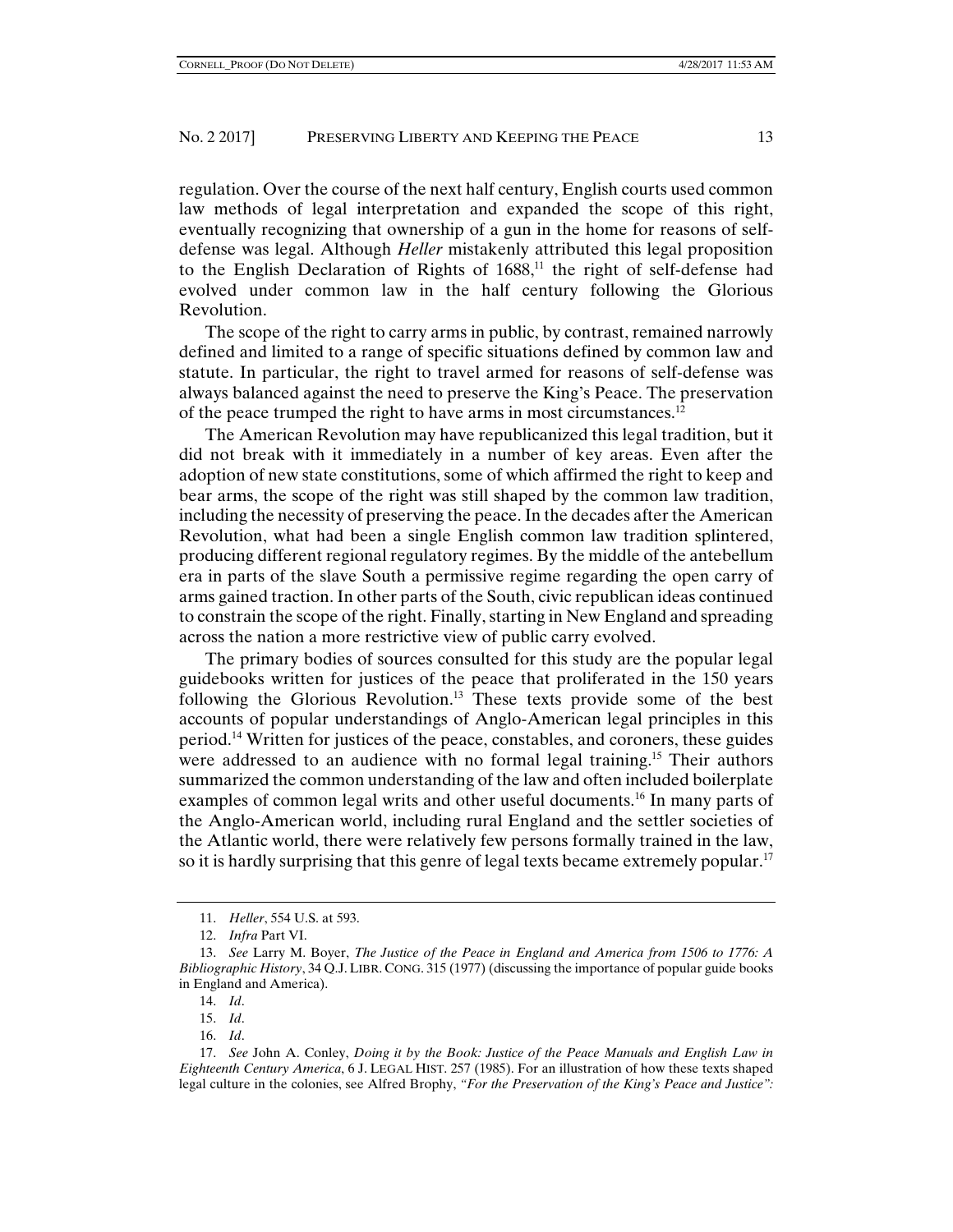regulation. Over the course of the next half century, English courts used common law methods of legal interpretation and expanded the scope of this right, eventually recognizing that ownership of a gun in the home for reasons of self-defense was legal. Although *Heller* mistakenly attributed this legal proposition to the English Declaration of Rights of 1688,[11] the right of self-defense had evolved under common law in the half century following the Glorious Revolution.

The scope of the right to carry arms in public, by contrast, remained narrowly defined and limited to a range of specific situations defined by common law and statute. In particular, the right to travel armed for reasons of self-defense was always balanced against the need to preserve the King's Peace. The preservation of the peace trumped the right to have arms in most circumstances.[12]

The American Revolution may have republicanized this legal tradition, but it did not break with it immediately in a number of key areas. Even after the adoption of new state constitutions, some of which affirmed the right to keep and bear arms, the scope of the right was still shaped by the common law tradition, including the necessity of preserving the peace. In the decades after the American Revolution, what had been a single English common law tradition splintered, producing different regional regulatory regimes. By the middle of the antebellum era in parts of the slave South a permissive regime regarding the open carry of arms gained traction. In other parts of the South, civic republican ideas continued to constrain the scope of the right. Finally, starting in New England and spreading across the nation a more restrictive view of public carry evolved.

The primary bodies of sources consulted for this study are the popular legal guidebooks written for justices of the peace that proliferated in the 150 years following the Glorious Revolution.[13] These texts provide some of the best accounts of popular understandings of Anglo-American legal principles in this period.[14] Written for justices of the peace, constables, and coroners, these guides were addressed to an audience with no formal legal training.[15] Their authors summarized the common understanding of the law and often included boilerplate examples of common legal writs and other useful documents.[16] In many parts of the Anglo-American world, including rural England and the settler societies of the Atlantic world, there were relatively few persons formally trained in the law, so it is hardly surprising that this genre of legal texts became extremely popular.[17]

---

11. *Heller*, 554 U.S. at 593.

12. *Infra* Part VI.

13. *See* Larry M. Boyer, *The Justice of the Peace in England and America from 1506 to 1776: A Bibliographic History*, 34 Q.J. LIBR. CONG. 315 (1977) (discussing the importance of popular guide books in England and America).

14. *Id*.

15. *Id*.

16. *Id*.

17. *See* John A. Conley, *Doing it by the Book: Justice of the Peace Manuals and English Law in Eighteenth Century America*, 6 J. LEGAL HIST. 257 (1985). For an illustration of how these texts shaped legal culture in the colonies, see Alfred Brophy, *"For the Preservation of the King's Peace and Justice":*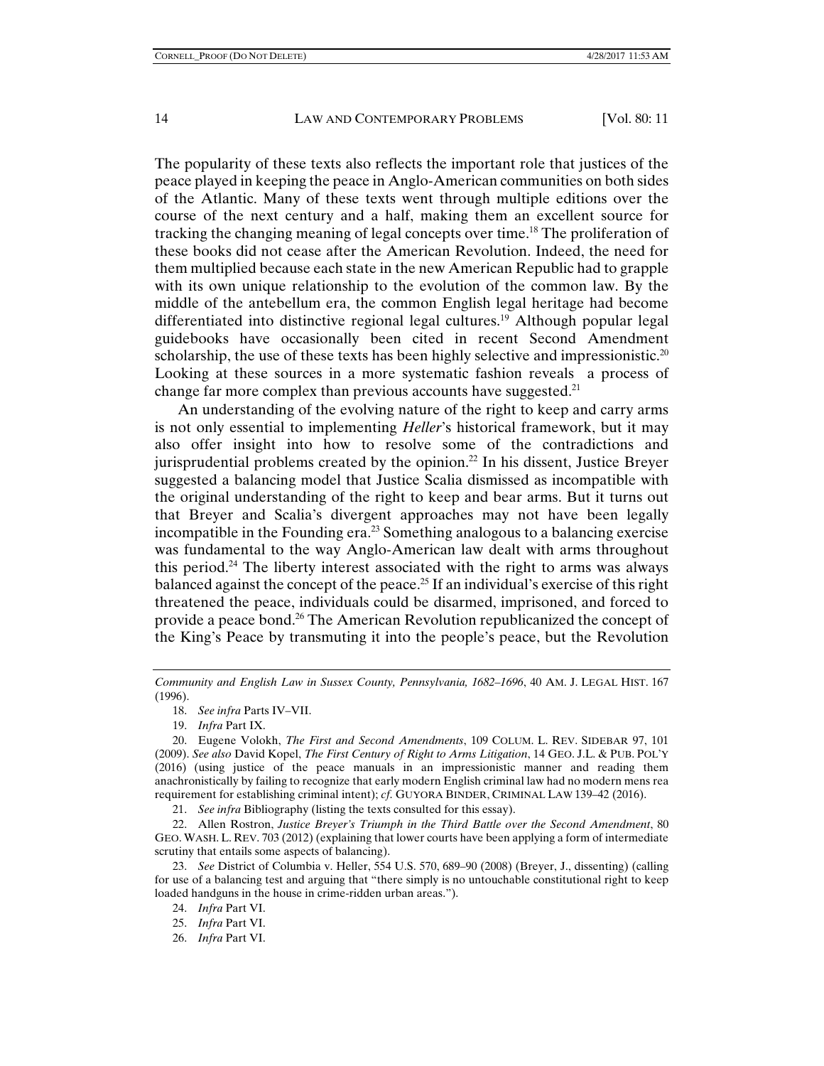The popularity of these texts also reflects the important role that justices of the peace played in keeping the peace in Anglo-American communities on both sides of the Atlantic. Many of these texts went through multiple editions over the course of the next century and a half, making them an excellent source for tracking the changing meaning of legal concepts over time.[18] The proliferation of these books did not cease after the American Revolution. Indeed, the need for them multiplied because each state in the new American Republic had to grapple with its own unique relationship to the evolution of the common law. By the middle of the antebellum era, the common English legal heritage had become differentiated into distinctive regional legal cultures.[19] Although popular legal guidebooks have occasionally been cited in recent Second Amendment scholarship, the use of these texts has been highly selective and impressionistic.[20] Looking at these sources in a more systematic fashion reveals a process of change far more complex than previous accounts have suggested.[21]

An understanding of the evolving nature of the right to keep and carry arms is not only essential to implementing *Heller*'s historical framework, but it may also offer insight into how to resolve some of the contradictions and jurisprudential problems created by the opinion.[22] In his dissent, Justice Breyer suggested a balancing model that Justice Scalia dismissed as incompatible with the original understanding of the right to keep and bear arms. But it turns out that Breyer and Scalia's divergent approaches may not have been legally incompatible in the Founding era.[23] Something analogous to a balancing exercise was fundamental to the way Anglo-American law dealt with arms throughout this period.[24] The liberty interest associated with the right to arms was always balanced against the concept of the peace.[25] If an individual's exercise of this right threatened the peace, individuals could be disarmed, imprisoned, and forced to provide a peace bond.[26] The American Revolution republicanized the concept of the King's Peace by transmuting it into the people's peace, but the Revolution

---

*Community and English Law in Sussex County, Pennsylvania, 1682–1696*, 40 AM. J. LEGAL HIST. 167 (1996).

18. *See infra* Parts IV–VII.

19. *Infra* Part IX.

20. Eugene Volokh, *The First and Second Amendments*, 109 COLUM. L. REV. SIDEBAR 97, 101 (2009). *See also* David Kopel, *The First Century of Right to Arms Litigation*, 14 GEO. J.L. & PUB. POL'Y (2016) (using justice of the peace manuals in an impressionistic manner and reading them anachronistically by failing to recognize that early modern English criminal law had no modern mens rea requirement for establishing criminal intent); *cf.* GUYORA BINDER, CRIMINAL LAW 139–42 (2016).

21. *See infra* Bibliography (listing the texts consulted for this essay).

22. Allen Rostron, *Justice Breyer's Triumph in the Third Battle over the Second Amendment*, 80 GEO. WASH. L. REV. 703 (2012) (explaining that lower courts have been applying a form of intermediate scrutiny that entails some aspects of balancing).

23. *See* District of Columbia v. Heller, 554 U.S. 570, 689–90 (2008) (Breyer, J., dissenting) (calling for use of a balancing test and arguing that "there simply is no untouchable constitutional right to keep loaded handguns in the house in crime-ridden urban areas.").

24. *Infra* Part VI.

25. *Infra* Part VI.

26. *Infra* Part VI.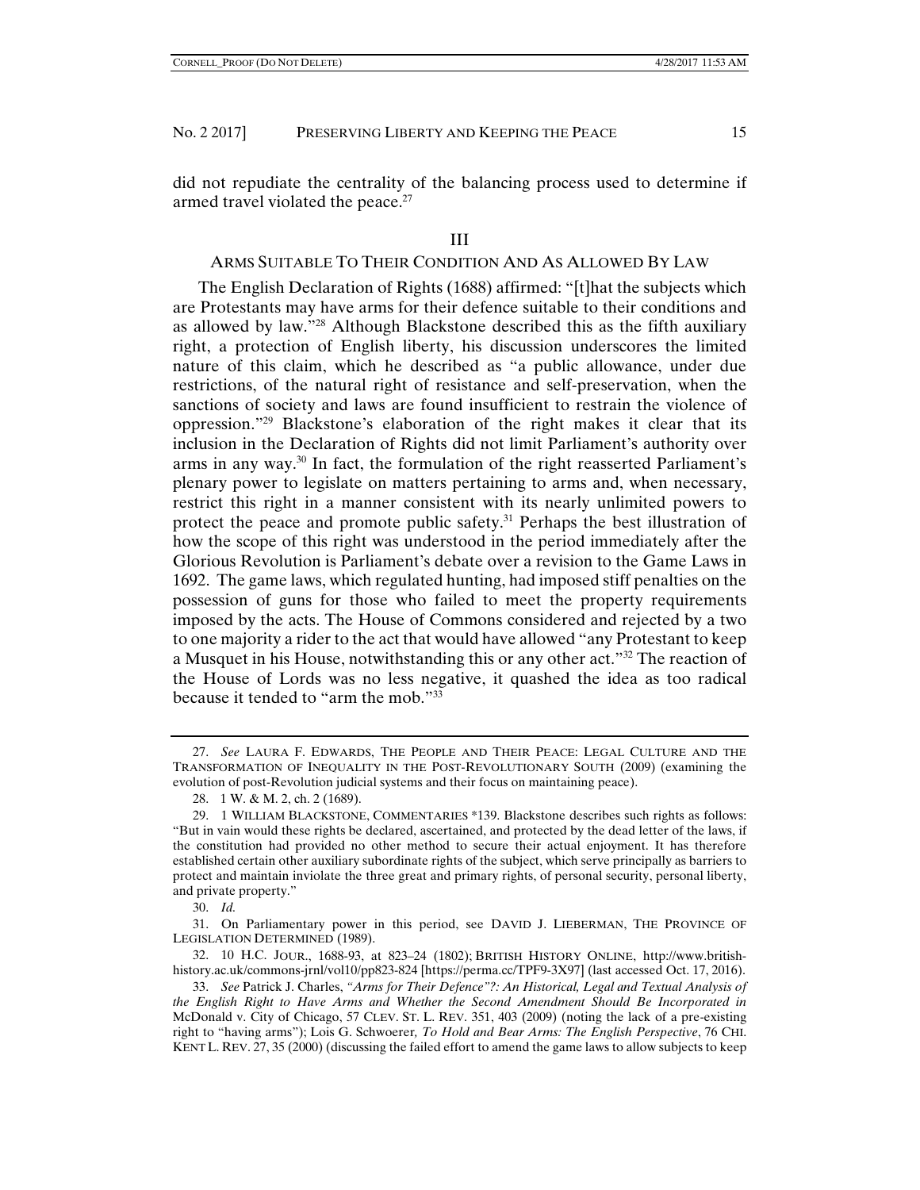did not repudiate the centrality of the balancing process used to determine if armed travel violated the peace.[27]

## III

## ARMS SUITABLE TO THEIR CONDITION AND AS ALLOWED BY LAW

The English Declaration of Rights (1688) affirmed: "[t]hat the subjects which are Protestants may have arms for their defence suitable to their conditions and as allowed by law."[28] Although Blackstone described this as the fifth auxiliary right, a protection of English liberty, his discussion underscores the limited nature of this claim, which he described as "a public allowance, under due restrictions, of the natural right of resistance and self-preservation, when the sanctions of society and laws are found insufficient to restrain the violence of oppression."[29] Blackstone's elaboration of the right makes it clear that its inclusion in the Declaration of Rights did not limit Parliament's authority over arms in any way.[30] In fact, the formulation of the right reasserted Parliament's plenary power to legislate on matters pertaining to arms and, when necessary, restrict this right in a manner consistent with its nearly unlimited powers to protect the peace and promote public safety.[31] Perhaps the best illustration of how the scope of this right was understood in the period immediately after the Glorious Revolution is Parliament's debate over a revision to the Game Laws in 1692. The game laws, which regulated hunting, had imposed stiff penalties on the possession of guns for those who failed to meet the property requirements imposed by the acts. The House of Commons considered and rejected by a two to one majority a rider to the act that would have allowed "any Protestant to keep a Musquet in his House, notwithstanding this or any other act."[32] The reaction of the House of Lords was no less negative, it quashed the idea as too radical because it tended to "arm the mob."[33]

---

27. *See* LAURA F. EDWARDS, THE PEOPLE AND THEIR PEACE: LEGAL CULTURE AND THE TRANSFORMATION OF INEQUALITY IN THE POST-REVOLUTIONARY SOUTH (2009) (examining the evolution of post-Revolution judicial systems and their focus on maintaining peace).

28. 1 W. & M. 2, ch. 2 (1689).

29. 1 WILLIAM BLACKSTONE, COMMENTARIES *139. Blackstone describes such rights as follows: "But in vain would these rights be declared, ascertained, and protected by the dead letter of the laws, if the constitution had provided no other method to secure their actual enjoyment. It has therefore established certain other auxiliary subordinate rights of the subject, which serve principally as barriers to protect and maintain inviolate the three great and primary rights, of personal security, personal liberty, and private property."

30. *Id.*

31. On Parliamentary power in this period, see DAVID J. LIEBERMAN, THE PROVINCE OF LEGISLATION DETERMINED (1989).

32. 10 H.C. JOUR., 1688-93, at 823–24 (1802); BRITISH HISTORY ONLINE, http://www.british-history.ac.uk/commons-jrnl/vol10/pp823-824 [https://perma.cc/TPF9-3X97] (last accessed Oct. 17, 2016).

33. *See* Patrick J. Charles, *"Arms for Their Defence"?: An Historical, Legal and Textual Analysis of the English Right to Have Arms and Whether the Second Amendment Should Be Incorporated in* McDonald v. City of Chicago, 57 CLEV. ST. L. REV. 351, 403 (2009) (noting the lack of a pre-existing right to "having arms"); Lois G. Schwoerer, *To Hold and Bear Arms: The English Perspective*, 76 CHI. KENT L. REV. 27, 35 (2000) (discussing the failed effort to amend the game laws to allow subjects to keep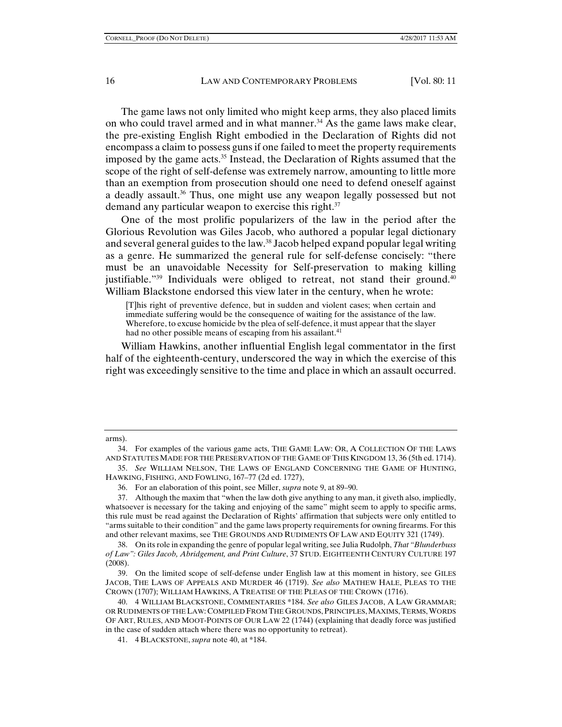The game laws not only limited who might keep arms, they also placed limits on who could travel armed and in what manner.[34] As the game laws make clear, the pre-existing English Right embodied in the Declaration of Rights did not encompass a claim to possess guns if one failed to meet the property requirements imposed by the game acts.[35] Instead, the Declaration of Rights assumed that the scope of the right of self-defense was extremely narrow, amounting to little more than an exemption from prosecution should one need to defend oneself against a deadly assault.[36] Thus, one might use any weapon legally possessed but not demand any particular weapon to exercise this right.[37]

One of the most prolific popularizers of the law in the period after the Glorious Revolution was Giles Jacob, who authored a popular legal dictionary and several general guides to the law.[38] Jacob helped expand popular legal writing as a genre. He summarized the general rule for self-defense concisely: "there must be an unavoidable Necessity for Self-preservation to making killing justifiable."[39] Individuals were obliged to retreat, not stand their ground.[40] William Blackstone endorsed this view later in the century, when he wrote:

> [T]his right of preventive defence, but in sudden and violent cases; when certain and immediate suffering would be the consequence of waiting for the assistance of the law. Wherefore, to excuse homicide by the plea of self-defence, it must appear that the slayer had no other possible means of escaping from his assailant.[41]

William Hawkins, another influential English legal commentator in the first half of the eighteenth-century, underscored the way in which the exercise of this right was exceedingly sensitive to the time and place in which an assault occurred.

---

arms).

34. For examples of the various game acts, THE GAME LAW: OR, A COLLECTION OF THE LAWS AND STATUTES MADE FOR THE PRESERVATION OF THE GAME OF THIS KINGDOM 13, 36 (5th ed. 1714).

35. *See* WILLIAM NELSON, THE LAWS OF ENGLAND CONCERNING THE GAME OF HUNTING, HAWKING, FISHING, AND FOWLING, 167–77 (2d ed. 1727),

36. For an elaboration of this point, see Miller, *supra* note 9, at 89–90.

37. Although the maxim that "when the law doth give anything to any man, it giveth also, impliedly, whatsoever is necessary for the taking and enjoying of the same" might seem to apply to specific arms, this rule must be read against the Declaration of Rights' affirmation that subjects were only entitled to "arms suitable to their condition" and the game laws property requirements for owning firearms. For this and other relevant maxims, see THE GROUNDS AND RUDIMENTS OF LAW AND EQUITY 321 (1749).

38. On its role in expanding the genre of popular legal writing, see Julia Rudolph, *That "Blunderbuss of Law": Giles Jacob, Abridgement, and Print Culture*, 37 STUD. EIGHTEENTH CENTURY CULTURE 197 (2008).

39. On the limited scope of self-defense under English law at this moment in history, see GILES JACOB, THE LAWS OF APPEALS AND MURDER 46 (1719). *See also* MATHEW HALE, PLEAS TO THE CROWN (1707); WILLIAM HAWKINS, A TREATISE OF THE PLEAS OF THE CROWN (1716).

40. 4 WILLIAM BLACKSTONE, COMMENTARIES \*184. *See also* GILES JACOB, A LAW GRAMMAR; OR RUDIMENTS OF THE LAW: COMPILED FROM THE GROUNDS, PRINCIPLES, MAXIMS, TERMS, WORDS OF ART, RULES, AND MOOT-POINTS OF OUR LAW 22 (1744) (explaining that deadly force was justified in the case of sudden attach where there was no opportunity to retreat).

41. 4 BLACKSTONE, *supra* note 40, at \*184.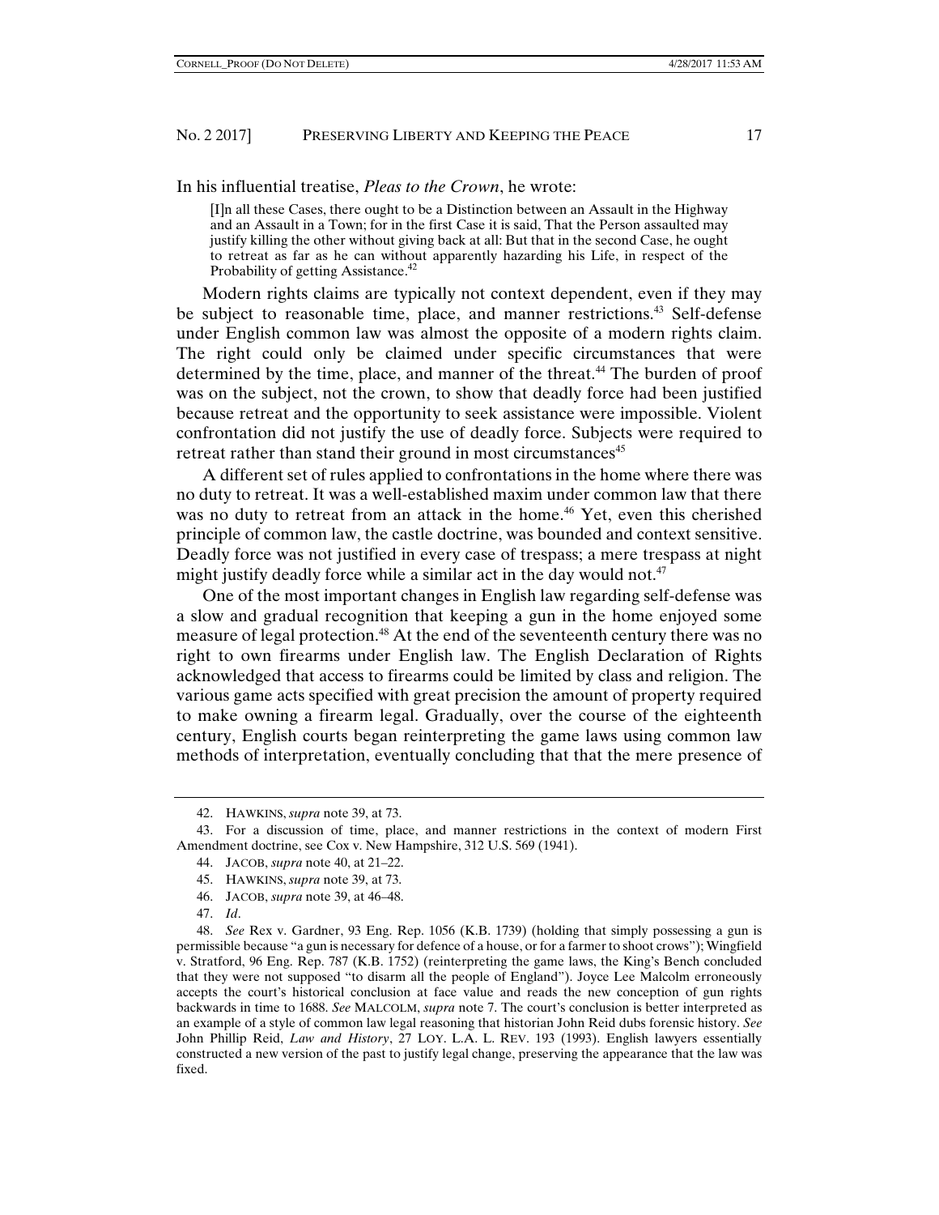In his influential treatise, *Pleas to the Crown*, he wrote:

> [I]n all these Cases, there ought to be a Distinction between an Assault in the Highway and an Assault in a Town; for in the first Case it is said, That the Person assaulted may justify killing the other without giving back at all: But that in the second Case, he ought to retreat as far as he can without apparently hazarding his Life, in respect of the Probability of getting Assistance.[42]

Modern rights claims are typically not context dependent, even if they may be subject to reasonable time, place, and manner restrictions.[43] Self-defense under English common law was almost the opposite of a modern rights claim. The right could only be claimed under specific circumstances that were determined by the time, place, and manner of the threat.[44] The burden of proof was on the subject, not the crown, to show that deadly force had been justified because retreat and the opportunity to seek assistance were impossible. Violent confrontation did not justify the use of deadly force. Subjects were required to retreat rather than stand their ground in most circumstances[45]

A different set of rules applied to confrontations in the home where there was no duty to retreat. It was a well-established maxim under common law that there was no duty to retreat from an attack in the home.[46] Yet, even this cherished principle of common law, the castle doctrine, was bounded and context sensitive. Deadly force was not justified in every case of trespass; a mere trespass at night might justify deadly force while a similar act in the day would not.[47]

One of the most important changes in English law regarding self-defense was a slow and gradual recognition that keeping a gun in the home enjoyed some measure of legal protection.[48] At the end of the seventeenth century there was no right to own firearms under English law. The English Declaration of Rights acknowledged that access to firearms could be limited by class and religion. The various game acts specified with great precision the amount of property required to make owning a firearm legal. Gradually, over the course of the eighteenth century, English courts began reinterpreting the game laws using common law methods of interpretation, eventually concluding that that the mere presence of

---

42. HAWKINS, *supra* note 39, at 73.

43. For a discussion of time, place, and manner restrictions in the context of modern First Amendment doctrine, see Cox v. New Hampshire, 312 U.S. 569 (1941).

44. JACOB, *supra* note 40, at 21–22.

45. HAWKINS, *supra* note 39, at 73.

46. JACOB, *supra* note 39, at 46–48.

47. *Id*.

48. *See* Rex v. Gardner, 93 Eng. Rep. 1056 (K.B. 1739) (holding that simply possessing a gun is permissible because "a gun is necessary for defence of a house, or for a farmer to shoot crows"); Wingfield v. Stratford, 96 Eng. Rep. 787 (K.B. 1752) (reinterpreting the game laws, the King's Bench concluded that they were not supposed "to disarm all the people of England"). Joyce Lee Malcolm erroneously accepts the court's historical conclusion at face value and reads the new conception of gun rights backwards in time to 1688. *See* MALCOLM, *supra* note 7. The court's conclusion is better interpreted as an example of a style of common law legal reasoning that historian John Reid dubs forensic history. *See* John Phillip Reid, *Law and History*, 27 LOY. L.A. L. REV. 193 (1993). English lawyers essentially constructed a new version of the past to justify legal change, preserving the appearance that the law was fixed.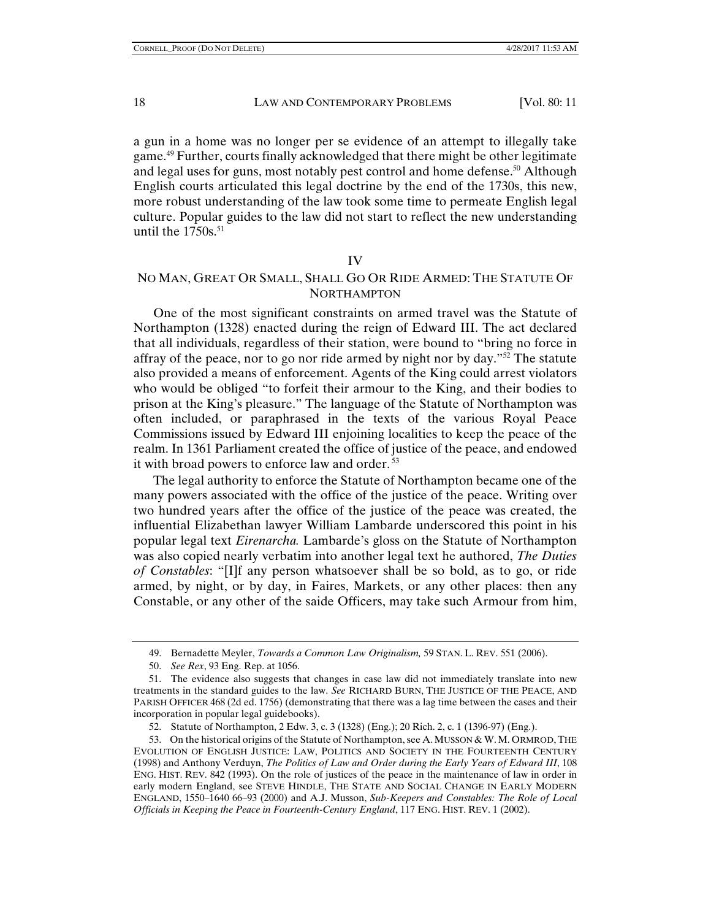a gun in a home was no longer per se evidence of an attempt to illegally take game.[49] Further, courts finally acknowledged that there might be other legitimate and legal uses for guns, most notably pest control and home defense.[50] Although English courts articulated this legal doctrine by the end of the 1730s, this new, more robust understanding of the law took some time to permeate English legal culture. Popular guides to the law did not start to reflect the new understanding until the 1750s.[51]

## IV

## NO MAN, GREAT OR SMALL, SHALL GO OR RIDE ARMED: THE STATUTE OF NORTHAMPTON

One of the most significant constraints on armed travel was the Statute of Northampton (1328) enacted during the reign of Edward III. The act declared that all individuals, regardless of their station, were bound to "bring no force in affray of the peace, nor to go nor ride armed by night nor by day."[52] The statute also provided a means of enforcement. Agents of the King could arrest violators who would be obliged "to forfeit their armour to the King, and their bodies to prison at the King's pleasure." The language of the Statute of Northampton was often included, or paraphrased in the texts of the various Royal Peace Commissions issued by Edward III enjoining localities to keep the peace of the realm. In 1361 Parliament created the office of justice of the peace, and endowed it with broad powers to enforce law and order.[53]

The legal authority to enforce the Statute of Northampton became one of the many powers associated with the office of the justice of the peace. Writing over two hundred years after the office of the justice of the peace was created, the influential Elizabethan lawyer William Lambarde underscored this point in his popular legal text *Eirenarcha.* Lambarde's gloss on the Statute of Northampton was also copied nearly verbatim into another legal text he authored, *The Duties of Constables*: "[I]f any person whatsoever shall be so bold, as to go, or ride armed, by night, or by day, in Faires, Markets, or any other places: then any Constable, or any other of the saide Officers, may take such Armour from him,

---

49. Bernadette Meyler, *Towards a Common Law Originalism,* 59 STAN. L. REV. 551 (2006).

50. *See Rex*, 93 Eng. Rep. at 1056.

51. The evidence also suggests that changes in case law did not immediately translate into new treatments in the standard guides to the law. *See* RICHARD BURN, THE JUSTICE OF THE PEACE, AND PARISH OFFICER 468 (2d ed. 1756) (demonstrating that there was a lag time between the cases and their incorporation in popular legal guidebooks).

52. Statute of Northampton, 2 Edw. 3, c. 3 (1328) (Eng.); 20 Rich. 2, c. 1 (1396-97) (Eng.).

53. On the historical origins of the Statute of Northampton, see A. MUSSON & W. M. ORMROD, THE EVOLUTION OF ENGLISH JUSTICE: LAW, POLITICS AND SOCIETY IN THE FOURTEENTH CENTURY (1998) and Anthony Verduyn, *The Politics of Law and Order during the Early Years of Edward III*, 108 ENG. HIST. REV. 842 (1993). On the role of justices of the peace in the maintenance of law in order in early modern England, see STEVE HINDLE, THE STATE AND SOCIAL CHANGE IN EARLY MODERN ENGLAND, 1550–1640 66–93 (2000) and A.J. Musson, *Sub-Keepers and Constables: The Role of Local Officials in Keeping the Peace in Fourteenth-Century England*, 117 ENG. HIST. REV. 1 (2002).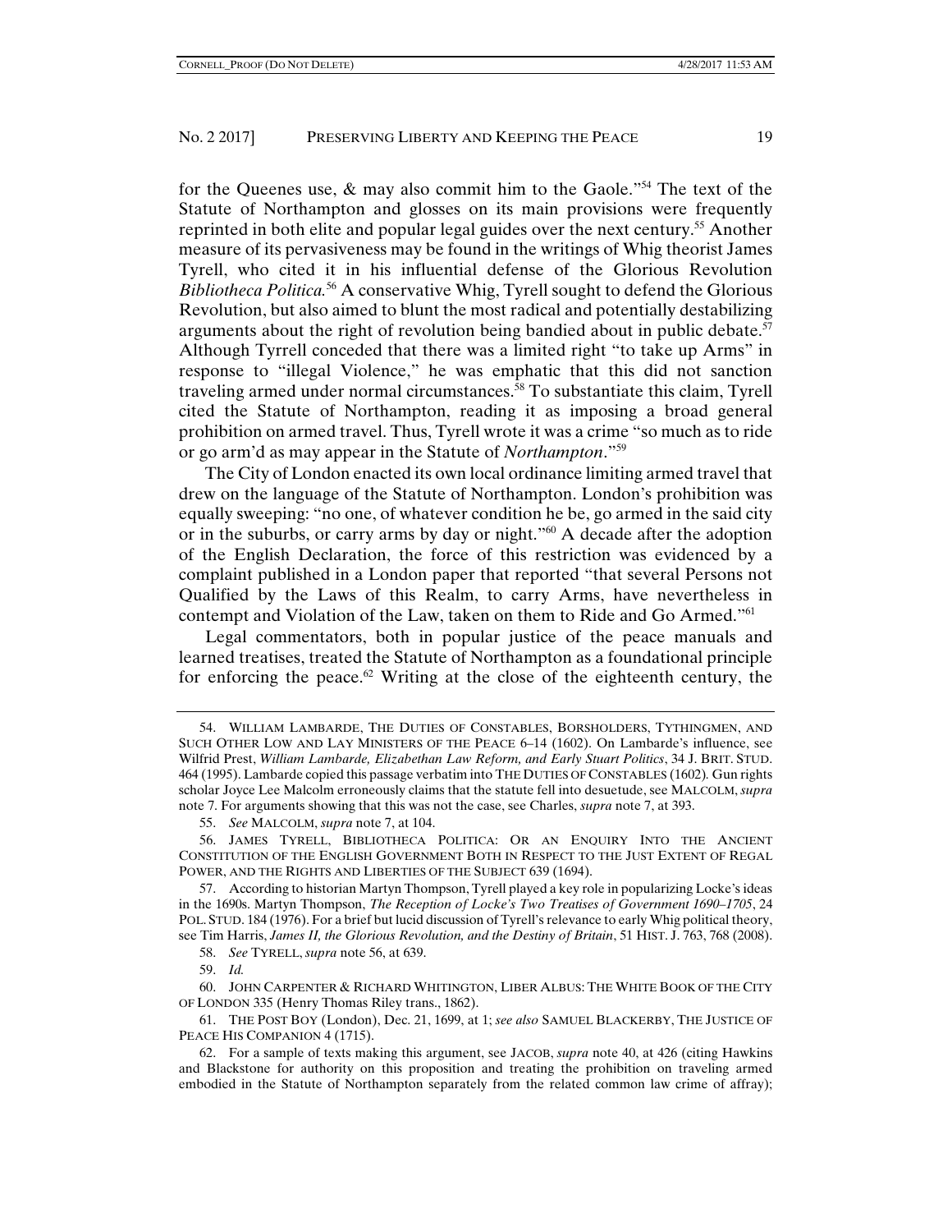for the Queenes use, & may also commit him to the Gaole."[54] The text of the Statute of Northampton and glosses on its main provisions were frequently reprinted in both elite and popular legal guides over the next century.[55] Another measure of its pervasiveness may be found in the writings of Whig theorist James Tyrell, who cited it in his influential defense of the Glorious Revolution *Bibliotheca Politica.*[56] A conservative Whig, Tyrell sought to defend the Glorious Revolution, but also aimed to blunt the most radical and potentially destabilizing arguments about the right of revolution being bandied about in public debate.[57] Although Tyrrell conceded that there was a limited right "to take up Arms" in response to "illegal Violence," he was emphatic that this did not sanction traveling armed under normal circumstances.[58] To substantiate this claim, Tyrell cited the Statute of Northampton, reading it as imposing a broad general prohibition on armed travel. Thus, Tyrell wrote it was a crime "so much as to ride or go arm'd as may appear in the Statute of *Northampton*."[59]

The City of London enacted its own local ordinance limiting armed travel that drew on the language of the Statute of Northampton. London's prohibition was equally sweeping: "no one, of whatever condition he be, go armed in the said city or in the suburbs, or carry arms by day or night."[60] A decade after the adoption of the English Declaration, the force of this restriction was evidenced by a complaint published in a London paper that reported "that several Persons not Qualified by the Laws of this Realm, to carry Arms, have nevertheless in contempt and Violation of the Law, taken on them to Ride and Go Armed."[61]

Legal commentators, both in popular justice of the peace manuals and learned treatises, treated the Statute of Northampton as a foundational principle for enforcing the peace.[62] Writing at the close of the eighteenth century, the

---

54. WILLIAM LAMBARDE, THE DUTIES OF CONSTABLES, BORSHOLDERS, TYTHINGMEN, AND SUCH OTHER LOW AND LAY MINISTERS OF THE PEACE 6–14 (1602). On Lambarde's influence, see Wilfrid Prest, *William Lambarde, Elizabethan Law Reform, and Early Stuart Politics*, 34 J. BRIT. STUD. 464 (1995). Lambarde copied this passage verbatim into THE DUTIES OF CONSTABLES (1602). Gun rights scholar Joyce Lee Malcolm erroneously claims that the statute fell into desuetude, see MALCOLM, *supra* note 7. For arguments showing that this was not the case, see Charles, *supra* note 7, at 393.

55. *See* MALCOLM, *supra* note 7, at 104.

56. JAMES TYRELL, BIBLIOTHECA POLITICA: OR AN ENQUIRY INTO THE ANCIENT CONSTITUTION OF THE ENGLISH GOVERNMENT BOTH IN RESPECT TO THE JUST EXTENT OF REGAL POWER, AND THE RIGHTS AND LIBERTIES OF THE SUBJECT 639 (1694).

57. According to historian Martyn Thompson, Tyrell played a key role in popularizing Locke's ideas in the 1690s. Martyn Thompson, *The Reception of Locke's Two Treatises of Government 1690–1705*, 24 POL. STUD. 184 (1976). For a brief but lucid discussion of Tyrell's relevance to early Whig political theory, see Tim Harris, *James II, the Glorious Revolution, and the Destiny of Britain*, 51 HIST. J. 763, 768 (2008).

58. *See* TYRELL, *supra* note 56, at 639.

59. *Id.*

60. JOHN CARPENTER & RICHARD WHITINGTON, LIBER ALBUS: THE WHITE BOOK OF THE CITY OF LONDON 335 (Henry Thomas Riley trans., 1862).

61. THE POST BOY (London), Dec. 21, 1699, at 1; *see also* SAMUEL BLACKERBY, THE JUSTICE OF PEACE HIS COMPANION 4 (1715).

62. For a sample of texts making this argument, see JACOB, *supra* note 40, at 426 (citing Hawkins and Blackstone for authority on this proposition and treating the prohibition on traveling armed embodied in the Statute of Northampton separately from the related common law crime of affray);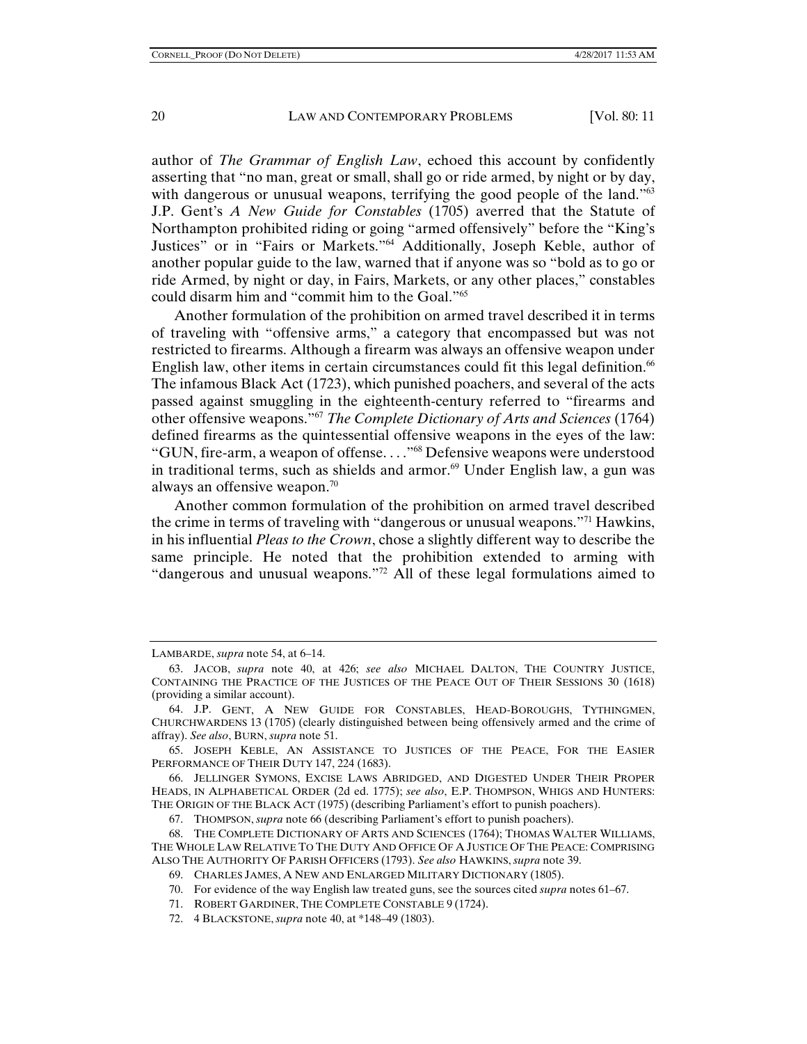author of *The Grammar of English Law*, echoed this account by confidently asserting that "no man, great or small, shall go or ride armed, by night or by day, with dangerous or unusual weapons, terrifying the good people of the land."[63] J.P. Gent's *A New Guide for Constables* (1705) averred that the Statute of Northampton prohibited riding or going "armed offensively" before the "King's Justices" or in "Fairs or Markets."[64] Additionally, Joseph Keble, author of another popular guide to the law, warned that if anyone was so "bold as to go or ride Armed, by night or day, in Fairs, Markets, or any other places," constables could disarm him and "commit him to the Goal."[65]

Another formulation of the prohibition on armed travel described it in terms of traveling with "offensive arms," a category that encompassed but was not restricted to firearms. Although a firearm was always an offensive weapon under English law, other items in certain circumstances could fit this legal definition.[66] The infamous Black Act (1723), which punished poachers, and several of the acts passed against smuggling in the eighteenth-century referred to "firearms and other offensive weapons."[67] *The Complete Dictionary of Arts and Sciences* (1764) defined firearms as the quintessential offensive weapons in the eyes of the law: "GUN, fire-arm, a weapon of offense. . . ."[68] Defensive weapons were understood in traditional terms, such as shields and armor.[69] Under English law, a gun was always an offensive weapon.[70]

Another common formulation of the prohibition on armed travel described the crime in terms of traveling with "dangerous or unusual weapons."[71] Hawkins, in his influential *Pleas to the Crown*, chose a slightly different way to describe the same principle. He noted that the prohibition extended to arming with "dangerous and unusual weapons."[72] All of these legal formulations aimed to

---

LAMBARDE, *supra* note 54, at 6–14.

63. JACOB, *supra* note 40, at 426; *see also* MICHAEL DALTON, THE COUNTRY JUSTICE, CONTAINING THE PRACTICE OF THE JUSTICES OF THE PEACE OUT OF THEIR SESSIONS 30 (1618) (providing a similar account).

64. J.P. GENT, A NEW GUIDE FOR CONSTABLES, HEAD-BOROUGHS, TYTHINGMEN, CHURCHWARDENS 13 (1705) (clearly distinguished between being offensively armed and the crime of affray). *See also*, BURN, *supra* note 51.

65. JOSEPH KEBLE, AN ASSISTANCE TO JUSTICES OF THE PEACE, FOR THE EASIER PERFORMANCE OF THEIR DUTY 147, 224 (1683).

66. JELLINGER SYMONS, EXCISE LAWS ABRIDGED, AND DIGESTED UNDER THEIR PROPER HEADS, IN ALPHABETICAL ORDER (2d ed. 1775); *see also*, E.P. THOMPSON, WHIGS AND HUNTERS: THE ORIGIN OF THE BLACK ACT (1975) (describing Parliament's effort to punish poachers).

67. THOMPSON, *supra* note 66 (describing Parliament's effort to punish poachers).

68. THE COMPLETE DICTIONARY OF ARTS AND SCIENCES (1764); THOMAS WALTER WILLIAMS, THE WHOLE LAW RELATIVE TO THE DUTY AND OFFICE OF A JUSTICE OF THE PEACE: COMPRISING ALSO THE AUTHORITY OF PARISH OFFICERS (1793). *See also* HAWKINS, *supra* note 39.

69. CHARLES JAMES, A NEW AND ENLARGED MILITARY DICTIONARY (1805).

70. For evidence of the way English law treated guns, see the sources cited *supra* notes 61–67.

71. ROBERT GARDINER, THE COMPLETE CONSTABLE 9 (1724).

72. 4 BLACKSTONE, *supra* note 40, at *148–49 (1803).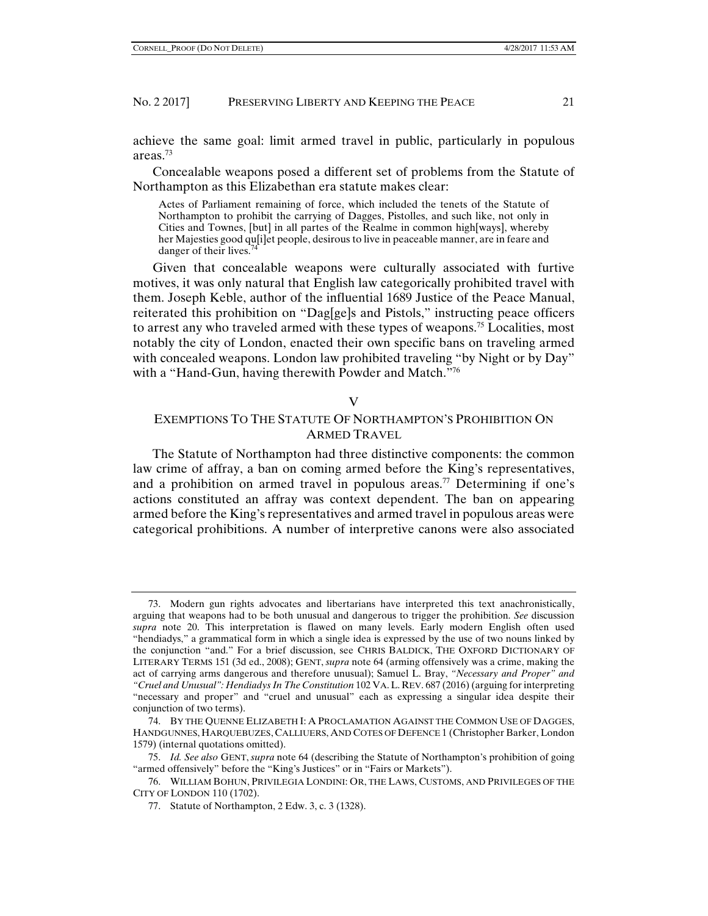achieve the same goal: limit armed travel in public, particularly in populous areas.[73]

Concealable weapons posed a different set of problems from the Statute of Northampton as this Elizabethan era statute makes clear:

> Actes of Parliament remaining of force, which included the tenets of the Statute of Northampton to prohibit the carrying of Dagges, Pistolles, and such like, not only in Cities and Townes, [but] in all partes of the Realme in common high[ways], whereby her Majesties good qu[i]et people, desirous to live in peaceable manner, are in feare and danger of their lives.[74]

Given that concealable weapons were culturally associated with furtive motives, it was only natural that English law categorically prohibited travel with them. Joseph Keble, author of the influential 1689 Justice of the Peace Manual, reiterated this prohibition on "Dag[ge]s and Pistols," instructing peace officers to arrest any who traveled armed with these types of weapons.[75] Localities, most notably the city of London, enacted their own specific bans on traveling armed with concealed weapons. London law prohibited traveling "by Night or by Day" with a "Hand-Gun, having therewith Powder and Match."[76]

## V
## EXEMPTIONS TO THE STATUTE OF NORTHAMPTON'S PROHIBITION ON ARMED TRAVEL

The Statute of Northampton had three distinctive components: the common law crime of affray, a ban on coming armed before the King's representatives, and a prohibition on armed travel in populous areas.[77] Determining if one's actions constituted an affray was context dependent. The ban on appearing armed before the King's representatives and armed travel in populous areas were categorical prohibitions. A number of interpretive canons were also associated

---

73. Modern gun rights advocates and libertarians have interpreted this text anachronistically, arguing that weapons had to be both unusual and dangerous to trigger the prohibition. *See* discussion *supra* note 20. This interpretation is flawed on many levels. Early modern English often used "hendiadys," a grammatical form in which a single idea is expressed by the use of two nouns linked by the conjunction "and." For a brief discussion, see CHRIS BALDICK, THE OXFORD DICTIONARY OF LITERARY TERMS 151 (3d ed., 2008); GENT, *supra* note 64 (arming offensively was a crime, making the act of carrying arms dangerous and therefore unusual); Samuel L. Bray, *"Necessary and Proper" and "Cruel and Unusual": Hendiadys In The Constitution* 102 VA. L. REV. 687 (2016) (arguing for interpreting "necessary and proper" and "cruel and unusual" each as expressing a singular idea despite their conjunction of two terms).

74. BY THE QUENNE ELIZABETH I: A PROCLAMATION AGAINST THE COMMON USE OF DAGGES, HANDGUNNES, HARQUEBUZES, CALLIUERS, AND COTES OF DEFENCE 1 (Christopher Barker, London 1579) (internal quotations omitted).

75. *Id. See also* GENT, *supra* note 64 (describing the Statute of Northampton's prohibition of going "armed offensively" before the "King's Justices" or in "Fairs or Markets").

76. WILLIAM BOHUN, PRIVILEGIA LONDINI: OR, THE LAWS, CUSTOMS, AND PRIVILEGES OF THE CITY OF LONDON 110 (1702).

77. Statute of Northampton, 2 Edw. 3, c. 3 (1328).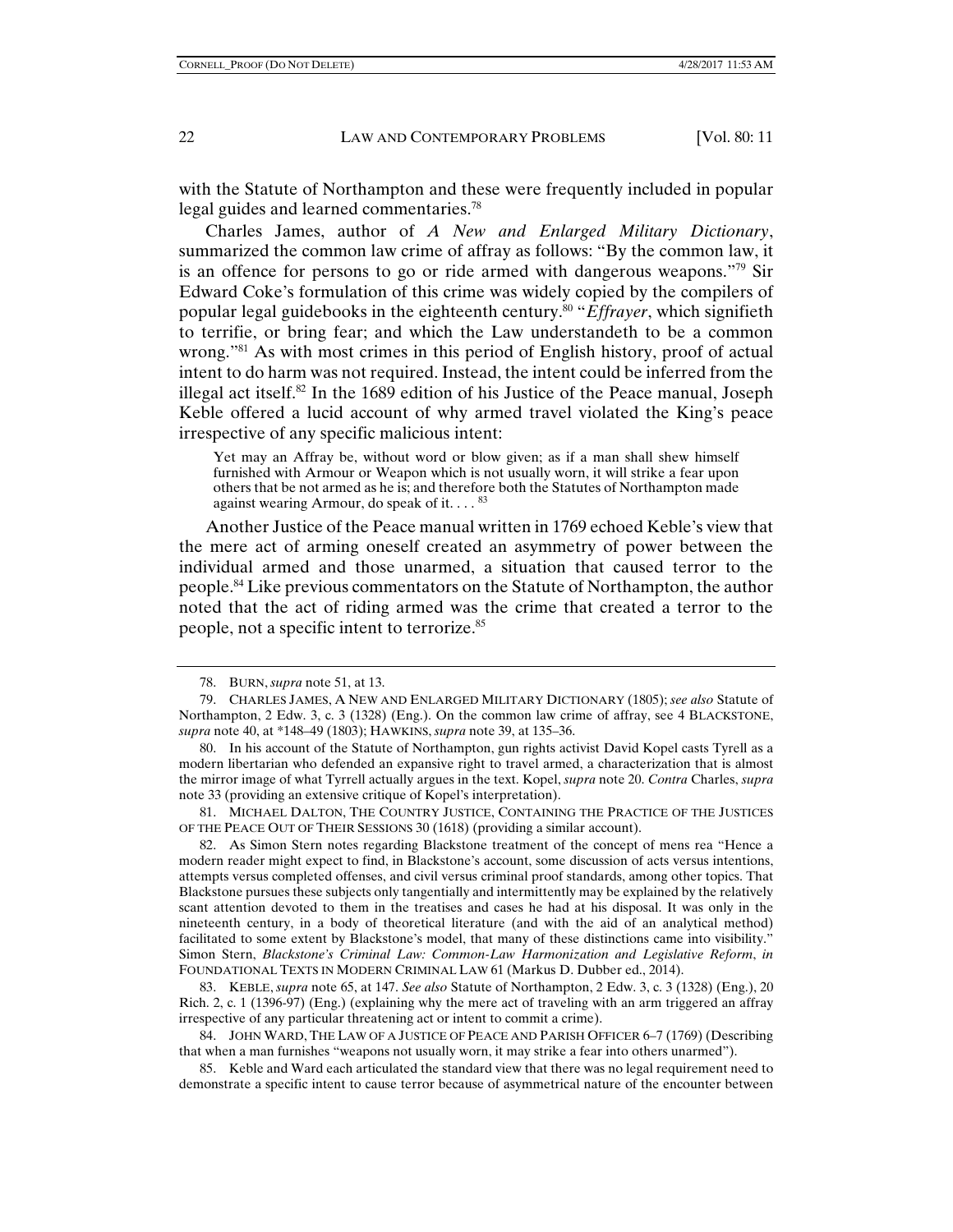with the Statute of Northampton and these were frequently included in popular legal guides and learned commentaries.[78]

Charles James, author of *A New and Enlarged Military Dictionary*, summarized the common law crime of affray as follows: "By the common law, it is an offence for persons to go or ride armed with dangerous weapons."[79] Sir Edward Coke's formulation of this crime was widely copied by the compilers of popular legal guidebooks in the eighteenth century.[80] "*Effrayer*, which signifieth to terrifie, or bring fear; and which the Law understandeth to be a common wrong."[81] As with most crimes in this period of English history, proof of actual intent to do harm was not required. Instead, the intent could be inferred from the illegal act itself.[82] In the 1689 edition of his Justice of the Peace manual, Joseph Keble offered a lucid account of why armed travel violated the King's peace irrespective of any specific malicious intent:

> Yet may an Affray be, without word or blow given; as if a man shall shew himself furnished with Armour or Weapon which is not usually worn, it will strike a fear upon others that be not armed as he is; and therefore both the Statutes of Northampton made against wearing Armour, do speak of it. . . . [83]

Another Justice of the Peace manual written in 1769 echoed Keble's view that the mere act of arming oneself created an asymmetry of power between the individual armed and those unarmed, a situation that caused terror to the people.[84] Like previous commentators on the Statute of Northampton, the author noted that the act of riding armed was the crime that created a terror to the people, not a specific intent to terrorize.[85]

---

78. BURN, *supra* note 51, at 13.

79. CHARLES JAMES, A NEW AND ENLARGED MILITARY DICTIONARY (1805); *see also* Statute of Northampton, 2 Edw. 3, c. 3 (1328) (Eng.). On the common law crime of affray, see 4 BLACKSTONE, *supra* note 40, at *148–49 (1803); HAWKINS, *supra* note 39, at 135–36.

80. In his account of the Statute of Northampton, gun rights activist David Kopel casts Tyrell as a modern libertarian who defended an expansive right to travel armed, a characterization that is almost the mirror image of what Tyrrell actually argues in the text. Kopel, *supra* note 20. *Contra* Charles, *supra* note 33 (providing an extensive critique of Kopel's interpretation).

81. MICHAEL DALTON, THE COUNTRY JUSTICE, CONTAINING THE PRACTICE OF THE JUSTICES OF THE PEACE OUT OF THEIR SESSIONS 30 (1618) (providing a similar account).

82. As Simon Stern notes regarding Blackstone treatment of the concept of mens rea "Hence a modern reader might expect to find, in Blackstone's account, some discussion of acts versus intentions, attempts versus completed offenses, and civil versus criminal proof standards, among other topics. That Blackstone pursues these subjects only tangentially and intermittently may be explained by the relatively scant attention devoted to them in the treatises and cases he had at his disposal. It was only in the nineteenth century, in a body of theoretical literature (and with the aid of an analytical method) facilitated to some extent by Blackstone's model, that many of these distinctions came into visibility." Simon Stern, *Blackstone's Criminal Law: Common-Law Harmonization and Legislative Reform*, *in* FOUNDATIONAL TEXTS IN MODERN CRIMINAL LAW 61 (Markus D. Dubber ed., 2014).

83. KEBLE, *supra* note 65, at 147. *See also* Statute of Northampton, 2 Edw. 3, c. 3 (1328) (Eng.), 20 Rich. 2, c. 1 (1396-97) (Eng.) (explaining why the mere act of traveling with an arm triggered an affray irrespective of any particular threatening act or intent to commit a crime).

84. JOHN WARD, THE LAW OF A JUSTICE OF PEACE AND PARISH OFFICER 6–7 (1769) (Describing that when a man furnishes "weapons not usually worn, it may strike a fear into others unarmed").

85. Keble and Ward each articulated the standard view that there was no legal requirement need to demonstrate a specific intent to cause terror because of asymmetrical nature of the encounter between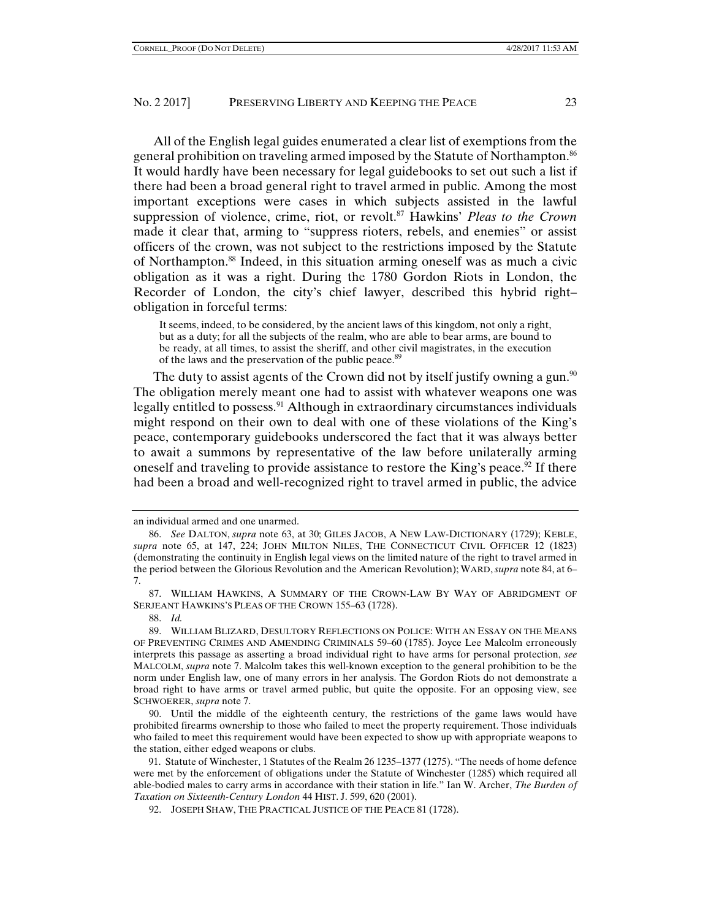All of the English legal guides enumerated a clear list of exemptions from the general prohibition on traveling armed imposed by the Statute of Northampton.[86] It would hardly have been necessary for legal guidebooks to set out such a list if there had been a broad general right to travel armed in public. Among the most important exceptions were cases in which subjects assisted in the lawful suppression of violence, crime, riot, or revolt.[87] Hawkins' *Pleas to the Crown* made it clear that, arming to "suppress rioters, rebels, and enemies" or assist officers of the crown, was not subject to the restrictions imposed by the Statute of Northampton.[88] Indeed, in this situation arming oneself was as much a civic obligation as it was a right. During the 1780 Gordon Riots in London, the Recorder of London, the city's chief lawyer, described this hybrid right–obligation in forceful terms:

> It seems, indeed, to be considered, by the ancient laws of this kingdom, not only a right, but as a duty; for all the subjects of the realm, who are able to bear arms, are bound to be ready, at all times, to assist the sheriff, and other civil magistrates, in the execution of the laws and the preservation of the public peace.[89]

The duty to assist agents of the Crown did not by itself justify owning a gun.[90] The obligation merely meant one had to assist with whatever weapons one was legally entitled to possess.[91] Although in extraordinary circumstances individuals might respond on their own to deal with one of these violations of the King's peace, contemporary guidebooks underscored the fact that it was always better to await a summons by representative of the law before unilaterally arming oneself and traveling to provide assistance to restore the King's peace.[92] If there had been a broad and well-recognized right to travel armed in public, the advice

---

an individual armed and one unarmed.

86. *See* DALTON, *supra* note 63, at 30; GILES JACOB, A NEW LAW-DICTIONARY (1729); KEBLE, *supra* note 65, at 147, 224; JOHN MILTON NILES, THE CONNECTICUT CIVIL OFFICER 12 (1823) (demonstrating the continuity in English legal views on the limited nature of the right to travel armed in the period between the Glorious Revolution and the American Revolution); WARD, *supra* note 84, at 6–7.

87. WILLIAM HAWKINS, A SUMMARY OF THE CROWN-LAW BY WAY OF ABRIDGMENT OF SERJEANT HAWKINS'S PLEAS OF THE CROWN 155–63 (1728).

88. *Id.*

89. WILLIAM BLIZARD, DESULTORY REFLECTIONS ON POLICE: WITH AN ESSAY ON THE MEANS OF PREVENTING CRIMES AND AMENDING CRIMINALS 59–60 (1785). Joyce Lee Malcolm erroneously interprets this passage as asserting a broad individual right to have arms for personal protection, *see* MALCOLM, *supra* note 7. Malcolm takes this well-known exception to the general prohibition to be the norm under English law, one of many errors in her analysis. The Gordon Riots do not demonstrate a broad right to have arms or travel armed public, but quite the opposite. For an opposing view, see SCHWOERER, *supra* note 7.

90. Until the middle of the eighteenth century, the restrictions of the game laws would have prohibited firearms ownership to those who failed to meet the property requirement. Those individuals who failed to meet this requirement would have been expected to show up with appropriate weapons to the station, either edged weapons or clubs.

91. Statute of Winchester, 1 Statutes of the Realm 26 1235–1377 (1275). "The needs of home defence were met by the enforcement of obligations under the Statute of Winchester (1285) which required all able-bodied males to carry arms in accordance with their station in life." Ian W. Archer, *The Burden of Taxation on Sixteenth-Century London* 44 HIST. J. 599, 620 (2001).

92. JOSEPH SHAW, THE PRACTICAL JUSTICE OF THE PEACE 81 (1728).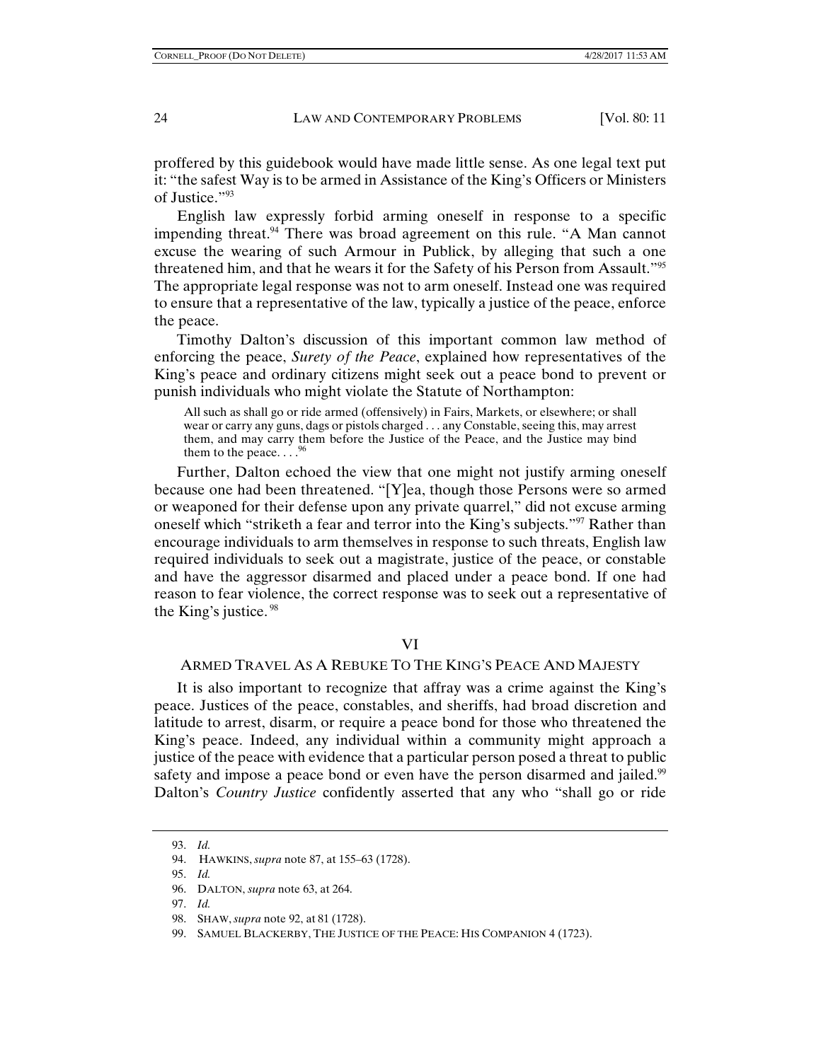proffered by this guidebook would have made little sense. As one legal text put it: "the safest Way is to be armed in Assistance of the King's Officers or Ministers of Justice."[93]

English law expressly forbid arming oneself in response to a specific impending threat.[94] There was broad agreement on this rule. "A Man cannot excuse the wearing of such Armour in Publick, by alleging that such a one threatened him, and that he wears it for the Safety of his Person from Assault."[95] The appropriate legal response was not to arm oneself. Instead one was required to ensure that a representative of the law, typically a justice of the peace, enforce the peace.

Timothy Dalton's discussion of this important common law method of enforcing the peace, *Surety of the Peace*, explained how representatives of the King's peace and ordinary citizens might seek out a peace bond to prevent or punish individuals who might violate the Statute of Northampton:

> All such as shall go or ride armed (offensively) in Fairs, Markets, or elsewhere; or shall wear or carry any guns, dags or pistols charged . . . any Constable, seeing this, may arrest them, and may carry them before the Justice of the Peace, and the Justice may bind them to the peace. . . .[96]

Further, Dalton echoed the view that one might not justify arming oneself because one had been threatened. "[Y]ea, though those Persons were so armed or weaponed for their defense upon any private quarrel," did not excuse arming oneself which "striketh a fear and terror into the King's subjects."[97] Rather than encourage individuals to arm themselves in response to such threats, English law required individuals to seek out a magistrate, justice of the peace, or constable and have the aggressor disarmed and placed under a peace bond. If one had reason to fear violence, the correct response was to seek out a representative of the King's justice.[98]

## VI

## ARMED TRAVEL AS A REBUKE TO THE KING'S PEACE AND MAJESTY

It is also important to recognize that affray was a crime against the King's peace. Justices of the peace, constables, and sheriffs, had broad discretion and latitude to arrest, disarm, or require a peace bond for those who threatened the King's peace. Indeed, any individual within a community might approach a justice of the peace with evidence that a particular person posed a threat to public safety and impose a peace bond or even have the person disarmed and jailed.[99] Dalton's *Country Justice* confidently asserted that any who "shall go or ride

---

93. *Id.*

94. HAWKINS, *supra* note 87, at 155–63 (1728).

95. *Id.*

96. DALTON, *supra* note 63, at 264.

97. *Id.*

98. SHAW, *supra* note 92, at 81 (1728).

99. SAMUEL BLACKERBY, THE JUSTICE OF THE PEACE: HIS COMPANION 4 (1723).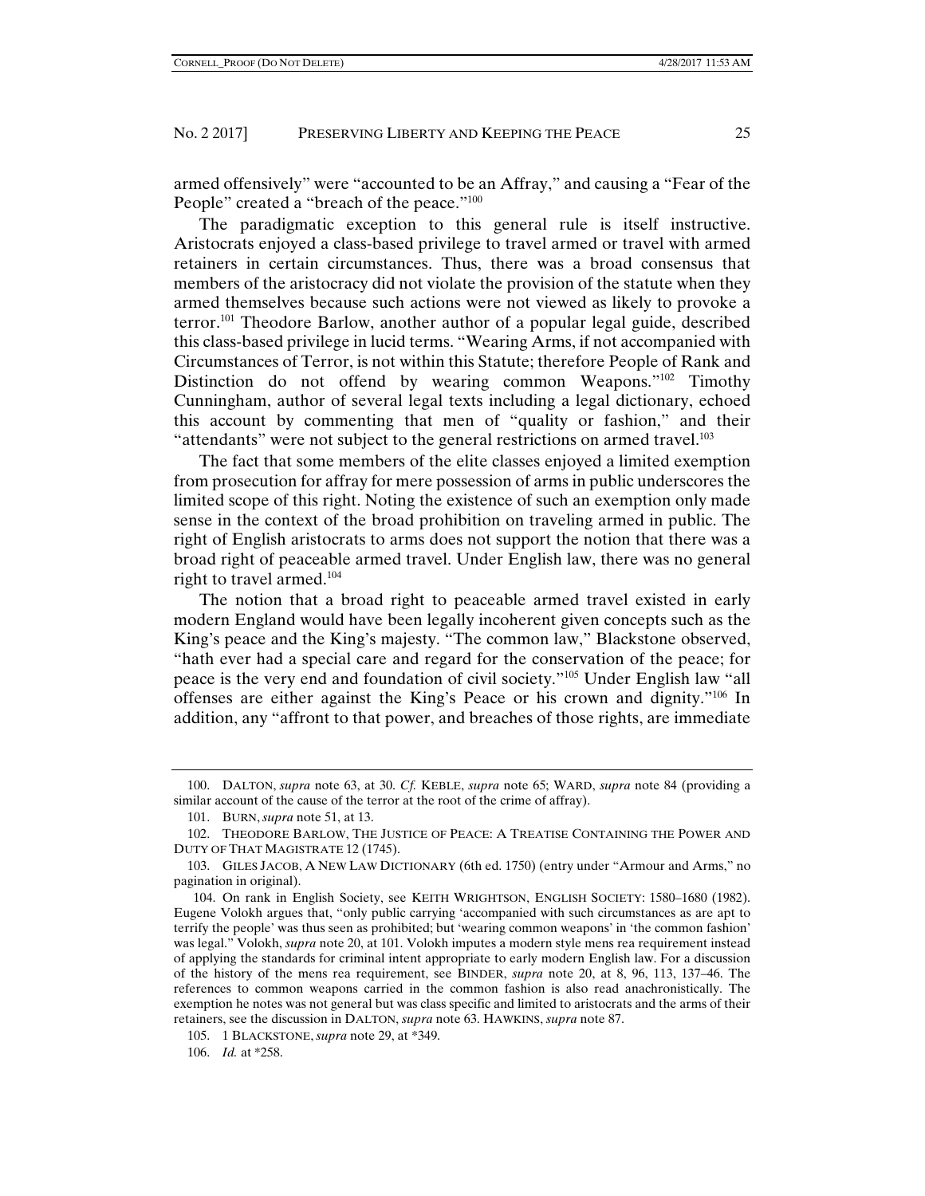armed offensively" were "accounted to be an Affray," and causing a "Fear of the People" created a "breach of the peace."[100]

The paradigmatic exception to this general rule is itself instructive. Aristocrats enjoyed a class-based privilege to travel armed or travel with armed retainers in certain circumstances. Thus, there was a broad consensus that members of the aristocracy did not violate the provision of the statute when they armed themselves because such actions were not viewed as likely to provoke a terror.[101] Theodore Barlow, another author of a popular legal guide, described this class-based privilege in lucid terms. "Wearing Arms, if not accompanied with Circumstances of Terror, is not within this Statute; therefore People of Rank and Distinction do not offend by wearing common Weapons."[102] Timothy Cunningham, author of several legal texts including a legal dictionary, echoed this account by commenting that men of "quality or fashion," and their "attendants" were not subject to the general restrictions on armed travel.[103]

The fact that some members of the elite classes enjoyed a limited exemption from prosecution for affray for mere possession of arms in public underscores the limited scope of this right. Noting the existence of such an exemption only made sense in the context of the broad prohibition on traveling armed in public. The right of English aristocrats to arms does not support the notion that there was a broad right of peaceable armed travel. Under English law, there was no general right to travel armed.[104]

The notion that a broad right to peaceable armed travel existed in early modern England would have been legally incoherent given concepts such as the King's peace and the King's majesty. "The common law," Blackstone observed, "hath ever had a special care and regard for the conservation of the peace; for peace is the very end and foundation of civil society."[105] Under English law "all offenses are either against the King's Peace or his crown and dignity."[106] In addition, any "affront to that power, and breaches of those rights, are immediate

---

100. DALTON, *supra* note 63, at 30. *Cf.* KEBLE, *supra* note 65; WARD, *supra* note 84 (providing a similar account of the cause of the terror at the root of the crime of affray).

101. BURN, *supra* note 51, at 13.

102. THEODORE BARLOW, THE JUSTICE OF PEACE: A TREATISE CONTAINING THE POWER AND DUTY OF THAT MAGISTRATE 12 (1745).

103. GILES JACOB, A NEW LAW DICTIONARY (6th ed. 1750) (entry under "Armour and Arms," no pagination in original).

104. On rank in English Society, see KEITH WRIGHTSON, ENGLISH SOCIETY: 1580–1680 (1982). Eugene Volokh argues that, "only public carrying 'accompanied with such circumstances as are apt to terrify the people' was thus seen as prohibited; but 'wearing common weapons' in 'the common fashion' was legal." Volokh, *supra* note 20, at 101. Volokh imputes a modern style mens rea requirement instead of applying the standards for criminal intent appropriate to early modern English law. For a discussion of the history of the mens rea requirement, see BINDER, *supra* note 20, at 8, 96, 113, 137–46. The references to common weapons carried in the common fashion is also read anachronistically. The exemption he notes was not general but was class specific and limited to aristocrats and the arms of their retainers, see the discussion in DALTON, *supra* note 63. HAWKINS, *supra* note 87.

105. 1 BLACKSTONE, *supra* note 29, at *349.

106. *Id.* at *258.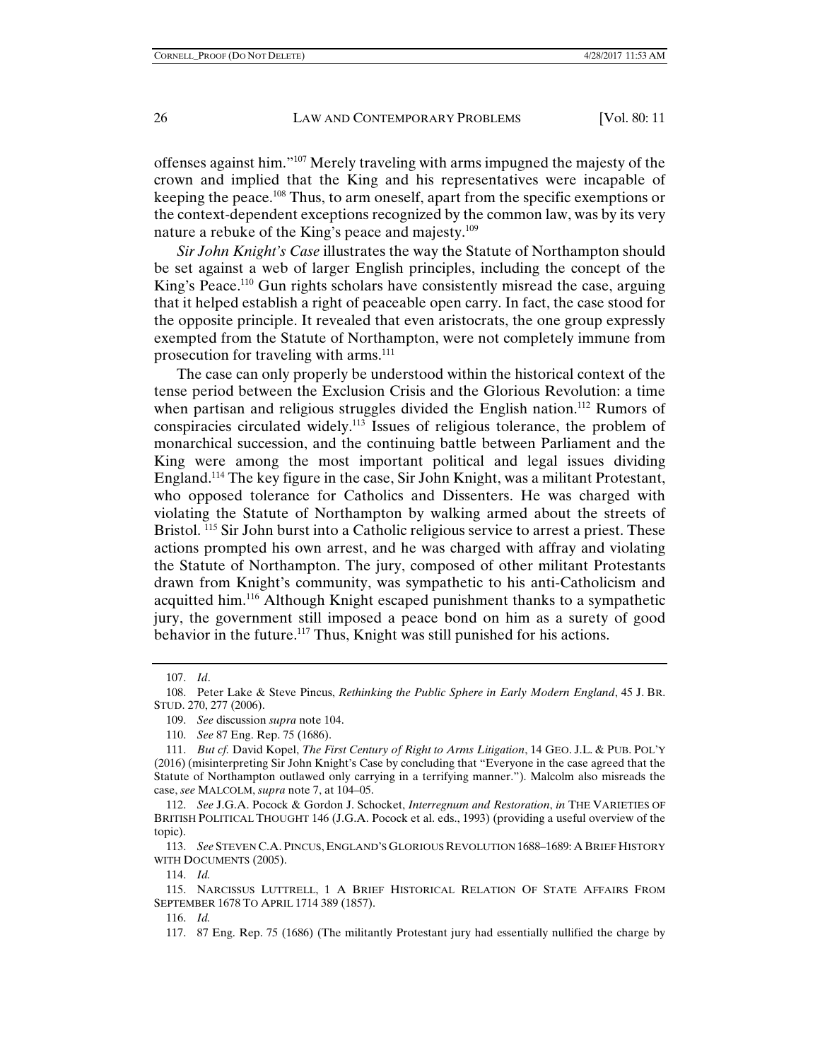offenses against him."[107] Merely traveling with arms impugned the majesty of the crown and implied that the King and his representatives were incapable of keeping the peace.[108] Thus, to arm oneself, apart from the specific exemptions or the context-dependent exceptions recognized by the common law, was by its very nature a rebuke of the King's peace and majesty.[109]

*Sir John Knight's Case* illustrates the way the Statute of Northampton should be set against a web of larger English principles, including the concept of the King's Peace.[110] Gun rights scholars have consistently misread the case, arguing that it helped establish a right of peaceable open carry. In fact, the case stood for the opposite principle. It revealed that even aristocrats, the one group expressly exempted from the Statute of Northampton, were not completely immune from prosecution for traveling with arms.[111]

The case can only properly be understood within the historical context of the tense period between the Exclusion Crisis and the Glorious Revolution: a time when partisan and religious struggles divided the English nation.[112] Rumors of conspiracies circulated widely.[113] Issues of religious tolerance, the problem of monarchical succession, and the continuing battle between Parliament and the King were among the most important political and legal issues dividing England.[114] The key figure in the case, Sir John Knight, was a militant Protestant, who opposed tolerance for Catholics and Dissenters. He was charged with violating the Statute of Northampton by walking armed about the streets of Bristol. [115] Sir John burst into a Catholic religious service to arrest a priest. These actions prompted his own arrest, and he was charged with affray and violating the Statute of Northampton. The jury, composed of other militant Protestants drawn from Knight's community, was sympathetic to his anti-Catholicism and acquitted him.[116] Although Knight escaped punishment thanks to a sympathetic jury, the government still imposed a peace bond on him as a surety of good behavior in the future.[117] Thus, Knight was still punished for his actions.

---

107. *Id*.

108. Peter Lake & Steve Pincus, *Rethinking the Public Sphere in Early Modern England*, 45 J. BR. STUD. 270, 277 (2006).

109. *See* discussion *supra* note 104.

110. *See* 87 Eng. Rep. 75 (1686).

111. *But cf.* David Kopel, *The First Century of Right to Arms Litigation*, 14 GEO. J.L. & PUB. POL'Y (2016) (misinterpreting Sir John Knight's Case by concluding that "Everyone in the case agreed that the Statute of Northampton outlawed only carrying in a terrifying manner."). Malcolm also misreads the case, *see* MALCOLM, *supra* note 7, at 104–05.

112. *See* J.G.A. Pocock & Gordon J. Schocket, *Interregnum and Restoration*, *in* THE VARIETIES OF BRITISH POLITICAL THOUGHT 146 (J.G.A. Pocock et al. eds., 1993) (providing a useful overview of the topic).

113. *See* STEVEN C.A. PINCUS, ENGLAND'S GLORIOUS REVOLUTION 1688–1689: A BRIEF HISTORY WITH DOCUMENTS (2005).

114. *Id.*

115. NARCISSUS LUTTRELL, 1 A BRIEF HISTORICAL RELATION OF STATE AFFAIRS FROM SEPTEMBER 1678 TO APRIL 1714 389 (1857).

116. *Id.*

117. 87 Eng. Rep. 75 (1686) (The militantly Protestant jury had essentially nullified the charge by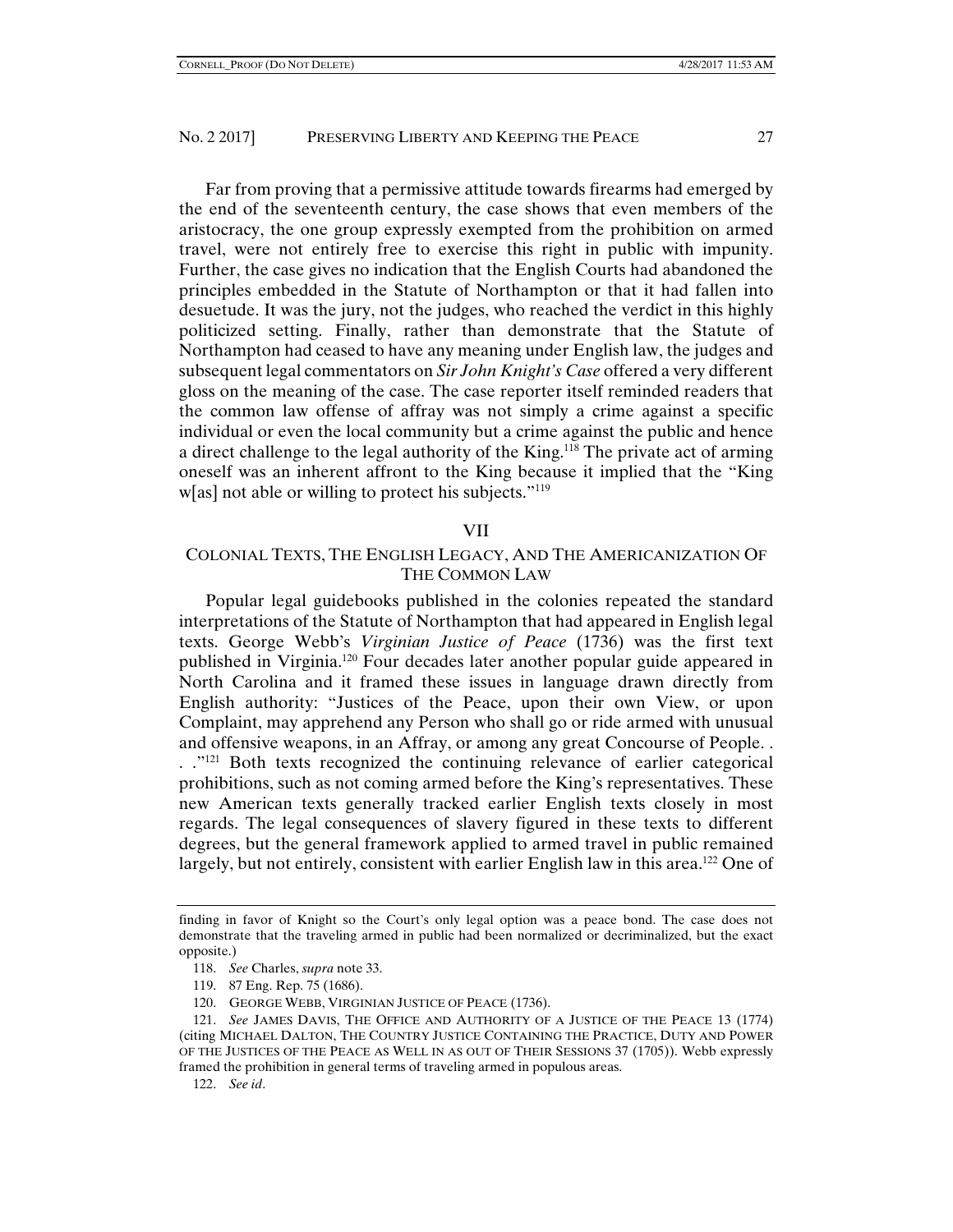Far from proving that a permissive attitude towards firearms had emerged by the end of the seventeenth century, the case shows that even members of the aristocracy, the one group expressly exempted from the prohibition on armed travel, were not entirely free to exercise this right in public with impunity. Further, the case gives no indication that the English Courts had abandoned the principles embedded in the Statute of Northampton or that it had fallen into desuetude. It was the jury, not the judges, who reached the verdict in this highly politicized setting. Finally, rather than demonstrate that the Statute of Northampton had ceased to have any meaning under English law, the judges and subsequent legal commentators on *Sir John Knight's Case* offered a very different gloss on the meaning of the case. The case reporter itself reminded readers that the common law offense of affray was not simply a crime against a specific individual or even the local community but a crime against the public and hence a direct challenge to the legal authority of the King.[118] The private act of arming oneself was an inherent affront to the King because it implied that the "King w[as] not able or willing to protect his subjects."[119]

## VII

## COLONIAL TEXTS, THE ENGLISH LEGACY, AND THE AMERICANIZATION OF THE COMMON LAW

Popular legal guidebooks published in the colonies repeated the standard interpretations of the Statute of Northampton that had appeared in English legal texts. George Webb's *Virginian Justice of Peace* (1736) was the first text published in Virginia.[120] Four decades later another popular guide appeared in North Carolina and it framed these issues in language drawn directly from English authority: "Justices of the Peace, upon their own View, or upon Complaint, may apprehend any Person who shall go or ride armed with unusual and offensive weapons, in an Affray, or among any great Concourse of People. . . ."[121] Both texts recognized the continuing relevance of earlier categorical prohibitions, such as not coming armed before the King's representatives. These new American texts generally tracked earlier English texts closely in most regards. The legal consequences of slavery figured in these texts to different degrees, but the general framework applied to armed travel in public remained largely, but not entirely, consistent with earlier English law in this area.[122] One of

---

finding in favor of Knight so the Court's only legal option was a peace bond. The case does not demonstrate that the traveling armed in public had been normalized or decriminalized, but the exact opposite.)

118. *See* Charles, *supra* note 33.

119. 87 Eng. Rep. 75 (1686).

120. GEORGE WEBB, VIRGINIAN JUSTICE OF PEACE (1736).

121. *See* JAMES DAVIS, THE OFFICE AND AUTHORITY OF A JUSTICE OF THE PEACE 13 (1774) (citing MICHAEL DALTON, THE COUNTRY JUSTICE CONTAINING THE PRACTICE, DUTY AND POWER OF THE JUSTICES OF THE PEACE AS WELL IN AS OUT OF THEIR SESSIONS 37 (1705)). Webb expressly framed the prohibition in general terms of traveling armed in populous areas.

122. *See id*.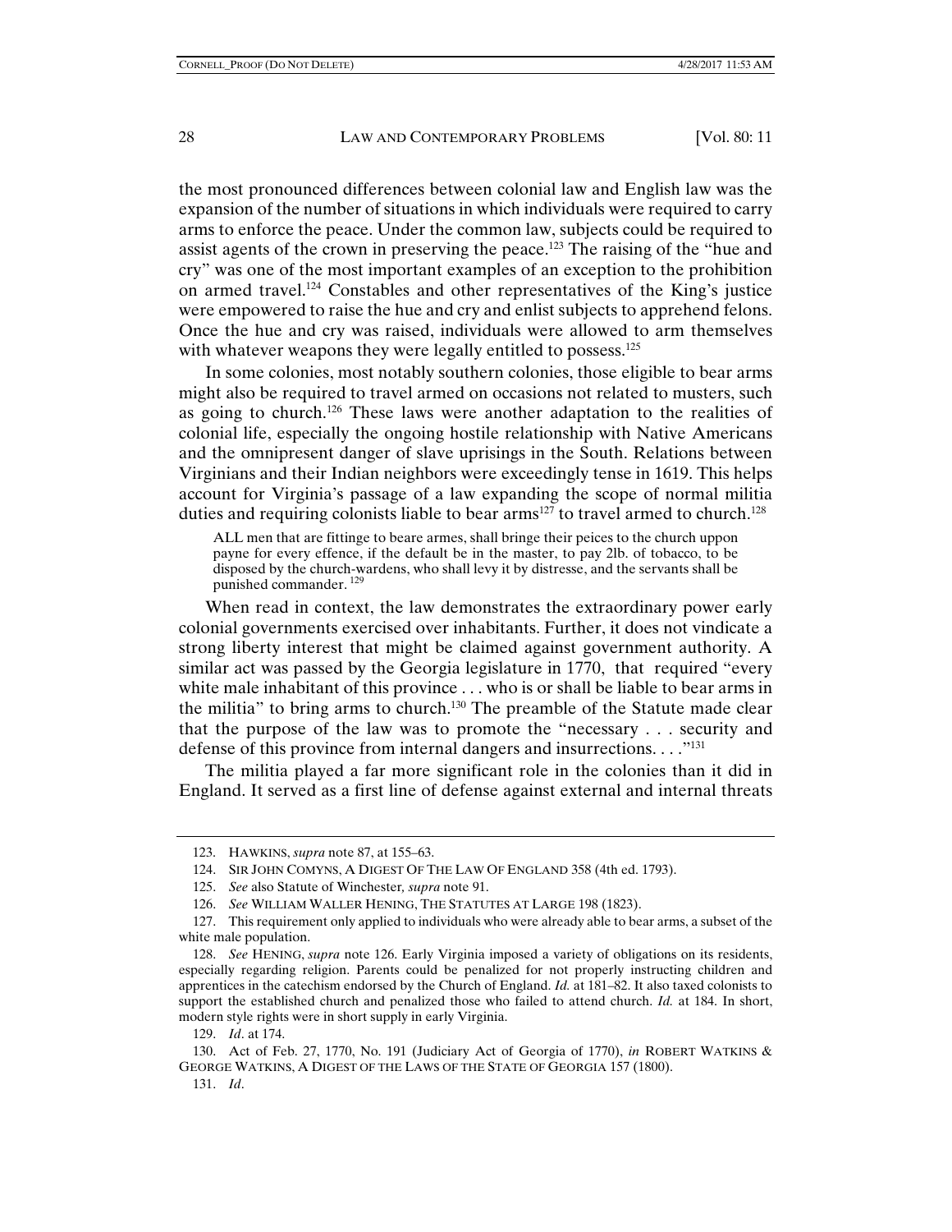the most pronounced differences between colonial law and English law was the expansion of the number of situations in which individuals were required to carry arms to enforce the peace. Under the common law, subjects could be required to assist agents of the crown in preserving the peace.[123] The raising of the "hue and cry" was one of the most important examples of an exception to the prohibition on armed travel.[124] Constables and other representatives of the King's justice were empowered to raise the hue and cry and enlist subjects to apprehend felons. Once the hue and cry was raised, individuals were allowed to arm themselves with whatever weapons they were legally entitled to possess.[125]

In some colonies, most notably southern colonies, those eligible to bear arms might also be required to travel armed on occasions not related to musters, such as going to church.[126] These laws were another adaptation to the realities of colonial life, especially the ongoing hostile relationship with Native Americans and the omnipresent danger of slave uprisings in the South. Relations between Virginians and their Indian neighbors were exceedingly tense in 1619. This helps account for Virginia's passage of a law expanding the scope of normal militia duties and requiring colonists liable to bear arms[127] to travel armed to church.[128]

> ALL men that are fittinge to beare armes, shall bringe their peices to the church uppon payne for every effence, if the default be in the master, to pay 2lb. of tobacco, to be disposed by the church-wardens, who shall levy it by distresse, and the servants shall be punished commander. [129]

When read in context, the law demonstrates the extraordinary power early colonial governments exercised over inhabitants. Further, it does not vindicate a strong liberty interest that might be claimed against government authority. A similar act was passed by the Georgia legislature in 1770, that required "every white male inhabitant of this province . . . who is or shall be liable to bear arms in the militia" to bring arms to church.[130] The preamble of the Statute made clear that the purpose of the law was to promote the "necessary . . . security and defense of this province from internal dangers and insurrections. . . ."[131]

The militia played a far more significant role in the colonies than it did in England. It served as a first line of defense against external and internal threats

---

123. HAWKINS, *supra* note 87, at 155–63.

124. SIR JOHN COMYNS, A DIGEST OF THE LAW OF ENGLAND 358 (4th ed. 1793).

125. *See* also Statute of Winchester, *supra* note 91.

126. *See* WILLIAM WALLER HENING, THE STATUTES AT LARGE 198 (1823).

127. This requirement only applied to individuals who were already able to bear arms, a subset of the white male population.

128. *See* HENING, *supra* note 126. Early Virginia imposed a variety of obligations on its residents, especially regarding religion. Parents could be penalized for not properly instructing children and apprentices in the catechism endorsed by the Church of England. *Id.* at 181–82. It also taxed colonists to support the established church and penalized those who failed to attend church. *Id.* at 184. In short, modern style rights were in short supply in early Virginia.

129. *Id*. at 174.

130. Act of Feb. 27, 1770, No. 191 (Judiciary Act of Georgia of 1770), *in* ROBERT WATKINS & GEORGE WATKINS, A DIGEST OF THE LAWS OF THE STATE OF GEORGIA 157 (1800).

131. *Id*.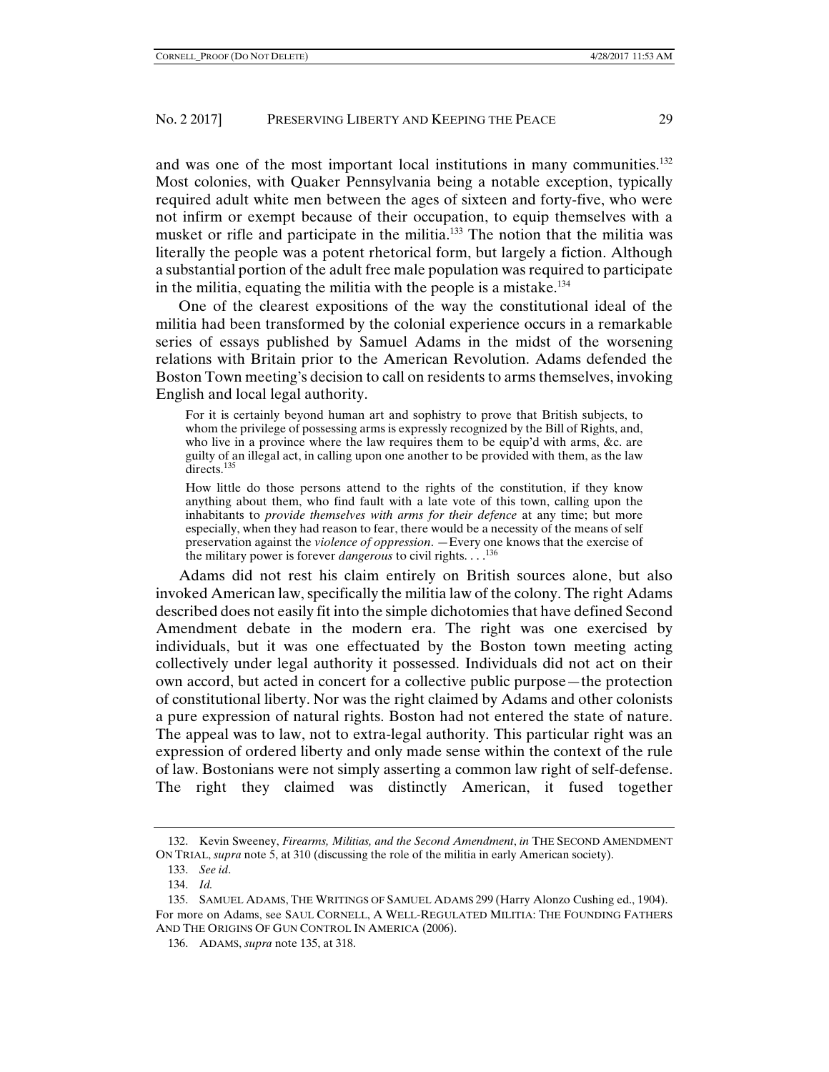and was one of the most important local institutions in many communities.[132] Most colonies, with Quaker Pennsylvania being a notable exception, typically required adult white men between the ages of sixteen and forty-five, who were not infirm or exempt because of their occupation, to equip themselves with a musket or rifle and participate in the militia.[133] The notion that the militia was literally the people was a potent rhetorical form, but largely a fiction. Although a substantial portion of the adult free male population was required to participate in the militia, equating the militia with the people is a mistake.[134]

One of the clearest expositions of the way the constitutional ideal of the militia had been transformed by the colonial experience occurs in a remarkable series of essays published by Samuel Adams in the midst of the worsening relations with Britain prior to the American Revolution. Adams defended the Boston Town meeting's decision to call on residents to arms themselves, invoking English and local legal authority.

> For it is certainly beyond human art and sophistry to prove that British subjects, to whom the privilege of possessing arms is expressly recognized by the Bill of Rights, and, who live in a province where the law requires them to be equip'd with arms, &c. are guilty of an illegal act, in calling upon one another to be provided with them, as the law directs.[135]

> How little do those persons attend to the rights of the constitution, if they know anything about them, who find fault with a late vote of this town, calling upon the inhabitants to *provide themselves with arms for their defence* at any time; but more especially, when they had reason to fear, there would be a necessity of the means of self preservation against the *violence of oppression*. —Every one knows that the exercise of the military power is forever *dangerous* to civil rights. . . .[136]

Adams did not rest his claim entirely on British sources alone, but also invoked American law, specifically the militia law of the colony. The right Adams described does not easily fit into the simple dichotomies that have defined Second Amendment debate in the modern era. The right was one exercised by individuals, but it was one effectuated by the Boston town meeting acting collectively under legal authority it possessed. Individuals did not act on their own accord, but acted in concert for a collective public purpose—the protection of constitutional liberty. Nor was the right claimed by Adams and other colonists a pure expression of natural rights. Boston had not entered the state of nature. The appeal was to law, not to extra-legal authority. This particular right was an expression of ordered liberty and only made sense within the context of the rule of law. Bostonians were not simply asserting a common law right of self-defense. The right they claimed was distinctly American, it fused together

---

132. Kevin Sweeney, *Firearms, Militias, and the Second Amendment*, *in* THE SECOND AMENDMENT ON TRIAL, *supra* note 5, at 310 (discussing the role of the militia in early American society).

133. *See id*.

134. *Id.*

135. SAMUEL ADAMS, THE WRITINGS OF SAMUEL ADAMS 299 (Harry Alonzo Cushing ed., 1904). For more on Adams, see SAUL CORNELL, A WELL-REGULATED MILITIA: THE FOUNDING FATHERS AND THE ORIGINS OF GUN CONTROL IN AMERICA (2006).

136. ADAMS, *supra* note 135, at 318.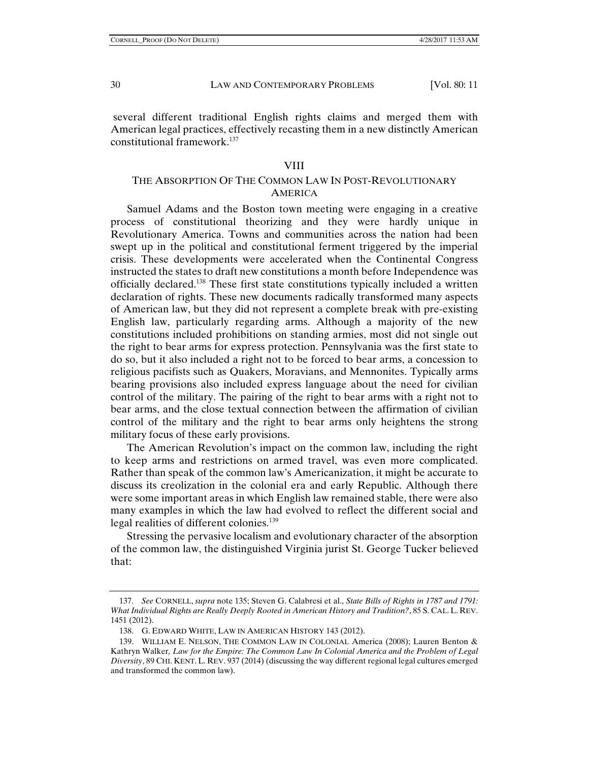several different traditional English rights claims and merged them with American legal practices, effectively recasting them in a new distinctly American constitutional framework.[137]

## VIII

## THE ABSORPTION OF THE COMMON LAW IN POST-REVOLUTIONARY AMERICA

Samuel Adams and the Boston town meeting were engaging in a creative process of constitutional theorizing and they were hardly unique in Revolutionary America. Towns and communities across the nation had been swept up in the political and constitutional ferment triggered by the imperial crisis. These developments were accelerated when the Continental Congress instructed the states to draft new constitutions a month before Independence was officially declared.[138] These first state constitutions typically included a written declaration of rights. These new documents radically transformed many aspects of American law, but they did not represent a complete break with pre-existing English law, particularly regarding arms. Although a majority of the new constitutions included prohibitions on standing armies, most did not single out the right to bear arms for express protection. Pennsylvania was the first state to do so, but it also included a right not to be forced to bear arms, a concession to religious pacifists such as Quakers, Moravians, and Mennonites. Typically arms bearing provisions also included express language about the need for civilian control of the military. The pairing of the right to bear arms with a right not to bear arms, and the close textual connection between the affirmation of civilian control of the military and the right to bear arms only heightens the strong military focus of these early provisions.

The American Revolution's impact on the common law, including the right to keep arms and restrictions on armed travel, was even more complicated. Rather than speak of the common law's Americanization, it might be accurate to discuss its creolization in the colonial era and early Republic. Although there were some important areas in which English law remained stable, there were also many examples in which the law had evolved to reflect the different social and legal realities of different colonies.[139]

Stressing the pervasive localism and evolutionary character of the absorption of the common law, the distinguished Virginia jurist St. George Tucker believed that:

---

137. *See* CORNELL, *supra* note 135; Steven G. Calabresi et al., *State Bills of Rights in 1787 and 1791: What Individual Rights are Really Deeply Rooted in American History and Tradition?*, 85 S. CAL. L. REV. 1451 (2012).

138. G. EDWARD WHITE, LAW IN AMERICAN HISTORY 143 (2012).

139. WILLIAM E. NELSON, THE COMMON LAW IN COLONIAL America (2008); Lauren Benton & Kathryn Walker, *Law for the Empire: The Common Law In Colonial America and the Problem of Legal Diversity*, 89 CHI. KENT. L. REV. 937 (2014) (discussing the way different regional legal cultures emerged and transformed the common law).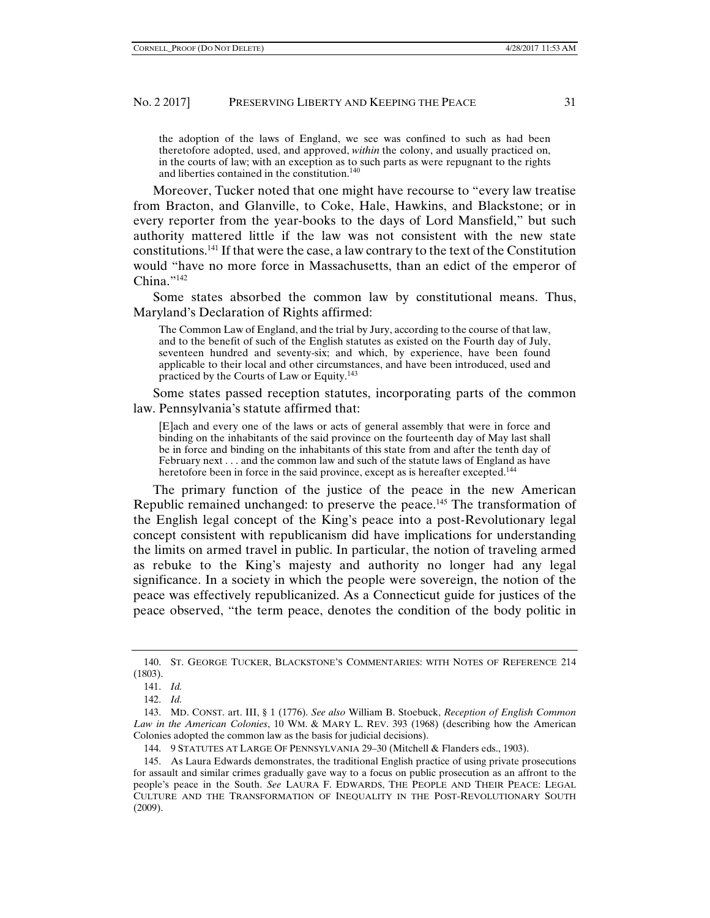> the adoption of the laws of England, we see was confined to such as had been theretofore adopted, used, and approved, *within* the colony, and usually practiced on, in the courts of law; with an exception as to such parts as were repugnant to the rights and liberties contained in the constitution.[140]

Moreover, Tucker noted that one might have recourse to "every law treatise from Bracton, and Glanville, to Coke, Hale, Hawkins, and Blackstone; or in every reporter from the year-books to the days of Lord Mansfield," but such authority mattered little if the law was not consistent with the new state constitutions.[141] If that were the case, a law contrary to the text of the Constitution would "have no more force in Massachusetts, than an edict of the emperor of China."[142]

Some states absorbed the common law by constitutional means. Thus, Maryland's Declaration of Rights affirmed:

> The Common Law of England, and the trial by Jury, according to the course of that law, and to the benefit of such of the English statutes as existed on the Fourth day of July, seventeen hundred and seventy-six; and which, by experience, have been found applicable to their local and other circumstances, and have been introduced, used and practiced by the Courts of Law or Equity.[143]

Some states passed reception statutes, incorporating parts of the common law. Pennsylvania's statute affirmed that:

> [E]ach and every one of the laws or acts of general assembly that were in force and binding on the inhabitants of the said province on the fourteenth day of May last shall be in force and binding on the inhabitants of this state from and after the tenth day of February next . . . and the common law and such of the statute laws of England as have heretofore been in force in the said province, except as is hereafter excepted.[144]

The primary function of the justice of the peace in the new American Republic remained unchanged: to preserve the peace.[145] The transformation of the English legal concept of the King's peace into a post-Revolutionary legal concept consistent with republicanism did have implications for understanding the limits on armed travel in public. In particular, the notion of traveling armed as rebuke to the King's majesty and authority no longer had any legal significance. In a society in which the people were sovereign, the notion of the peace was effectively republicanized. As a Connecticut guide for justices of the peace observed, "the term peace, denotes the condition of the body politic in

---

140. ST. GEORGE TUCKER, BLACKSTONE'S COMMENTARIES: WITH NOTES OF REFERENCE 214 (1803).

141. *Id.*

142. *Id.*

143. MD. CONST. art. III, § 1 (1776). *See also* William B. Stoebuck, *Reception of English Common Law in the American Colonies*, 10 WM. & MARY L. REV. 393 (1968) (describing how the American Colonies adopted the common law as the basis for judicial decisions).

144. 9 STATUTES AT LARGE OF PENNSYLVANIA 29–30 (Mitchell & Flanders eds., 1903).

145. As Laura Edwards demonstrates, the traditional English practice of using private prosecutions for assault and similar crimes gradually gave way to a focus on public prosecution as an affront to the people's peace in the South. *See* LAURA F. EDWARDS, THE PEOPLE AND THEIR PEACE: LEGAL CULTURE AND THE TRANSFORMATION OF INEQUALITY IN THE POST-REVOLUTIONARY SOUTH (2009).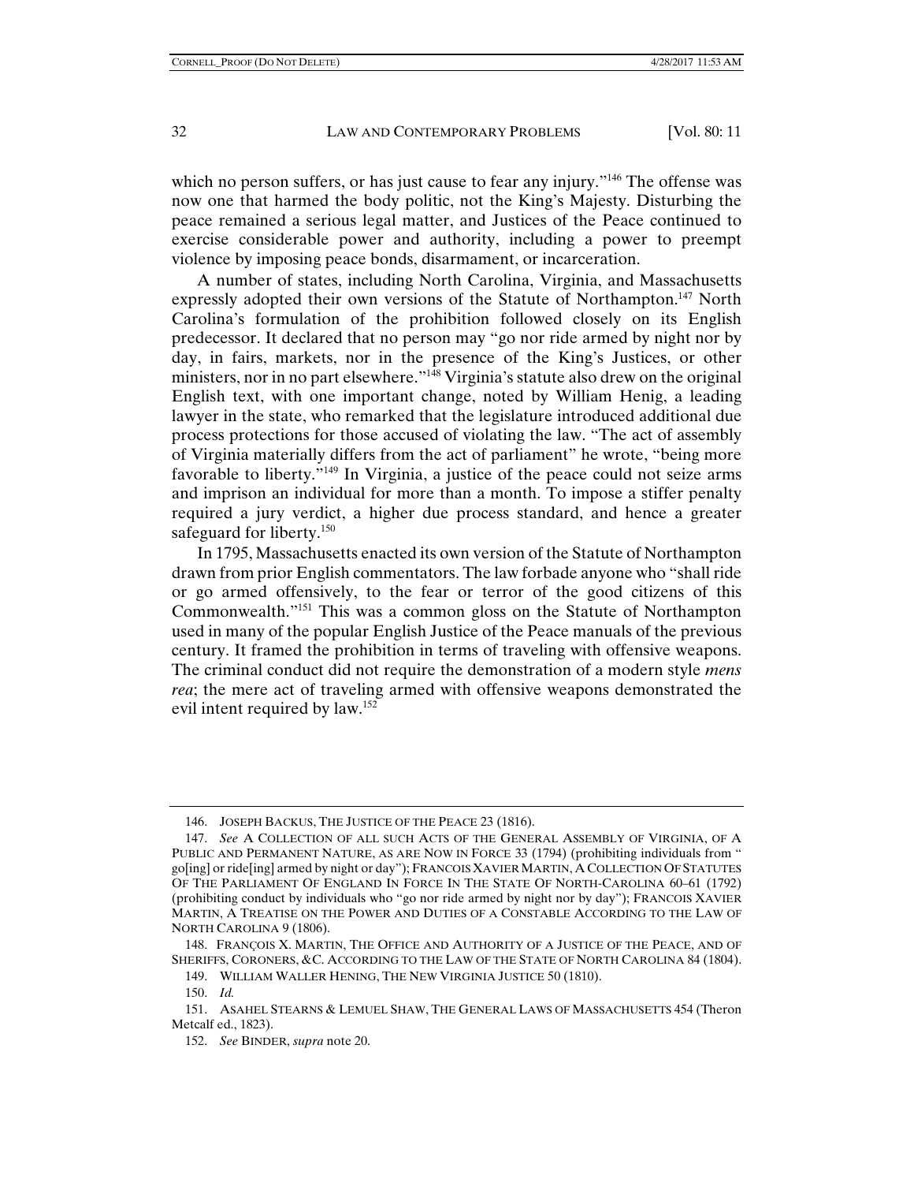which no person suffers, or has just cause to fear any injury."[146] The offense was now one that harmed the body politic, not the King's Majesty. Disturbing the peace remained a serious legal matter, and Justices of the Peace continued to exercise considerable power and authority, including a power to preempt violence by imposing peace bonds, disarmament, or incarceration.

A number of states, including North Carolina, Virginia, and Massachusetts expressly adopted their own versions of the Statute of Northampton.[147] North Carolina's formulation of the prohibition followed closely on its English predecessor. It declared that no person may "go nor ride armed by night nor by day, in fairs, markets, nor in the presence of the King's Justices, or other ministers, nor in no part elsewhere."[148] Virginia's statute also drew on the original English text, with one important change, noted by William Henig, a leading lawyer in the state, who remarked that the legislature introduced additional due process protections for those accused of violating the law. "The act of assembly of Virginia materially differs from the act of parliament" he wrote, "being more favorable to liberty."[149] In Virginia, a justice of the peace could not seize arms and imprison an individual for more than a month. To impose a stiffer penalty required a jury verdict, a higher due process standard, and hence a greater safeguard for liberty.[150]

In 1795, Massachusetts enacted its own version of the Statute of Northampton drawn from prior English commentators. The law forbade anyone who "shall ride or go armed offensively, to the fear or terror of the good citizens of this Commonwealth."[151] This was a common gloss on the Statute of Northampton used in many of the popular English Justice of the Peace manuals of the previous century. It framed the prohibition in terms of traveling with offensive weapons. The criminal conduct did not require the demonstration of a modern style *mens rea*; the mere act of traveling armed with offensive weapons demonstrated the evil intent required by law.[152]

---

146. JOSEPH BACKUS, THE JUSTICE OF THE PEACE 23 (1816).

147. *See* A COLLECTION OF ALL SUCH ACTS OF THE GENERAL ASSEMBLY OF VIRGINIA, OF A PUBLIC AND PERMANENT NATURE, AS ARE NOW IN FORCE 33 (1794) (prohibiting individuals from " go[ing] or ride[ing] armed by night or day"); FRANCOIS XAVIER MARTIN, A COLLECTION OF STATUTES OF THE PARLIAMENT OF ENGLAND IN FORCE IN THE STATE OF NORTH-CAROLINA 60–61 (1792) (prohibiting conduct by individuals who "go nor ride armed by night nor by day"); FRANCOIS XAVIER MARTIN, A TREATISE ON THE POWER AND DUTIES OF A CONSTABLE ACCORDING TO THE LAW OF NORTH CAROLINA 9 (1806).

148. FRANÇOIS X. MARTIN, THE OFFICE AND AUTHORITY OF A JUSTICE OF THE PEACE, AND OF SHERIFFS, CORONERS, &C. ACCORDING TO THE LAW OF THE STATE OF NORTH CAROLINA 84 (1804).

149. WILLIAM WALLER HENING, THE NEW VIRGINIA JUSTICE 50 (1810).

150. *Id.*

151. ASAHEL STEARNS & LEMUEL SHAW, THE GENERAL LAWS OF MASSACHUSETTS 454 (Theron Metcalf ed., 1823).

152. *See* BINDER, *supra* note 20.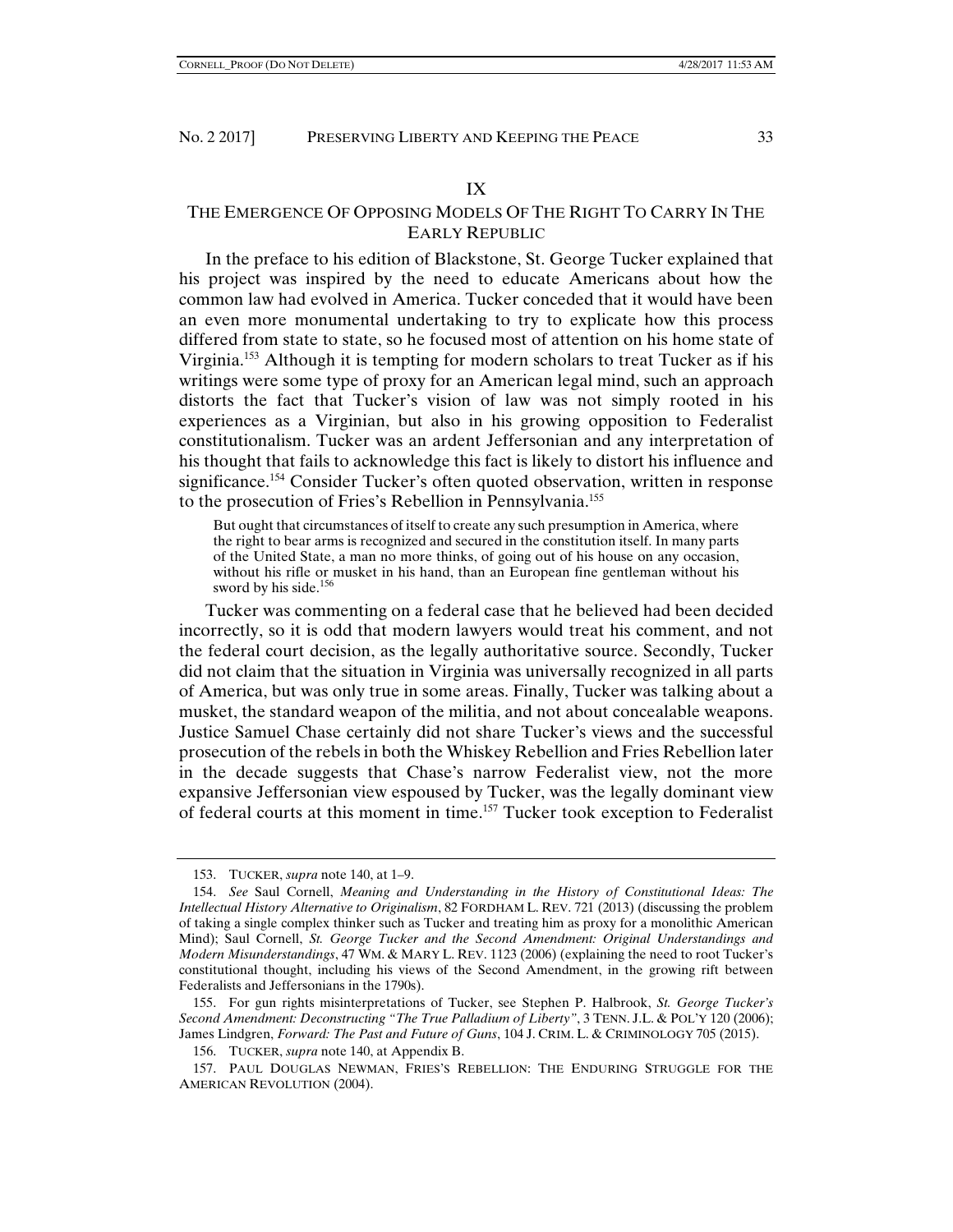## IX

## THE EMERGENCE OF OPPOSING MODELS OF THE RIGHT TO CARRY IN THE EARLY REPUBLIC

In the preface to his edition of Blackstone, St. George Tucker explained that his project was inspired by the need to educate Americans about how the common law had evolved in America. Tucker conceded that it would have been an even more monumental undertaking to try to explicate how this process differed from state to state, so he focused most of attention on his home state of Virginia.[153] Although it is tempting for modern scholars to treat Tucker as if his writings were some type of proxy for an American legal mind, such an approach distorts the fact that Tucker's vision of law was not simply rooted in his experiences as a Virginian, but also in his growing opposition to Federalist constitutionalism. Tucker was an ardent Jeffersonian and any interpretation of his thought that fails to acknowledge this fact is likely to distort his influence and significance.[154] Consider Tucker's often quoted observation, written in response to the prosecution of Fries's Rebellion in Pennsylvania.[155]

> But ought that circumstances of itself to create any such presumption in America, where the right to bear arms is recognized and secured in the constitution itself. In many parts of the United State, a man no more thinks, of going out of his house on any occasion, without his rifle or musket in his hand, than an European fine gentleman without his sword by his side.[156]

Tucker was commenting on a federal case that he believed had been decided incorrectly, so it is odd that modern lawyers would treat his comment, and not the federal court decision, as the legally authoritative source. Secondly, Tucker did not claim that the situation in Virginia was universally recognized in all parts of America, but was only true in some areas. Finally, Tucker was talking about a musket, the standard weapon of the militia, and not about concealable weapons. Justice Samuel Chase certainly did not share Tucker's views and the successful prosecution of the rebels in both the Whiskey Rebellion and Fries Rebellion later in the decade suggests that Chase's narrow Federalist view, not the more expansive Jeffersonian view espoused by Tucker, was the legally dominant view of federal courts at this moment in time.[157] Tucker took exception to Federalist

---

153. TUCKER, *supra* note 140, at 1–9.

154. *See* Saul Cornell, *Meaning and Understanding in the History of Constitutional Ideas: The Intellectual History Alternative to Originalism*, 82 FORDHAM L. REV. 721 (2013) (discussing the problem of taking a single complex thinker such as Tucker and treating him as proxy for a monolithic American Mind); Saul Cornell, *St. George Tucker and the Second Amendment: Original Understandings and Modern Misunderstandings*, 47 WM. & MARY L. REV. 1123 (2006) (explaining the need to root Tucker's constitutional thought, including his views of the Second Amendment, in the growing rift between Federalists and Jeffersonians in the 1790s).

155. For gun rights misinterpretations of Tucker, see Stephen P. Halbrook, *St. George Tucker's Second Amendment: Deconstructing "The True Palladium of Liberty"*, 3 TENN. J.L. & POL'Y 120 (2006); James Lindgren, *Forward: The Past and Future of Guns*, 104 J. CRIM. L. & CRIMINOLOGY 705 (2015).

156. TUCKER, *supra* note 140, at Appendix B.

157. PAUL DOUGLAS NEWMAN, FRIES'S REBELLION: THE ENDURING STRUGGLE FOR THE AMERICAN REVOLUTION (2004).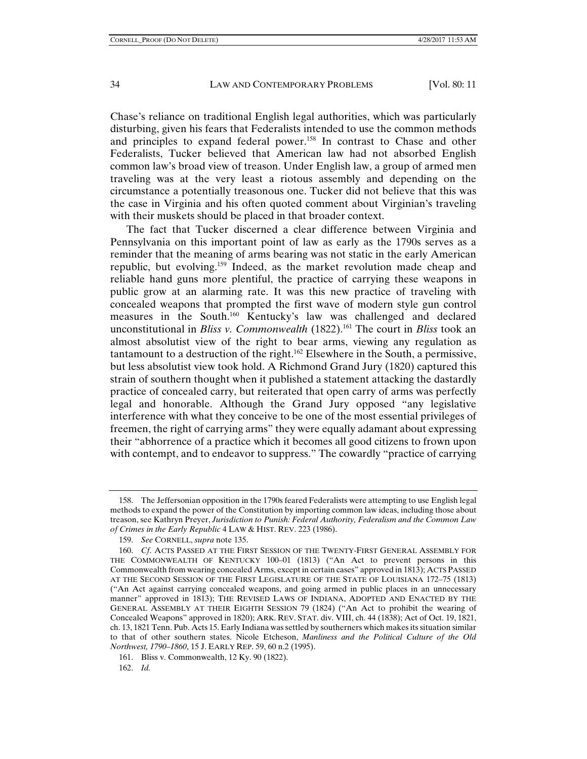Chase's reliance on traditional English legal authorities, which was particularly disturbing, given his fears that Federalists intended to use the common methods and principles to expand federal power.[158] In contrast to Chase and other Federalists, Tucker believed that American law had not absorbed English common law's broad view of treason. Under English law, a group of armed men traveling was at the very least a riotous assembly and depending on the circumstance a potentially treasonous one. Tucker did not believe that this was the case in Virginia and his often quoted comment about Virginian's traveling with their muskets should be placed in that broader context.

The fact that Tucker discerned a clear difference between Virginia and Pennsylvania on this important point of law as early as the 1790s serves as a reminder that the meaning of arms bearing was not static in the early American republic, but evolving.[159] Indeed, as the market revolution made cheap and reliable hand guns more plentiful, the practice of carrying these weapons in public grow at an alarming rate. It was this new practice of traveling with concealed weapons that prompted the first wave of modern style gun control measures in the South.[160] Kentucky's law was challenged and declared unconstitutional in *Bliss v. Commonwealth* (1822).[161] The court in *Bliss* took an almost absolutist view of the right to bear arms, viewing any regulation as tantamount to a destruction of the right.[162] Elsewhere in the South, a permissive, but less absolutist view took hold. A Richmond Grand Jury (1820) captured this strain of southern thought when it published a statement attacking the dastardly practice of concealed carry, but reiterated that open carry of arms was perfectly legal and honorable. Although the Grand Jury opposed "any legislative interference with what they conceive to be one of the most essential privileges of freemen, the right of carrying arms" they were equally adamant about expressing their "abhorrence of a practice which it becomes all good citizens to frown upon with contempt, and to endeavor to suppress." The cowardly "practice of carrying

---

158. The Jeffersonian opposition in the 1790s feared Federalists were attempting to use English legal methods to expand the power of the Constitution by importing common law ideas, including those about treason, see Kathryn Preyer, *Jurisdiction to Punish: Federal Authority, Federalism and the Common Law of Crimes in the Early Republic* 4 LAW & HIST. REV. 223 (1986).

159. *See* CORNELL, *supra* note 135.

160. *Cf.* ACTS PASSED AT THE FIRST SESSION OF THE TWENTY-FIRST GENERAL ASSEMBLY FOR THE COMMONWEALTH OF KENTUCKY 100–01 (1813) ("An Act to prevent persons in this Commonwealth from wearing concealed Arms, except in certain cases" approved in 1813); ACTS PASSED AT THE SECOND SESSION OF THE FIRST LEGISLATURE OF THE STATE OF LOUISIANA 172–75 (1813) ("An Act against carrying concealed weapons, and going armed in public places in an unnecessary manner" approved in 1813); THE REVISED LAWS OF INDIANA, ADOPTED AND ENACTED BY THE GENERAL ASSEMBLY AT THEIR EIGHTH SESSION 79 (1824) ("An Act to prohibit the wearing of Concealed Weapons" approved in 1820); ARK. REV. STAT. div. VIII, ch. 44 (1838); Act of Oct. 19, 1821, ch. 13, 1821 Tenn. Pub. Acts 15. Early Indiana was settled by southerners which makes its situation similar to that of other southern states. Nicole Etcheson, *Manliness and the Political Culture of the Old Northwest, 1790–1860*, 15 J. EARLY REP. 59, 60 n.2 (1995).

161. Bliss v. Commonwealth, 12 Ky. 90 (1822).

162. *Id.*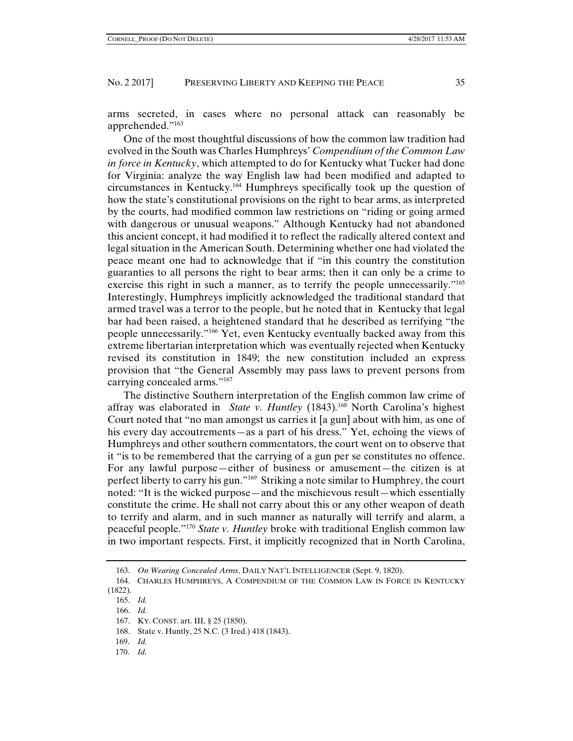arms secreted, in cases where no personal attack can reasonably be apprehended."[163]

One of the most thoughtful discussions of how the common law tradition had evolved in the South was Charles Humphreys' *Compendium of the Common Law in force in Kentucky*, which attempted to do for Kentucky what Tucker had done for Virginia: analyze the way English law had been modified and adapted to circumstances in Kentucky.[164] Humphreys specifically took up the question of how the state's constitutional provisions on the right to bear arms, as interpreted by the courts, had modified common law restrictions on "riding or going armed with dangerous or unusual weapons." Although Kentucky had not abandoned this ancient concept, it had modified it to reflect the radically altered context and legal situation in the American South. Determining whether one had violated the peace meant one had to acknowledge that if "in this country the constitution guaranties to all persons the right to bear arms; then it can only be a crime to exercise this right in such a manner, as to terrify the people unnecessarily."[165] Interestingly, Humphreys implicitly acknowledged the traditional standard that armed travel was a terror to the people, but he noted that in Kentucky that legal bar had been raised, a heightened standard that he described as terrifying "the people unnecessarily."[166] Yet, even Kentucky eventually backed away from this extreme libertarian interpretation which was eventually rejected when Kentucky revised its constitution in 1849; the new constitution included an express provision that "the General Assembly may pass laws to prevent persons from carrying concealed arms."[167]

The distinctive Southern interpretation of the English common law crime of affray was elaborated in *State v. Huntley* (1843).[168] North Carolina's highest Court noted that "no man amongst us carries it [a gun] about with him, as one of his every day accoutrements—as a part of his dress." Yet, echoing the views of Humphreys and other southern commentators, the court went on to observe that it "is to be remembered that the carrying of a gun per se constitutes no offence. For any lawful purpose—either of business or amusement—the citizen is at perfect liberty to carry his gun."[169] Striking a note similar to Humphrey, the court noted: "It is the wicked purpose—and the mischievous result—which essentially constitute the crime. He shall not carry about this or any other weapon of death to terrify and alarm, and in such manner as naturally will terrify and alarm, a peaceful people."[170] *State v. Huntley* broke with traditional English common law in two important respects. First, it implicitly recognized that in North Carolina,

---

163. *On Wearing Concealed Arms*, DAILY NAT'L INTELLIGENCER (Sept. 9, 1820).

164. CHARLES HUMPHREYS, A COMPENDIUM OF THE COMMON LAW IN FORCE IN KENTUCKY (1822).

165. *Id.*

166. *Id.*

167. KY. CONST. art. III, § 25 (1850).

168. State v. Huntly, 25 N.C. (3 Ired.) 418 (1843).

169. *Id.*

170. *Id.*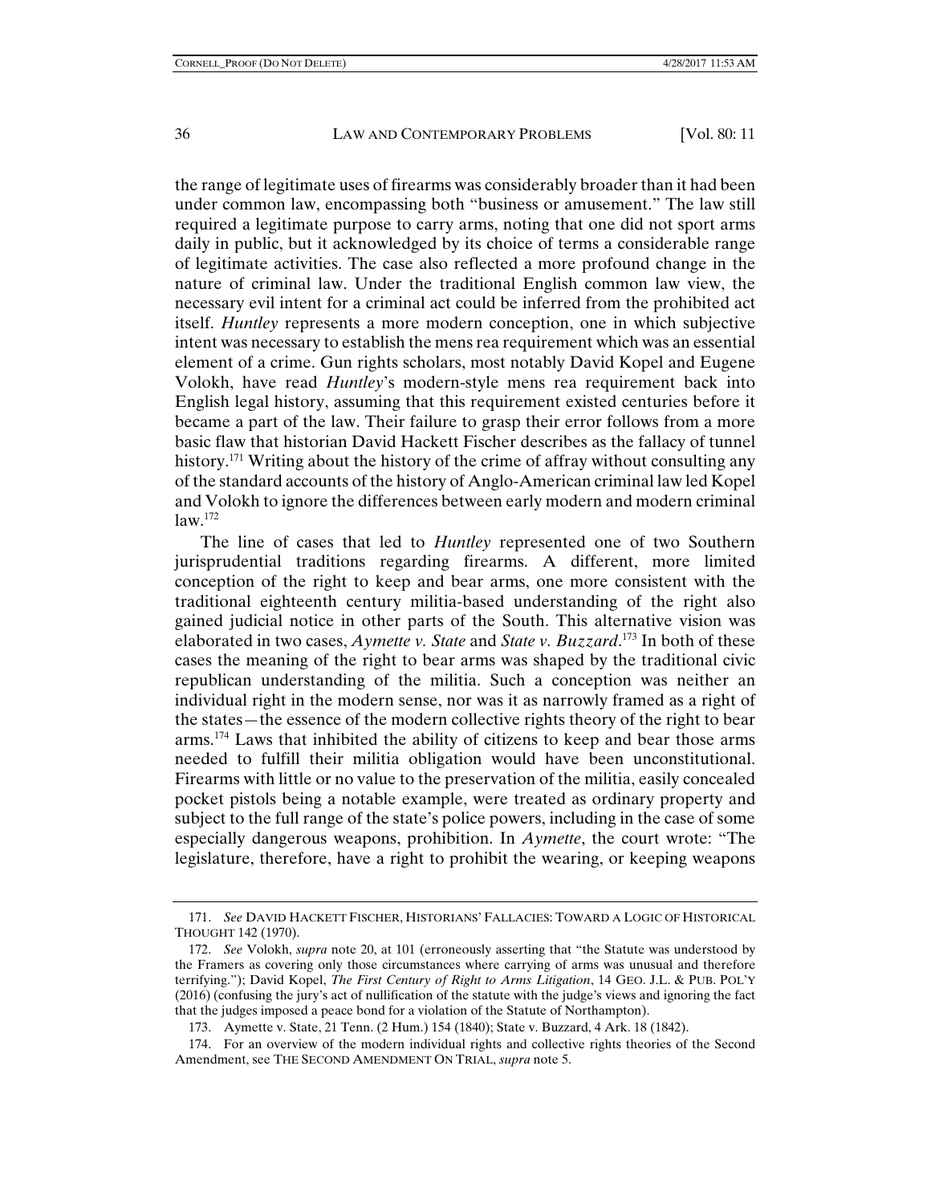the range of legitimate uses of firearms was considerably broader than it had been under common law, encompassing both "business or amusement." The law still required a legitimate purpose to carry arms, noting that one did not sport arms daily in public, but it acknowledged by its choice of terms a considerable range of legitimate activities. The case also reflected a more profound change in the nature of criminal law. Under the traditional English common law view, the necessary evil intent for a criminal act could be inferred from the prohibited act itself. *Huntley* represents a more modern conception, one in which subjective intent was necessary to establish the mens rea requirement which was an essential element of a crime. Gun rights scholars, most notably David Kopel and Eugene Volokh, have read *Huntley*'s modern-style mens rea requirement back into English legal history, assuming that this requirement existed centuries before it became a part of the law. Their failure to grasp their error follows from a more basic flaw that historian David Hackett Fischer describes as the fallacy of tunnel history.[171] Writing about the history of the crime of affray without consulting any of the standard accounts of the history of Anglo-American criminal law led Kopel and Volokh to ignore the differences between early modern and modern criminal law.[172]

The line of cases that led to *Huntley* represented one of two Southern jurisprudential traditions regarding firearms. A different, more limited conception of the right to keep and bear arms, one more consistent with the traditional eighteenth century militia-based understanding of the right also gained judicial notice in other parts of the South. This alternative vision was elaborated in two cases, *Aymette v. State* and *State v. Buzzard*.[173] In both of these cases the meaning of the right to bear arms was shaped by the traditional civic republican understanding of the militia. Such a conception was neither an individual right in the modern sense, nor was it as narrowly framed as a right of the states—the essence of the modern collective rights theory of the right to bear arms.[174] Laws that inhibited the ability of citizens to keep and bear those arms needed to fulfill their militia obligation would have been unconstitutional. Firearms with little or no value to the preservation of the militia, easily concealed pocket pistols being a notable example, were treated as ordinary property and subject to the full range of the state's police powers, including in the case of some especially dangerous weapons, prohibition. In *Aymette*, the court wrote: "The legislature, therefore, have a right to prohibit the wearing, or keeping weapons

---

171. *See* DAVID HACKETT FISCHER, HISTORIANS' FALLACIES: TOWARD A LOGIC OF HISTORICAL THOUGHT 142 (1970).

172. *See* Volokh, *supra* note 20, at 101 (erroneously asserting that "the Statute was understood by the Framers as covering only those circumstances where carrying of arms was unusual and therefore terrifying."); David Kopel, *The First Century of Right to Arms Litigation*, 14 GEO. J.L. & PUB. POL'Y (2016) (confusing the jury's act of nullification of the statute with the judge's views and ignoring the fact that the judges imposed a peace bond for a violation of the Statute of Northampton).

173. Aymette v. State, 21 Tenn. (2 Hum.) 154 (1840); State v. Buzzard, 4 Ark. 18 (1842).

174. For an overview of the modern individual rights and collective rights theories of the Second Amendment, see THE SECOND AMENDMENT ON TRIAL, *supra* note 5.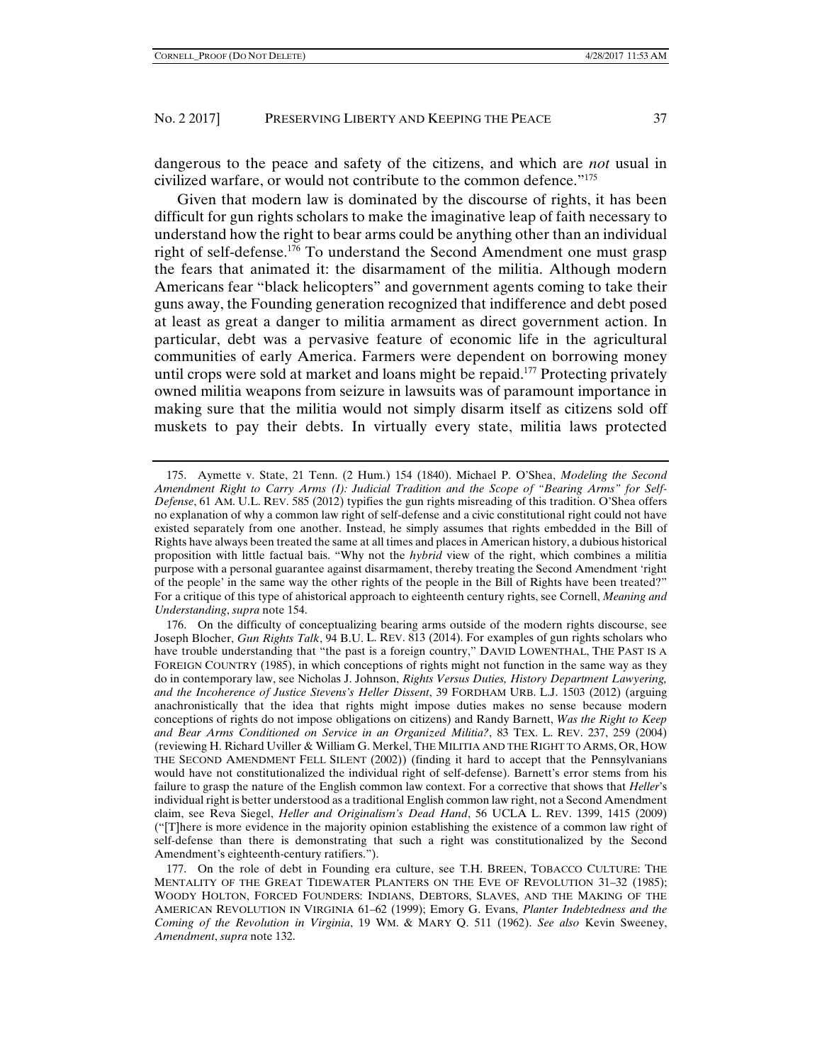dangerous to the peace and safety of the citizens, and which are *not* usual in civilized warfare, or would not contribute to the common defence."[175]

Given that modern law is dominated by the discourse of rights, it has been difficult for gun rights scholars to make the imaginative leap of faith necessary to understand how the right to bear arms could be anything other than an individual right of self-defense.[176] To understand the Second Amendment one must grasp the fears that animated it: the disarmament of the militia. Although modern Americans fear "black helicopters" and government agents coming to take their guns away, the Founding generation recognized that indifference and debt posed at least as great a danger to militia armament as direct government action. In particular, debt was a pervasive feature of economic life in the agricultural communities of early America. Farmers were dependent on borrowing money until crops were sold at market and loans might be repaid.[177] Protecting privately owned militia weapons from seizure in lawsuits was of paramount importance in making sure that the militia would not simply disarm itself as citizens sold off muskets to pay their debts. In virtually every state, militia laws protected

175. Aymette v. State, 21 Tenn. (2 Hum.) 154 (1840). Michael P. O'Shea, *Modeling the Second Amendment Right to Carry Arms (I): Judicial Tradition and the Scope of "Bearing Arms" for Self-Defense*, 61 AM. U.L. REV. 585 (2012) typifies the gun rights misreading of this tradition. O'Shea offers no explanation of why a common law right of self-defense and a civic constitutional right could not have existed separately from one another. Instead, he simply assumes that rights embedded in the Bill of Rights have always been treated the same at all times and places in American history, a dubious historical proposition with little factual bais. "Why not the *hybrid* view of the right, which combines a militia purpose with a personal guarantee against disarmament, thereby treating the Second Amendment 'right of the people' in the same way the other rights of the people in the Bill of Rights have been treated?" For a critique of this type of ahistorical approach to eighteenth century rights, see Cornell, *Meaning and Understanding*, *supra* note 154.

176. On the difficulty of conceptualizing bearing arms outside of the modern rights discourse, see Joseph Blocher, *Gun Rights Talk*, 94 B.U. L. REV. 813 (2014). For examples of gun rights scholars who have trouble understanding that "the past is a foreign country," DAVID LOWENTHAL, THE PAST IS A FOREIGN COUNTRY (1985), in which conceptions of rights might not function in the same way as they do in contemporary law, see Nicholas J. Johnson, *Rights Versus Duties, History Department Lawyering, and the Incoherence of Justice Stevens's Heller Dissent*, 39 FORDHAM URB. L.J. 1503 (2012) (arguing anachronistically that the idea that rights might impose duties makes no sense because modern conceptions of rights do not impose obligations on citizens) and Randy Barnett, *Was the Right to Keep and Bear Arms Conditioned on Service in an Organized Militia?*, 83 TEX. L. REV. 237, 259 (2004) (reviewing H. Richard Uviller & William G. Merkel, THE MILITIA AND THE RIGHT TO ARMS, OR, HOW THE SECOND AMENDMENT FELL SILENT (2002)) (finding it hard to accept that the Pennsylvanians would have not constitutionalized the individual right of self-defense). Barnett's error stems from his failure to grasp the nature of the English common law context. For a corrective that shows that *Heller*'s individual right is better understood as a traditional English common law right, not a Second Amendment claim, see Reva Siegel, *Heller and Originalism's Dead Hand*, 56 UCLA L. REV. 1399, 1415 (2009) ("[T]here is more evidence in the majority opinion establishing the existence of a common law right of self-defense than there is demonstrating that such a right was constitutionalized by the Second Amendment's eighteenth-century ratifiers.").

177. On the role of debt in Founding era culture, see T.H. BREEN, TOBACCO CULTURE: THE MENTALITY OF THE GREAT TIDEWATER PLANTERS ON THE EVE OF REVOLUTION 31–32 (1985); WOODY HOLTON, FORCED FOUNDERS: INDIANS, DEBTORS, SLAVES, AND THE MAKING OF THE AMERICAN REVOLUTION IN VIRGINIA 61–62 (1999); Emory G. Evans, *Planter Indebtedness and the Coming of the Revolution in Virginia*, 19 WM. & MARY Q. 511 (1962). *See also* Kevin Sweeney, *Amendment*, *supra* note 132.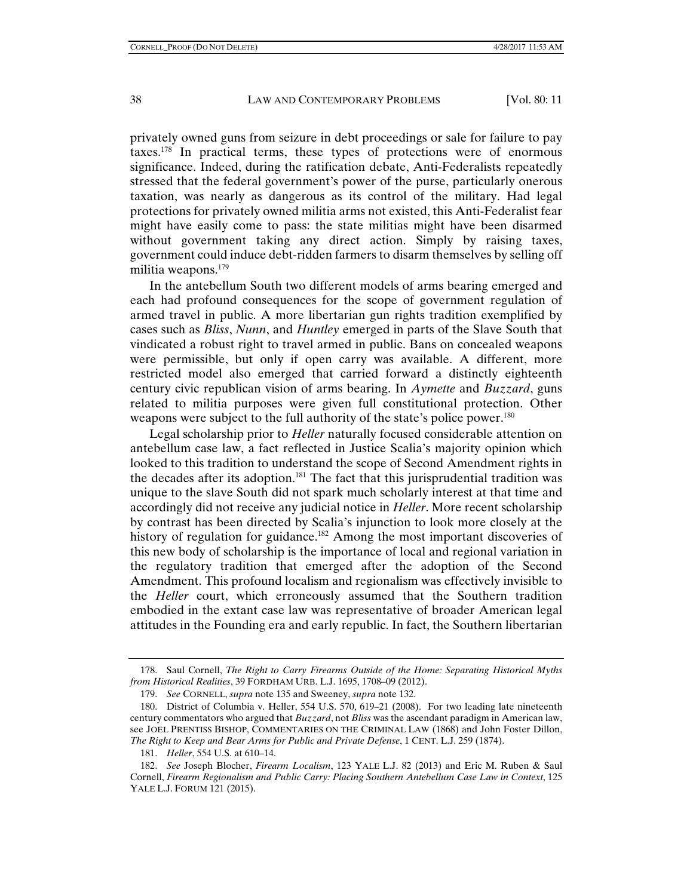privately owned guns from seizure in debt proceedings or sale for failure to pay taxes.[178] In practical terms, these types of protections were of enormous significance. Indeed, during the ratification debate, Anti-Federalists repeatedly stressed that the federal government's power of the purse, particularly onerous taxation, was nearly as dangerous as its control of the military. Had legal protections for privately owned militia arms not existed, this Anti-Federalist fear might have easily come to pass: the state militias might have been disarmed without government taking any direct action. Simply by raising taxes, government could induce debt-ridden farmers to disarm themselves by selling off militia weapons.[179]

In the antebellum South two different models of arms bearing emerged and each had profound consequences for the scope of government regulation of armed travel in public. A more libertarian gun rights tradition exemplified by cases such as *Bliss*, *Nunn*, and *Huntley* emerged in parts of the Slave South that vindicated a robust right to travel armed in public. Bans on concealed weapons were permissible, but only if open carry was available. A different, more restricted model also emerged that carried forward a distinctly eighteenth century civic republican vision of arms bearing. In *Aymette* and *Buzzard*, guns related to militia purposes were given full constitutional protection. Other weapons were subject to the full authority of the state's police power.[180]

Legal scholarship prior to *Heller* naturally focused considerable attention on antebellum case law, a fact reflected in Justice Scalia's majority opinion which looked to this tradition to understand the scope of Second Amendment rights in the decades after its adoption.[181] The fact that this jurisprudential tradition was unique to the slave South did not spark much scholarly interest at that time and accordingly did not receive any judicial notice in *Heller*. More recent scholarship by contrast has been directed by Scalia's injunction to look more closely at the history of regulation for guidance.[182] Among the most important discoveries of this new body of scholarship is the importance of local and regional variation in the regulatory tradition that emerged after the adoption of the Second Amendment. This profound localism and regionalism was effectively invisible to the *Heller* court, which erroneously assumed that the Southern tradition embodied in the extant case law was representative of broader American legal attitudes in the Founding era and early republic. In fact, the Southern libertarian

---

178. Saul Cornell, *The Right to Carry Firearms Outside of the Home: Separating Historical Myths from Historical Realities*, 39 FORDHAM URB. L.J. 1695, 1708–09 (2012).

179. *See* CORNELL, *supra* note 135 and Sweeney, *supra* note 132.

180. District of Columbia v. Heller, 554 U.S. 570, 619–21 (2008). For two leading late nineteenth century commentators who argued that *Buzzard*, not *Bliss* was the ascendant paradigm in American law, see JOEL PRENTISS BISHOP, COMMENTARIES ON THE CRIMINAL LAW (1868) and John Foster Dillon, *The Right to Keep and Bear Arms for Public and Private Defense*, 1 CENT. L.J. 259 (1874).

181. *Heller*, 554 U.S. at 610–14.

182. *See* Joseph Blocher, *Firearm Localism*, 123 YALE L.J. 82 (2013) and Eric M. Ruben & Saul Cornell, *Firearm Regionalism and Public Carry: Placing Southern Antebellum Case Law in Context*, 125 YALE L.J. FORUM 121 (2015).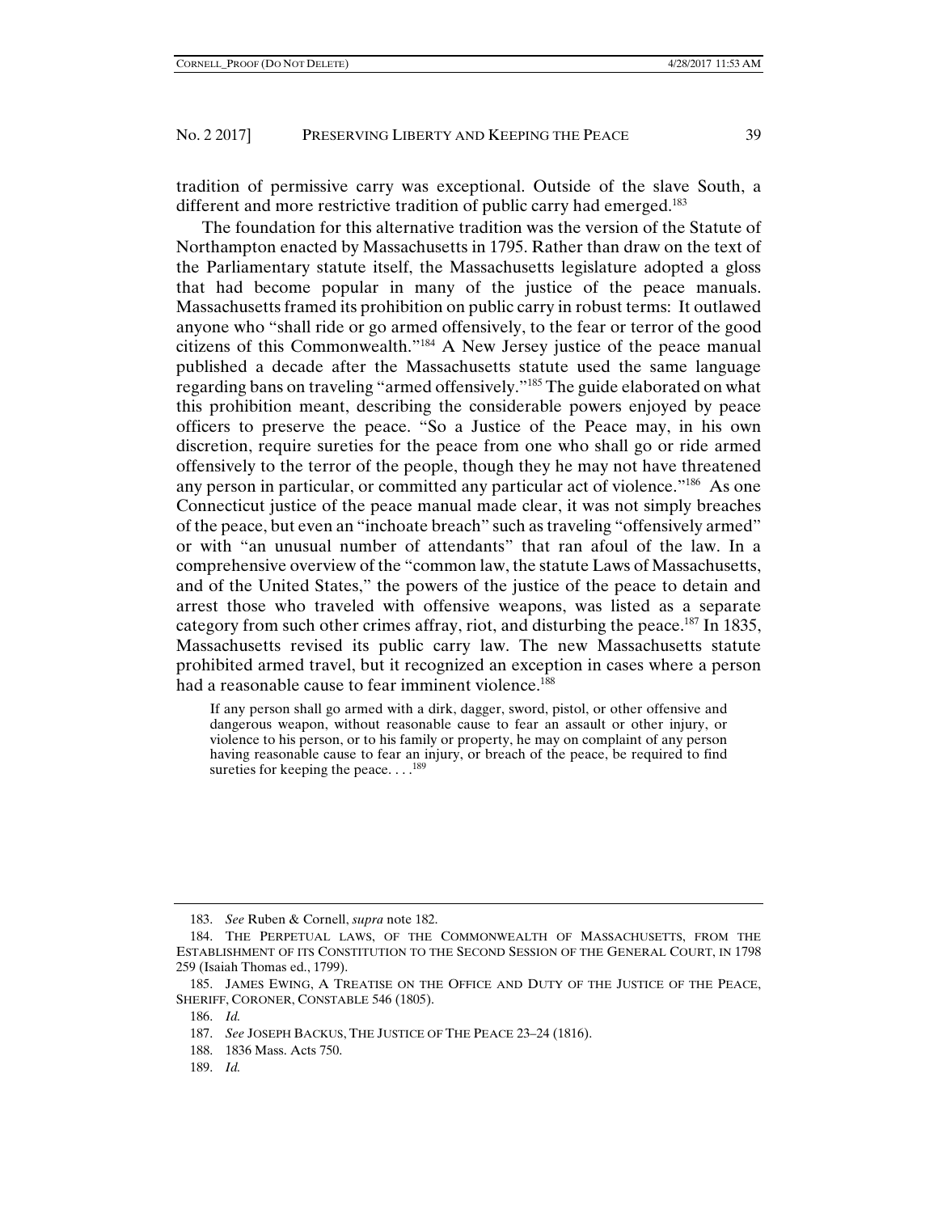tradition of permissive carry was exceptional. Outside of the slave South, a different and more restrictive tradition of public carry had emerged.[183]

The foundation for this alternative tradition was the version of the Statute of Northampton enacted by Massachusetts in 1795. Rather than draw on the text of the Parliamentary statute itself, the Massachusetts legislature adopted a gloss that had become popular in many of the justice of the peace manuals. Massachusetts framed its prohibition on public carry in robust terms: It outlawed anyone who "shall ride or go armed offensively, to the fear or terror of the good citizens of this Commonwealth."[184] A New Jersey justice of the peace manual published a decade after the Massachusetts statute used the same language regarding bans on traveling "armed offensively."[185] The guide elaborated on what this prohibition meant, describing the considerable powers enjoyed by peace officers to preserve the peace. "So a Justice of the Peace may, in his own discretion, require sureties for the peace from one who shall go or ride armed offensively to the terror of the people, though they he may not have threatened any person in particular, or committed any particular act of violence."[186] As one Connecticut justice of the peace manual made clear, it was not simply breaches of the peace, but even an "inchoate breach" such as traveling "offensively armed" or with "an unusual number of attendants" that ran afoul of the law. In a comprehensive overview of the "common law, the statute Laws of Massachusetts, and of the United States," the powers of the justice of the peace to detain and arrest those who traveled with offensive weapons, was listed as a separate category from such other crimes affray, riot, and disturbing the peace.[187] In 1835, Massachusetts revised its public carry law. The new Massachusetts statute prohibited armed travel, but it recognized an exception in cases where a person had a reasonable cause to fear imminent violence.[188]

> If any person shall go armed with a dirk, dagger, sword, pistol, or other offensive and dangerous weapon, without reasonable cause to fear an assault or other injury, or violence to his person, or to his family or property, he may on complaint of any person having reasonable cause to fear an injury, or breach of the peace, be required to find sureties for keeping the peace. . . .[189]

---

183. *See* Ruben & Cornell, *supra* note 182.

184. THE PERPETUAL LAWS, OF THE COMMONWEALTH OF MASSACHUSETTS, FROM THE ESTABLISHMENT OF ITS CONSTITUTION TO THE SECOND SESSION OF THE GENERAL COURT, IN 1798 259 (Isaiah Thomas ed., 1799).

185. JAMES EWING, A TREATISE ON THE OFFICE AND DUTY OF THE JUSTICE OF THE PEACE, SHERIFF, CORONER, CONSTABLE 546 (1805).

186. *Id.*

187. *See* JOSEPH BACKUS, THE JUSTICE OF THE PEACE 23–24 (1816).

188. 1836 Mass. Acts 750.

189. *Id.*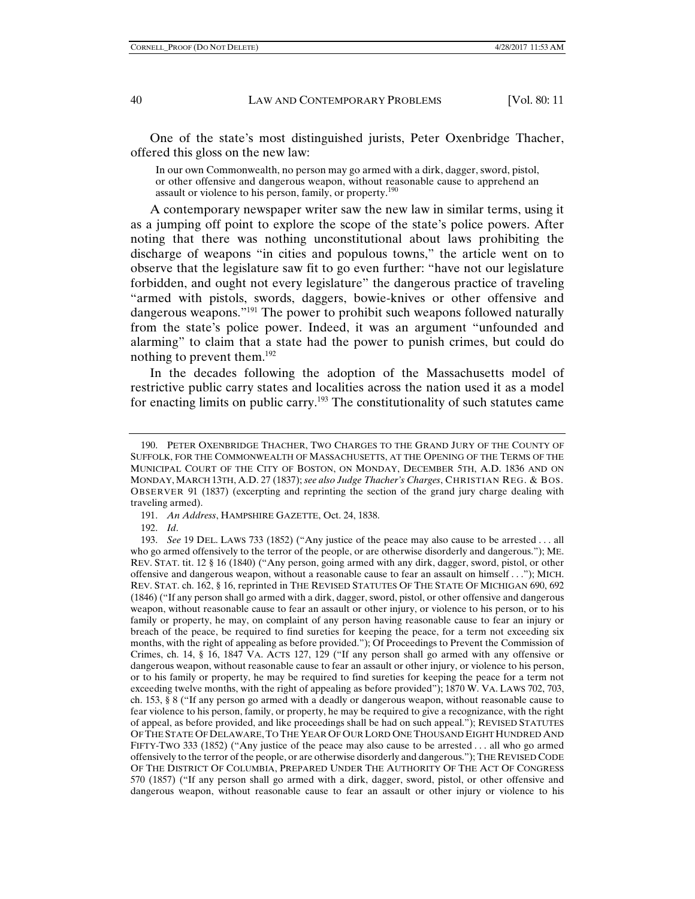One of the state's most distinguished jurists, Peter Oxenbridge Thacher, offered this gloss on the new law:

> In our own Commonwealth, no person may go armed with a dirk, dagger, sword, pistol, or other offensive and dangerous weapon, without reasonable cause to apprehend an assault or violence to his person, family, or property.[190]

A contemporary newspaper writer saw the new law in similar terms, using it as a jumping off point to explore the scope of the state's police powers. After noting that there was nothing unconstitutional about laws prohibiting the discharge of weapons "in cities and populous towns," the article went on to observe that the legislature saw fit to go even further: "have not our legislature forbidden, and ought not every legislature" the dangerous practice of traveling "armed with pistols, swords, daggers, bowie-knives or other offensive and dangerous weapons."[191] The power to prohibit such weapons followed naturally from the state's police power. Indeed, it was an argument "unfounded and alarming" to claim that a state had the power to punish crimes, but could do nothing to prevent them.[192]

In the decades following the adoption of the Massachusetts model of restrictive public carry states and localities across the nation used it as a model for enacting limits on public carry.[193] The constitutionality of such statutes came

---

190. PETER OXENBRIDGE THACHER, TWO CHARGES TO THE GRAND JURY OF THE COUNTY OF SUFFOLK, FOR THE COMMONWEALTH OF MASSACHUSETTS, AT THE OPENING OF THE TERMS OF THE MUNICIPAL COURT OF THE CITY OF BOSTON, ON MONDAY, DECEMBER 5TH, A.D. 1836 AND ON MONDAY, MARCH 13TH, A.D. 27 (1837); *see also Judge Thacher's Charges*, CHRISTIAN REG. & BOS. OBSERVER 91 (1837) (excerpting and reprinting the section of the grand jury charge dealing with traveling armed).

191. *An Address*, HAMPSHIRE GAZETTE, Oct. 24, 1838.

192. *Id*.

193. *See* 19 DEL. LAWS 733 (1852) ("Any justice of the peace may also cause to be arrested . . . all who go armed offensively to the terror of the people, or are otherwise disorderly and dangerous."); ME. REV. STAT. tit. 12 § 16 (1840) ("Any person, going armed with any dirk, dagger, sword, pistol, or other offensive and dangerous weapon, without a reasonable cause to fear an assault on himself . . ."); MICH. REV. STAT. ch. 162, § 16, reprinted in THE REVISED STATUTES OF THE STATE OF MICHIGAN 690, 692 (1846) ("If any person shall go armed with a dirk, dagger, sword, pistol, or other offensive and dangerous weapon, without reasonable cause to fear an assault or other injury, or violence to his person, or to his family or property, he may, on complaint of any person having reasonable cause to fear an injury or breach of the peace, be required to find sureties for keeping the peace, for a term not exceeding six months, with the right of appealing as before provided."); Of Proceedings to Prevent the Commission of Crimes, ch. 14, § 16, 1847 VA. ACTS 127, 129 ("If any person shall go armed with any offensive or dangerous weapon, without reasonable cause to fear an assault or other injury, or violence to his person, or to his family or property, he may be required to find sureties for keeping the peace for a term not exceeding twelve months, with the right of appealing as before provided"); 1870 W. VA. LAWS 702, 703, ch. 153, § 8 ("If any person go armed with a deadly or dangerous weapon, without reasonable cause to fear violence to his person, family, or property, he may be required to give a recognizance, with the right of appeal, as before provided, and like proceedings shall be had on such appeal."); REVISED STATUTES OF THE STATE OF DELAWARE, TO THE YEAR OF OUR LORD ONE THOUSAND EIGHT HUNDRED AND FIFTY-TWO 333 (1852) ("Any justice of the peace may also cause to be arrested . . . all who go armed offensively to the terror of the people, or are otherwise disorderly and dangerous."); THE REVISED CODE OF THE DISTRICT OF COLUMBIA, PREPARED UNDER THE AUTHORITY OF THE ACT OF CONGRESS 570 (1857) ("If any person shall go armed with a dirk, dagger, sword, pistol, or other offensive and dangerous weapon, without reasonable cause to fear an assault or other injury or violence to his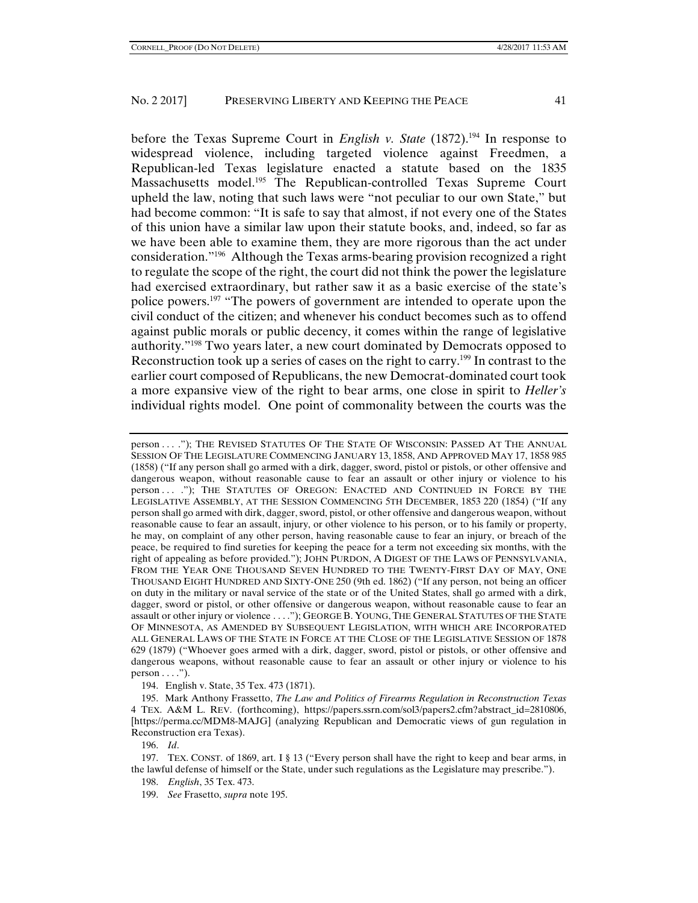before the Texas Supreme Court in *English v. State* (1872).[194] In response to widespread violence, including targeted violence against Freedmen, a Republican-led Texas legislature enacted a statute based on the 1835 Massachusetts model.[195] The Republican-controlled Texas Supreme Court upheld the law, noting that such laws were "not peculiar to our own State," but had become common: "It is safe to say that almost, if not every one of the States of this union have a similar law upon their statute books, and, indeed, so far as we have been able to examine them, they are more rigorous than the act under consideration."[196] Although the Texas arms-bearing provision recognized a right to regulate the scope of the right, the court did not think the power the legislature had exercised extraordinary, but rather saw it as a basic exercise of the state's police powers.[197] "The powers of government are intended to operate upon the civil conduct of the citizen; and whenever his conduct becomes such as to offend against public morals or public decency, it comes within the range of legislative authority."[198] Two years later, a new court dominated by Democrats opposed to Reconstruction took up a series of cases on the right to carry.[199] In contrast to the earlier court composed of Republicans, the new Democrat-dominated court took a more expansive view of the right to bear arms, one close in spirit to *Heller's* individual rights model. One point of commonality between the courts was the

---

person . . . ."); THE REVISED STATUTES OF THE STATE OF WISCONSIN: PASSED AT THE ANNUAL SESSION OF THE LEGISLATURE COMMENCING JANUARY 13, 1858, AND APPROVED MAY 17, 1858 985 (1858) ("If any person shall go armed with a dirk, dagger, sword, pistol or pistols, or other offensive and dangerous weapon, without reasonable cause to fear an assault or other injury or violence to his person . . . ."); THE STATUTES OF OREGON: ENACTED AND CONTINUED IN FORCE BY THE LEGISLATIVE ASSEMBLY, AT THE SESSION COMMENCING 5TH DECEMBER, 1853 220 (1854) ("If any person shall go armed with dirk, dagger, sword, pistol, or other offensive and dangerous weapon, without reasonable cause to fear an assault, injury, or other violence to his person, or to his family or property, he may, on complaint of any other person, having reasonable cause to fear an injury, or breach of the peace, be required to find sureties for keeping the peace for a term not exceeding six months, with the right of appealing as before provided."); JOHN PURDON, A DIGEST OF THE LAWS OF PENNSYLVANIA, FROM THE YEAR ONE THOUSAND SEVEN HUNDRED TO THE TWENTY-FIRST DAY OF MAY, ONE THOUSAND EIGHT HUNDRED AND SIXTY-ONE 250 (9th ed. 1862) ("If any person, not being an officer on duty in the military or naval service of the state or of the United States, shall go armed with a dirk, dagger, sword or pistol, or other offensive or dangerous weapon, without reasonable cause to fear an assault or other injury or violence . . . ."); GEORGE B. YOUNG, THE GENERAL STATUTES OF THE STATE OF MINNESOTA, AS AMENDED BY SUBSEQUENT LEGISLATION, WITH WHICH ARE INCORPORATED ALL GENERAL LAWS OF THE STATE IN FORCE AT THE CLOSE OF THE LEGISLATIVE SESSION OF 1878 629 (1879) ("Whoever goes armed with a dirk, dagger, sword, pistol or pistols, or other offensive and dangerous weapons, without reasonable cause to fear an assault or other injury or violence to his person . . . .").

194. English v. State, 35 Tex. 473 (1871).

195. Mark Anthony Frassetto, *The Law and Politics of Firearms Regulation in Reconstruction Texas* 4 TEX. A&M L. REV. (forthcoming), https://papers.ssrn.com/sol3/papers2.cfm?abstract_id=2810806, [https://perma.cc/MDM8-MAJG] (analyzing Republican and Democratic views of gun regulation in Reconstruction era Texas).

196. *Id*.

197. TEX. CONST. of 1869, art. I § 13 ("Every person shall have the right to keep and bear arms, in the lawful defense of himself or the State, under such regulations as the Legislature may prescribe.").

198. *English*, 35 Tex. 473.

199. *See* Frasetto, *supra* note 195.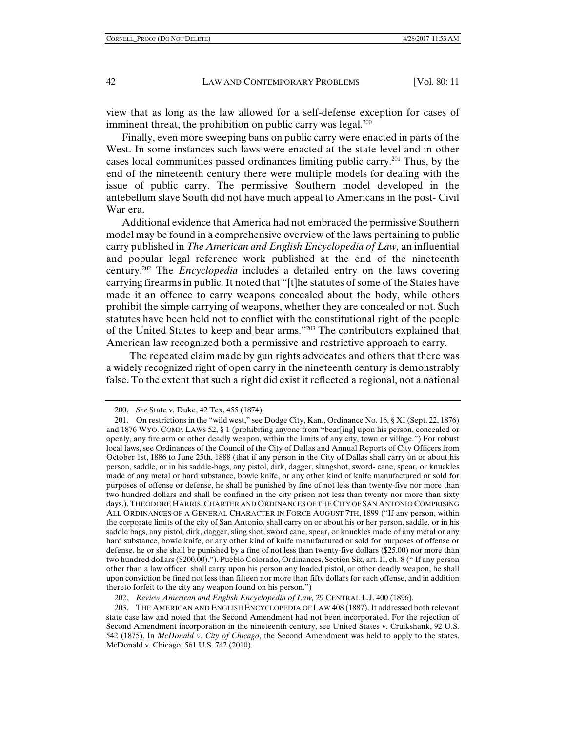view that as long as the law allowed for a self-defense exception for cases of imminent threat, the prohibition on public carry was legal.[200]

Finally, even more sweeping bans on public carry were enacted in parts of the West. In some instances such laws were enacted at the state level and in other cases local communities passed ordinances limiting public carry.[201] Thus, by the end of the nineteenth century there were multiple models for dealing with the issue of public carry. The permissive Southern model developed in the antebellum slave South did not have much appeal to Americans in the post- Civil War era.

Additional evidence that America had not embraced the permissive Southern model may be found in a comprehensive overview of the laws pertaining to public carry published in *The American and English Encyclopedia of Law,* an influential and popular legal reference work published at the end of the nineteenth century.[202] The *Encyclopedia* includes a detailed entry on the laws covering carrying firearms in public. It noted that "[t]he statutes of some of the States have made it an offence to carry weapons concealed about the body, while others prohibit the simple carrying of weapons, whether they are concealed or not. Such statutes have been held not to conflict with the constitutional right of the people of the United States to keep and bear arms."[203] The contributors explained that American law recognized both a permissive and restrictive approach to carry.

The repeated claim made by gun rights advocates and others that there was a widely recognized right of open carry in the nineteenth century is demonstrably false. To the extent that such a right did exist it reflected a regional, not a national

---

200. *See* State v. Duke, 42 Tex. 455 (1874).

201. On restrictions in the "wild west," see Dodge City, Kan., Ordinance No. 16, § XI (Sept. 22, 1876) and 1876 WYO. COMP. LAWS 52, § 1 (prohibiting anyone from "bear[ing] upon his person, concealed or openly, any fire arm or other deadly weapon, within the limits of any city, town or village.") For robust local laws, see Ordinances of the Council of the City of Dallas and Annual Reports of City Officers from October 1st, 1886 to June 25th, 1888 (that if any person in the City of Dallas shall carry on or about his person, saddle, or in his saddle-bags, any pistol, dirk, dagger, slungshot, sword- cane, spear, or knuckles made of any metal or hard substance, bowie knife, or any other kind of knife manufactured or sold for purposes of offense or defense, he shall be punished by fine of not less than twenty-five nor more than two hundred dollars and shall be confined in the city prison not less than twenty nor more than sixty days.). THEODORE HARRIS, CHARTER AND ORDINANCES OF THE CITY OF SAN ANTONIO COMPRISING ALL ORDINANCES OF A GENERAL CHARACTER IN FORCE AUGUST 7TH, 1899 ("If any person, within the corporate limits of the city of San Antonio, shall carry on or about his or her person, saddle, or in his saddle bags, any pistol, dirk, dagger, sling shot, sword cane, spear, or knuckles made of any metal or any hard substance, bowie knife, or any other kind of knife manufactured or sold for purposes of offense or defense, he or she shall be punished by a fine of not less than twenty-five dollars ($25.00) nor more than two hundred dollars ($200.00)."). Pueblo Colorado, Ordinances, Section Six, art. II, ch. 8 (" If any person other than a law officer shall carry upon his person any loaded pistol, or other deadly weapon, he shall upon conviction be fined not less than fifteen nor more than fifty dollars for each offense, and in addition thereto forfeit to the city any weapon found on his person.")

202. *Review American and English Encyclopedia of Law,* 29 CENTRAL L.J. 400 (1896).

203. THE AMERICAN AND ENGLISH ENCYCLOPEDIA OF LAW 408 (1887). It addressed both relevant state case law and noted that the Second Amendment had not been incorporated. For the rejection of Second Amendment incorporation in the nineteenth century, see United States v. Cruikshank, 92 U.S. 542 (1875). In *McDonald v. City of Chicago*, the Second Amendment was held to apply to the states. McDonald v. Chicago, 561 U.S. 742 (2010).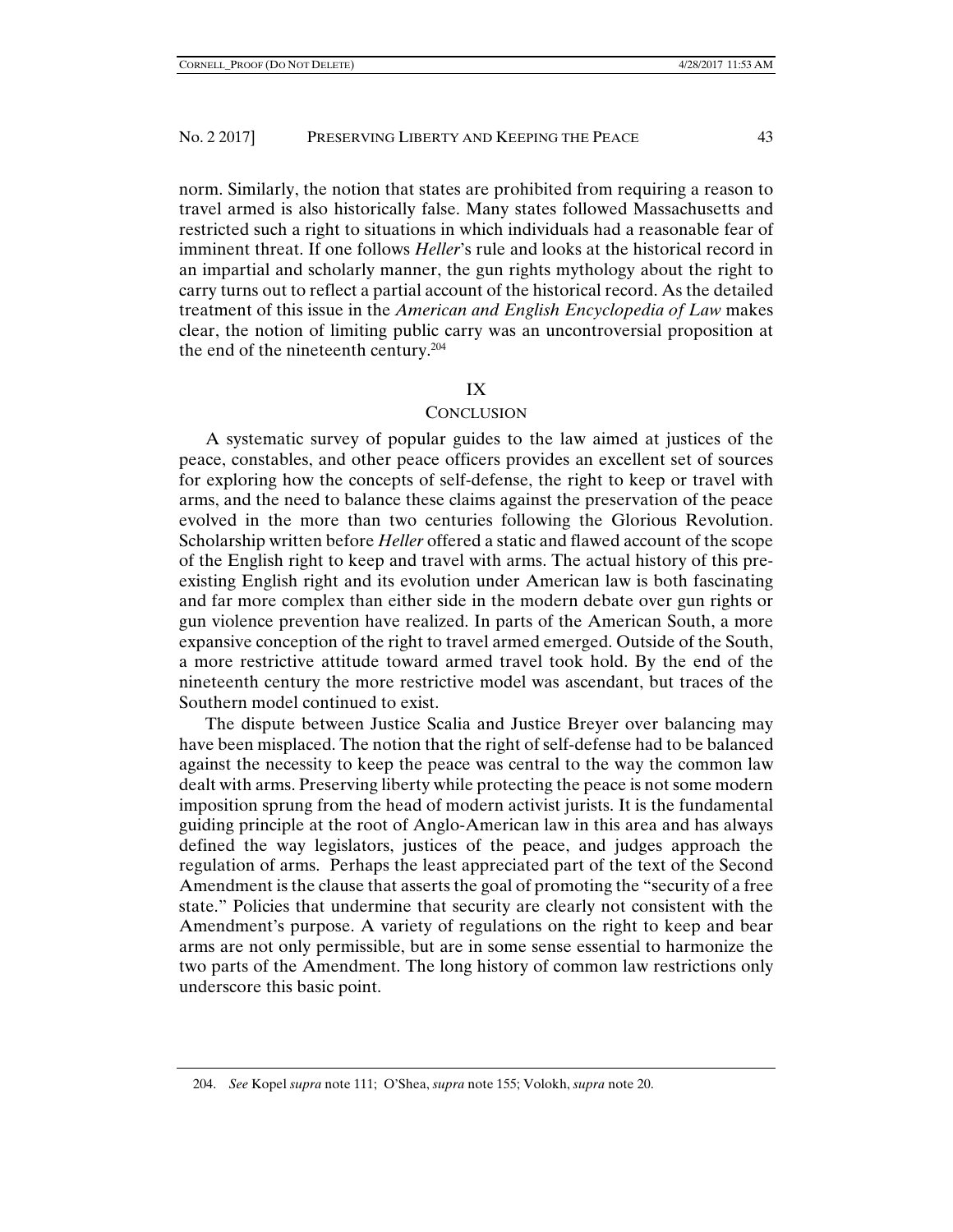norm. Similarly, the notion that states are prohibited from requiring a reason to travel armed is also historically false. Many states followed Massachusetts and restricted such a right to situations in which individuals had a reasonable fear of imminent threat. If one follows *Heller*'s rule and looks at the historical record in an impartial and scholarly manner, the gun rights mythology about the right to carry turns out to reflect a partial account of the historical record. As the detailed treatment of this issue in the *American and English Encyclopedia of Law* makes clear, the notion of limiting public carry was an uncontroversial proposition at the end of the nineteenth century.[204]

## IX

## CONCLUSION

A systematic survey of popular guides to the law aimed at justices of the peace, constables, and other peace officers provides an excellent set of sources for exploring how the concepts of self-defense, the right to keep or travel with arms, and the need to balance these claims against the preservation of the peace evolved in the more than two centuries following the Glorious Revolution. Scholarship written before *Heller* offered a static and flawed account of the scope of the English right to keep and travel with arms. The actual history of this pre-existing English right and its evolution under American law is both fascinating and far more complex than either side in the modern debate over gun rights or gun violence prevention have realized. In parts of the American South, a more expansive conception of the right to travel armed emerged. Outside of the South, a more restrictive attitude toward armed travel took hold. By the end of the nineteenth century the more restrictive model was ascendant, but traces of the Southern model continued to exist.

The dispute between Justice Scalia and Justice Breyer over balancing may have been misplaced. The notion that the right of self-defense had to be balanced against the necessity to keep the peace was central to the way the common law dealt with arms. Preserving liberty while protecting the peace is not some modern imposition sprung from the head of modern activist jurists. It is the fundamental guiding principle at the root of Anglo-American law in this area and has always defined the way legislators, justices of the peace, and judges approach the regulation of arms. Perhaps the least appreciated part of the text of the Second Amendment is the clause that asserts the goal of promoting the "security of a free state." Policies that undermine that security are clearly not consistent with the Amendment's purpose. A variety of regulations on the right to keep and bear arms are not only permissible, but are in some sense essential to harmonize the two parts of the Amendment. The long history of common law restrictions only underscore this basic point.

---

204. *See* Kopel *supra* note 111; O'Shea, *supra* note 155; Volokh, *supra* note 20.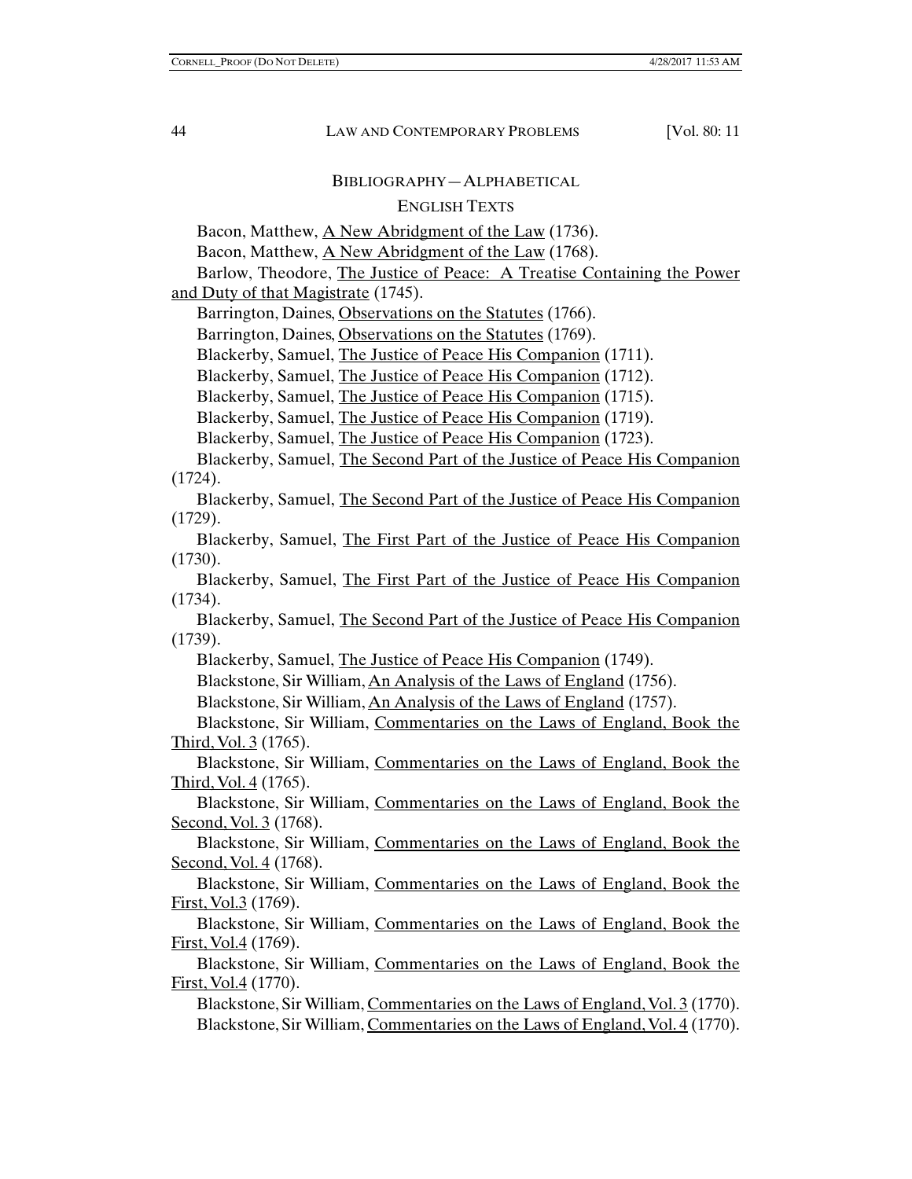## BIBLIOGRAPHY—ALPHABETICAL

### ENGLISH TEXTS

Bacon, Matthew, A New Abridgment of the Law (1736).

Bacon, Matthew, A New Abridgment of the Law (1768).

Barlow, Theodore, The Justice of Peace: A Treatise Containing the Power and Duty of that Magistrate (1745).

Barrington, Daines, Observations on the Statutes (1766).

Barrington, Daines, Observations on the Statutes (1769).

Blackerby, Samuel, The Justice of Peace His Companion (1711).

Blackerby, Samuel, The Justice of Peace His Companion (1712).

Blackerby, Samuel, The Justice of Peace His Companion (1715).

Blackerby, Samuel, The Justice of Peace His Companion (1719).

Blackerby, Samuel, The Justice of Peace His Companion (1723).

Blackerby, Samuel, The Second Part of the Justice of Peace His Companion (1724).

Blackerby, Samuel, The Second Part of the Justice of Peace His Companion (1729).

Blackerby, Samuel, The First Part of the Justice of Peace His Companion (1730).

Blackerby, Samuel, The First Part of the Justice of Peace His Companion (1734).

Blackerby, Samuel, The Second Part of the Justice of Peace His Companion (1739).

Blackerby, Samuel, The Justice of Peace His Companion (1749).

Blackstone, Sir William, An Analysis of the Laws of England (1756).

Blackstone, Sir William, An Analysis of the Laws of England (1757).

Blackstone, Sir William, Commentaries on the Laws of England, Book the Third, Vol. 3 (1765).

Blackstone, Sir William, Commentaries on the Laws of England, Book the Third, Vol. 4 (1765).

Blackstone, Sir William, Commentaries on the Laws of England, Book the Second, Vol. 3 (1768).

Blackstone, Sir William, Commentaries on the Laws of England, Book the Second, Vol. 4 (1768).

Blackstone, Sir William, Commentaries on the Laws of England, Book the First, Vol.3 (1769).

Blackstone, Sir William, Commentaries on the Laws of England, Book the First, Vol.4 (1769).

Blackstone, Sir William, Commentaries on the Laws of England, Book the First, Vol.4 (1770).

Blackstone, Sir William, Commentaries on the Laws of England, Vol. 3 (1770).

Blackstone, Sir William, Commentaries on the Laws of England, Vol. 4 (1770).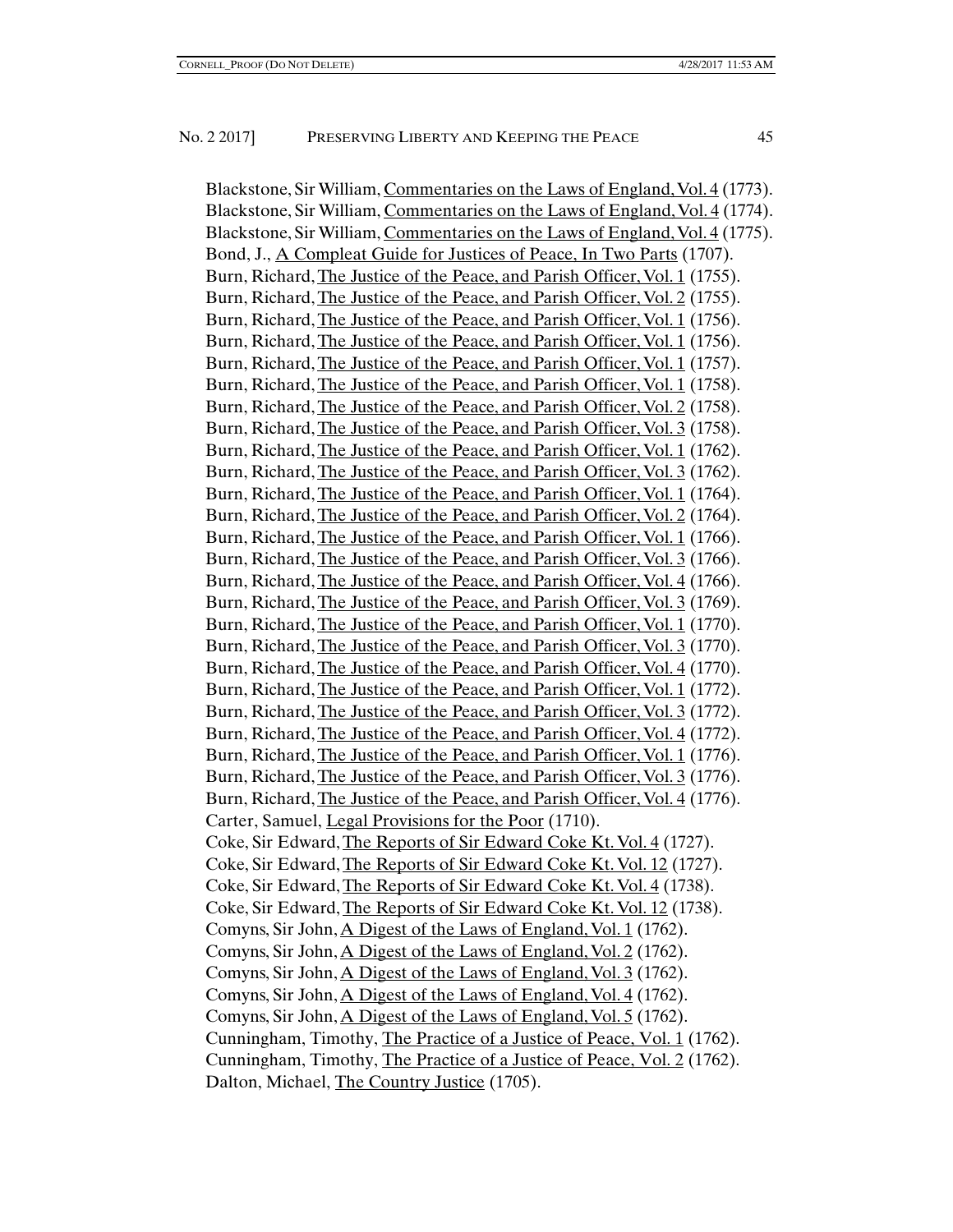Blackstone, Sir William, Commentaries on the Laws of England, Vol. 4 (1773).
Blackstone, Sir William, Commentaries on the Laws of England, Vol. 4 (1774).
Blackstone, Sir William, Commentaries on the Laws of England, Vol. 4 (1775).
Bond, J., A Compleat Guide for Justices of Peace, In Two Parts (1707).
Burn, Richard, The Justice of the Peace, and Parish Officer, Vol. 1 (1755).
Burn, Richard, The Justice of the Peace, and Parish Officer, Vol. 2 (1755).
Burn, Richard, The Justice of the Peace, and Parish Officer, Vol. 1 (1756).
Burn, Richard, The Justice of the Peace, and Parish Officer, Vol. 1 (1756).
Burn, Richard, The Justice of the Peace, and Parish Officer, Vol. 1 (1757).
Burn, Richard, The Justice of the Peace, and Parish Officer, Vol. 1 (1758).
Burn, Richard, The Justice of the Peace, and Parish Officer, Vol. 2 (1758).
Burn, Richard, The Justice of the Peace, and Parish Officer, Vol. 3 (1758).
Burn, Richard, The Justice of the Peace, and Parish Officer, Vol. 1 (1762).
Burn, Richard, The Justice of the Peace, and Parish Officer, Vol. 3 (1762).
Burn, Richard, The Justice of the Peace, and Parish Officer, Vol. 1 (1764).
Burn, Richard, The Justice of the Peace, and Parish Officer, Vol. 2 (1764).
Burn, Richard, The Justice of the Peace, and Parish Officer, Vol. 1 (1766).
Burn, Richard, The Justice of the Peace, and Parish Officer, Vol. 3 (1766).
Burn, Richard, The Justice of the Peace, and Parish Officer, Vol. 4 (1766).
Burn, Richard, The Justice of the Peace, and Parish Officer, Vol. 3 (1769).
Burn, Richard, The Justice of the Peace, and Parish Officer, Vol. 1 (1770).
Burn, Richard, The Justice of the Peace, and Parish Officer, Vol. 3 (1770).
Burn, Richard, The Justice of the Peace, and Parish Officer, Vol. 4 (1770).
Burn, Richard, The Justice of the Peace, and Parish Officer, Vol. 1 (1772).
Burn, Richard, The Justice of the Peace, and Parish Officer, Vol. 3 (1772).
Burn, Richard, The Justice of the Peace, and Parish Officer, Vol. 4 (1772).
Burn, Richard, The Justice of the Peace, and Parish Officer, Vol. 1 (1776).
Burn, Richard, The Justice of the Peace, and Parish Officer, Vol. 3 (1776).
Burn, Richard, The Justice of the Peace, and Parish Officer, Vol. 4 (1776).
Carter, Samuel, Legal Provisions for the Poor (1710).
Coke, Sir Edward, The Reports of Sir Edward Coke Kt. Vol. 4 (1727).
Coke, Sir Edward, The Reports of Sir Edward Coke Kt. Vol. 12 (1727).
Coke, Sir Edward, The Reports of Sir Edward Coke Kt. Vol. 4 (1738).
Coke, Sir Edward, The Reports of Sir Edward Coke Kt. Vol. 12 (1738).
Comyns, Sir John, A Digest of the Laws of England, Vol. 1 (1762).
Comyns, Sir John, A Digest of the Laws of England, Vol. 2 (1762).
Comyns, Sir John, A Digest of the Laws of England, Vol. 3 (1762).
Comyns, Sir John, A Digest of the Laws of England, Vol. 4 (1762).
Comyns, Sir John, A Digest of the Laws of England, Vol. 5 (1762).
Cunningham, Timothy, The Practice of a Justice of Peace, Vol. 1 (1762).
Cunningham, Timothy, The Practice of a Justice of Peace, Vol. 2 (1762).
Dalton, Michael, The Country Justice (1705).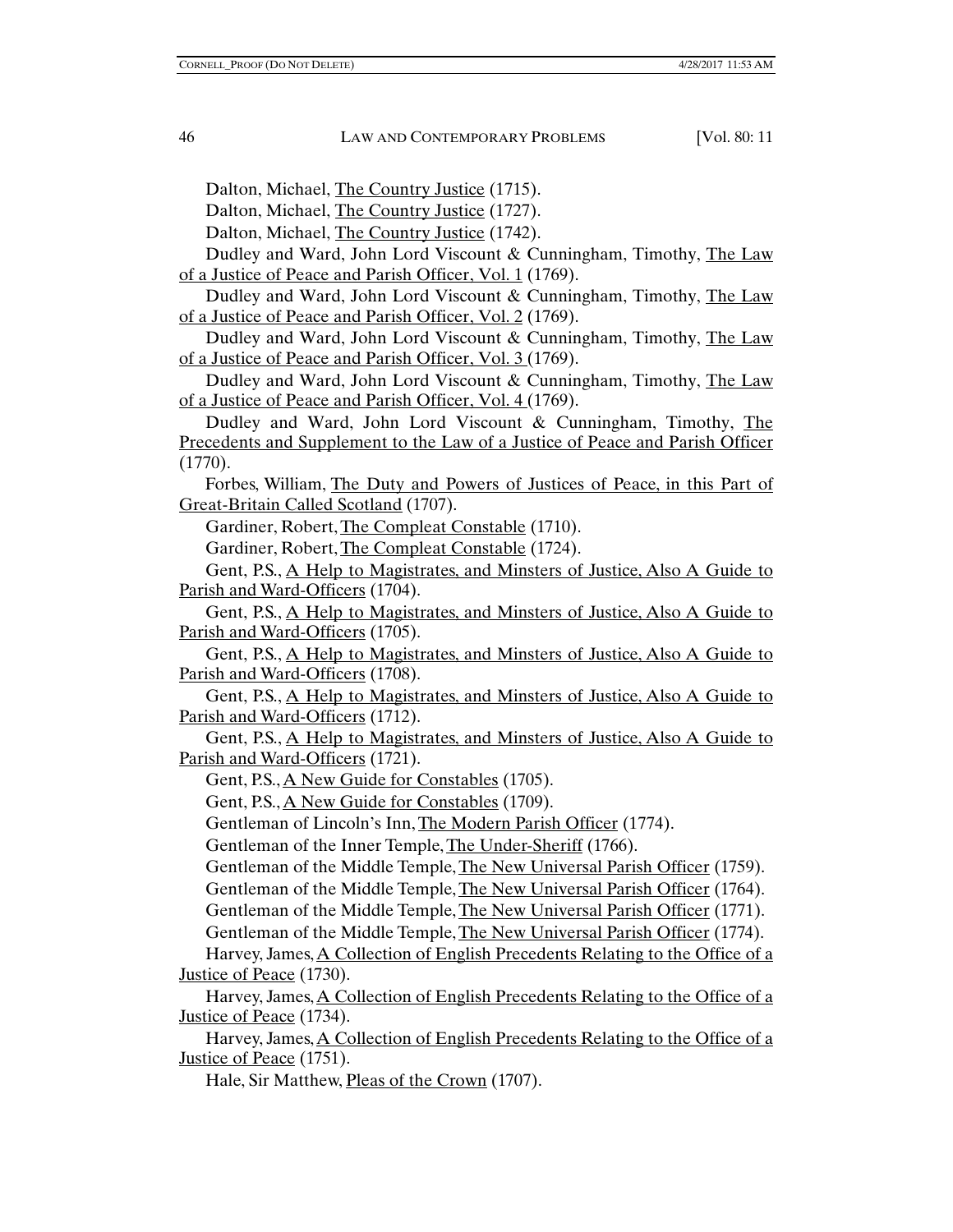Dalton, Michael, The Country Justice (1715).

Dalton, Michael, The Country Justice (1727).

Dalton, Michael, The Country Justice (1742).

Dudley and Ward, John Lord Viscount & Cunningham, Timothy, The Law of a Justice of Peace and Parish Officer, Vol. 1 (1769).

Dudley and Ward, John Lord Viscount & Cunningham, Timothy, The Law of a Justice of Peace and Parish Officer, Vol. 2 (1769).

Dudley and Ward, John Lord Viscount & Cunningham, Timothy, The Law of a Justice of Peace and Parish Officer, Vol. 3 (1769).

Dudley and Ward, John Lord Viscount & Cunningham, Timothy, The Law of a Justice of Peace and Parish Officer, Vol. 4 (1769).

Dudley and Ward, John Lord Viscount & Cunningham, Timothy, The Precedents and Supplement to the Law of a Justice of Peace and Parish Officer (1770).

Forbes, William, The Duty and Powers of Justices of Peace, in this Part of Great-Britain Called Scotland (1707).

Gardiner, Robert, The Compleat Constable (1710).

Gardiner, Robert, The Compleat Constable (1724).

Gent, P.S., A Help to Magistrates, and Minsters of Justice, Also A Guide to Parish and Ward-Officers (1704).

Gent, P.S., A Help to Magistrates, and Minsters of Justice, Also A Guide to Parish and Ward-Officers (1705).

Gent, P.S., A Help to Magistrates, and Minsters of Justice, Also A Guide to Parish and Ward-Officers (1708).

Gent, P.S., A Help to Magistrates, and Minsters of Justice, Also A Guide to Parish and Ward-Officers (1712).

Gent, P.S., A Help to Magistrates, and Minsters of Justice, Also A Guide to Parish and Ward-Officers (1721).

Gent, P.S., A New Guide for Constables (1705).

Gent, P.S., A New Guide for Constables (1709).

Gentleman of Lincoln's Inn, The Modern Parish Officer (1774).

Gentleman of the Inner Temple, The Under-Sheriff (1766).

Gentleman of the Middle Temple, The New Universal Parish Officer (1759).

Gentleman of the Middle Temple, The New Universal Parish Officer (1764).

Gentleman of the Middle Temple, The New Universal Parish Officer (1771).

Gentleman of the Middle Temple, The New Universal Parish Officer (1774).

Harvey, James, A Collection of English Precedents Relating to the Office of a Justice of Peace (1730).

Harvey, James, A Collection of English Precedents Relating to the Office of a Justice of Peace (1734).

Harvey, James, A Collection of English Precedents Relating to the Office of a Justice of Peace (1751).

Hale, Sir Matthew, Pleas of the Crown (1707).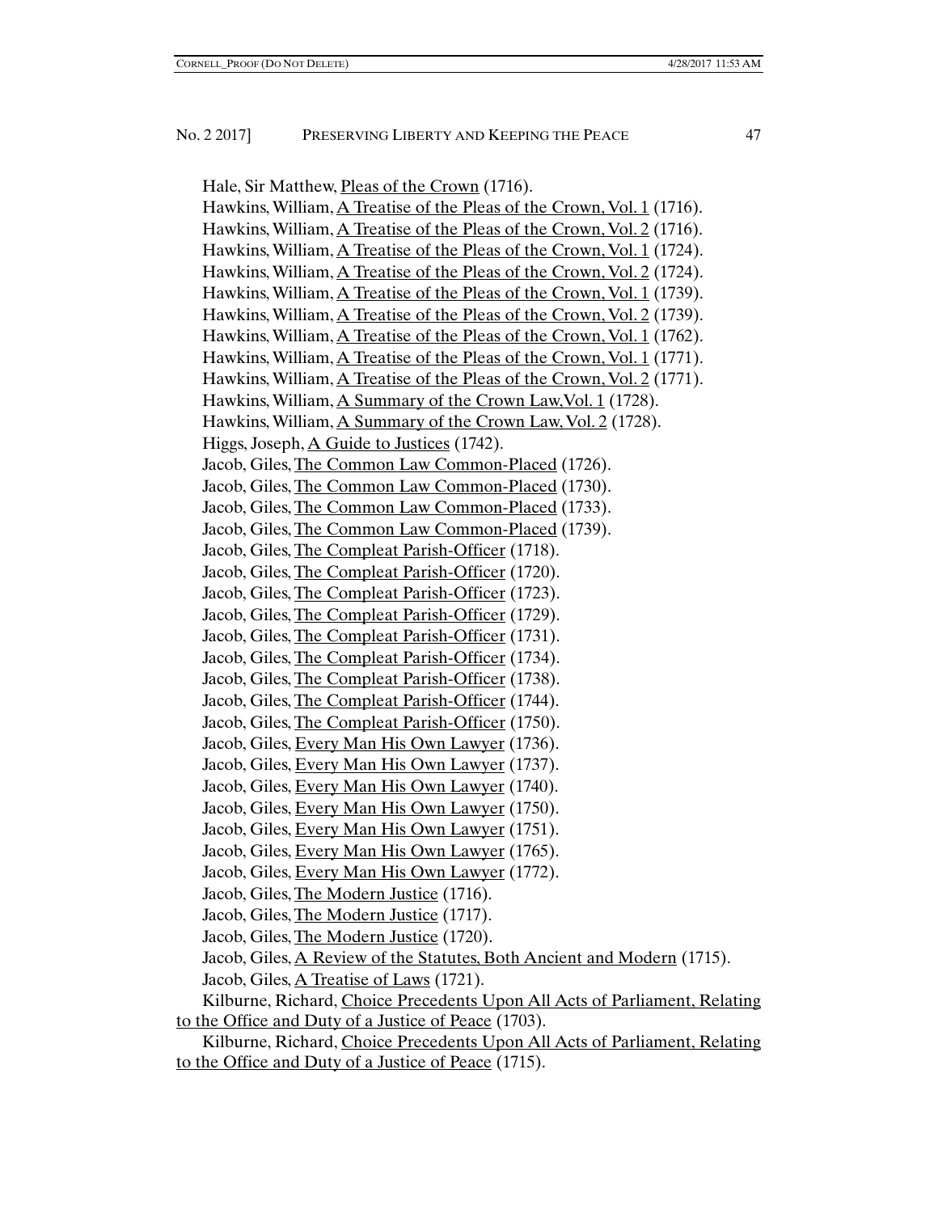Hale, Sir Matthew, Pleas of the Crown (1716).

Hawkins, William, A Treatise of the Pleas of the Crown, Vol. 1 (1716).

Hawkins, William, A Treatise of the Pleas of the Crown, Vol. 2 (1716).

Hawkins, William, A Treatise of the Pleas of the Crown, Vol. 1 (1724).

Hawkins, William, A Treatise of the Pleas of the Crown, Vol. 2 (1724).

Hawkins, William, A Treatise of the Pleas of the Crown, Vol. 1 (1739).

Hawkins, William, A Treatise of the Pleas of the Crown, Vol. 2 (1739).

Hawkins, William, A Treatise of the Pleas of the Crown, Vol. 1 (1762).

Hawkins, William, A Treatise of the Pleas of the Crown, Vol. 1 (1771).

Hawkins, William, A Treatise of the Pleas of the Crown, Vol. 2 (1771).

Hawkins, William, A Summary of the Crown Law, Vol. 1 (1728).

Hawkins, William, A Summary of the Crown Law, Vol. 2 (1728).

Higgs, Joseph, A Guide to Justices (1742).

Jacob, Giles, The Common Law Common-Placed (1726).

Jacob, Giles, The Common Law Common-Placed (1730).

Jacob, Giles, The Common Law Common-Placed (1733).

Jacob, Giles, The Common Law Common-Placed (1739).

Jacob, Giles, The Compleat Parish-Officer (1718).

Jacob, Giles, The Compleat Parish-Officer (1720).

Jacob, Giles, The Compleat Parish-Officer (1723).

Jacob, Giles, The Compleat Parish-Officer (1729).

Jacob, Giles, The Compleat Parish-Officer (1731).

Jacob, Giles, The Compleat Parish-Officer (1734).

Jacob, Giles, The Compleat Parish-Officer (1738).

Jacob, Giles, The Compleat Parish-Officer (1744).

Jacob, Giles, The Compleat Parish-Officer (1750).

Jacob, Giles, Every Man His Own Lawyer (1736).

Jacob, Giles, Every Man His Own Lawyer (1737).

Jacob, Giles, Every Man His Own Lawyer (1740).

Jacob, Giles, Every Man His Own Lawyer (1750).

Jacob, Giles, Every Man His Own Lawyer (1751).

Jacob, Giles, Every Man His Own Lawyer (1765).

Jacob, Giles, Every Man His Own Lawyer (1772).

Jacob, Giles, The Modern Justice (1716).

Jacob, Giles, The Modern Justice (1717).

Jacob, Giles, The Modern Justice (1720).

Jacob, Giles, A Review of the Statutes, Both Ancient and Modern (1715).

Jacob, Giles, A Treatise of Laws (1721).

Kilburne, Richard, Choice Precedents Upon All Acts of Parliament, Relating to the Office and Duty of a Justice of Peace (1703).

Kilburne, Richard, Choice Precedents Upon All Acts of Parliament, Relating to the Office and Duty of a Justice of Peace (1715).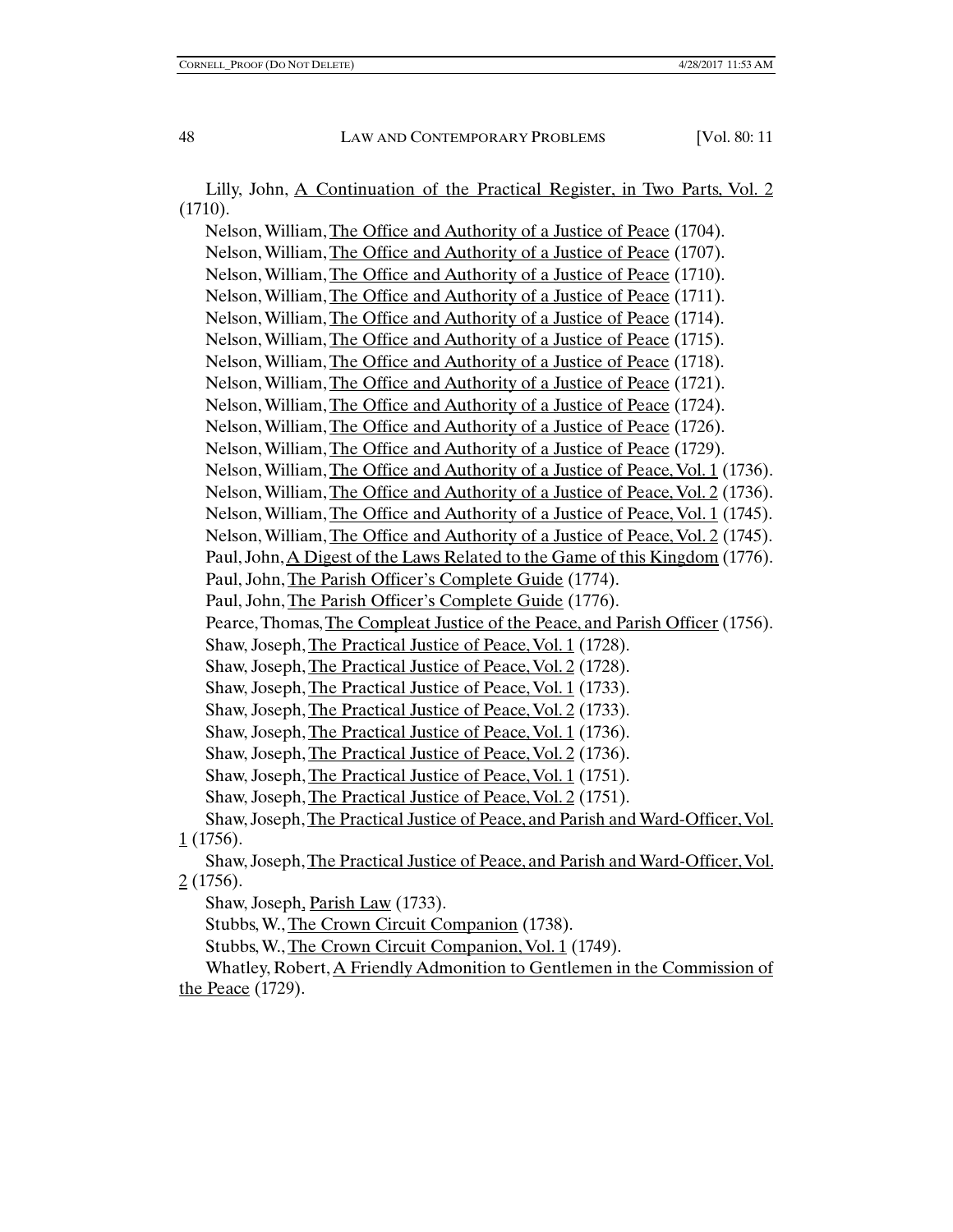Lilly, John, A Continuation of the Practical Register, in Two Parts, Vol. 2 (1710).

Nelson, William, The Office and Authority of a Justice of Peace (1704).

Nelson, William, The Office and Authority of a Justice of Peace (1707).

Nelson, William, The Office and Authority of a Justice of Peace (1710).

Nelson, William, The Office and Authority of a Justice of Peace (1711).

Nelson, William, The Office and Authority of a Justice of Peace (1714).

Nelson, William, The Office and Authority of a Justice of Peace (1715).

Nelson, William, The Office and Authority of a Justice of Peace (1718).

Nelson, William, The Office and Authority of a Justice of Peace (1721).

Nelson, William, The Office and Authority of a Justice of Peace (1724).

Nelson, William, The Office and Authority of a Justice of Peace (1726).

Nelson, William, The Office and Authority of a Justice of Peace (1729).

Nelson, William, The Office and Authority of a Justice of Peace, Vol. 1 (1736).

Nelson, William, The Office and Authority of a Justice of Peace, Vol. 2 (1736).

Nelson, William, The Office and Authority of a Justice of Peace, Vol. 1 (1745).

Nelson, William, The Office and Authority of a Justice of Peace, Vol. 2 (1745).

Paul, John, A Digest of the Laws Related to the Game of this Kingdom (1776).

Paul, John, The Parish Officer's Complete Guide (1774).

Paul, John, The Parish Officer's Complete Guide (1776).

Pearce, Thomas, The Compleat Justice of the Peace, and Parish Officer (1756).

Shaw, Joseph, The Practical Justice of Peace, Vol. 1 (1728).

Shaw, Joseph, The Practical Justice of Peace, Vol. 2 (1728).

Shaw, Joseph, The Practical Justice of Peace, Vol. 1 (1733).

Shaw, Joseph, The Practical Justice of Peace, Vol. 2 (1733).

Shaw, Joseph, The Practical Justice of Peace, Vol. 1 (1736).

Shaw, Joseph, The Practical Justice of Peace, Vol. 2 (1736).

Shaw, Joseph, The Practical Justice of Peace, Vol. 1 (1751).

Shaw, Joseph, The Practical Justice of Peace, Vol. 2 (1751).

Shaw, Joseph, The Practical Justice of Peace, and Parish and Ward-Officer, Vol. 1 (1756).

Shaw, Joseph, The Practical Justice of Peace, and Parish and Ward-Officer, Vol. 2 (1756).

Shaw, Joseph, Parish Law (1733).

Stubbs, W., The Crown Circuit Companion (1738).

Stubbs, W., The Crown Circuit Companion, Vol. 1 (1749).

Whatley, Robert, A Friendly Admonition to Gentlemen in the Commission of the Peace (1729).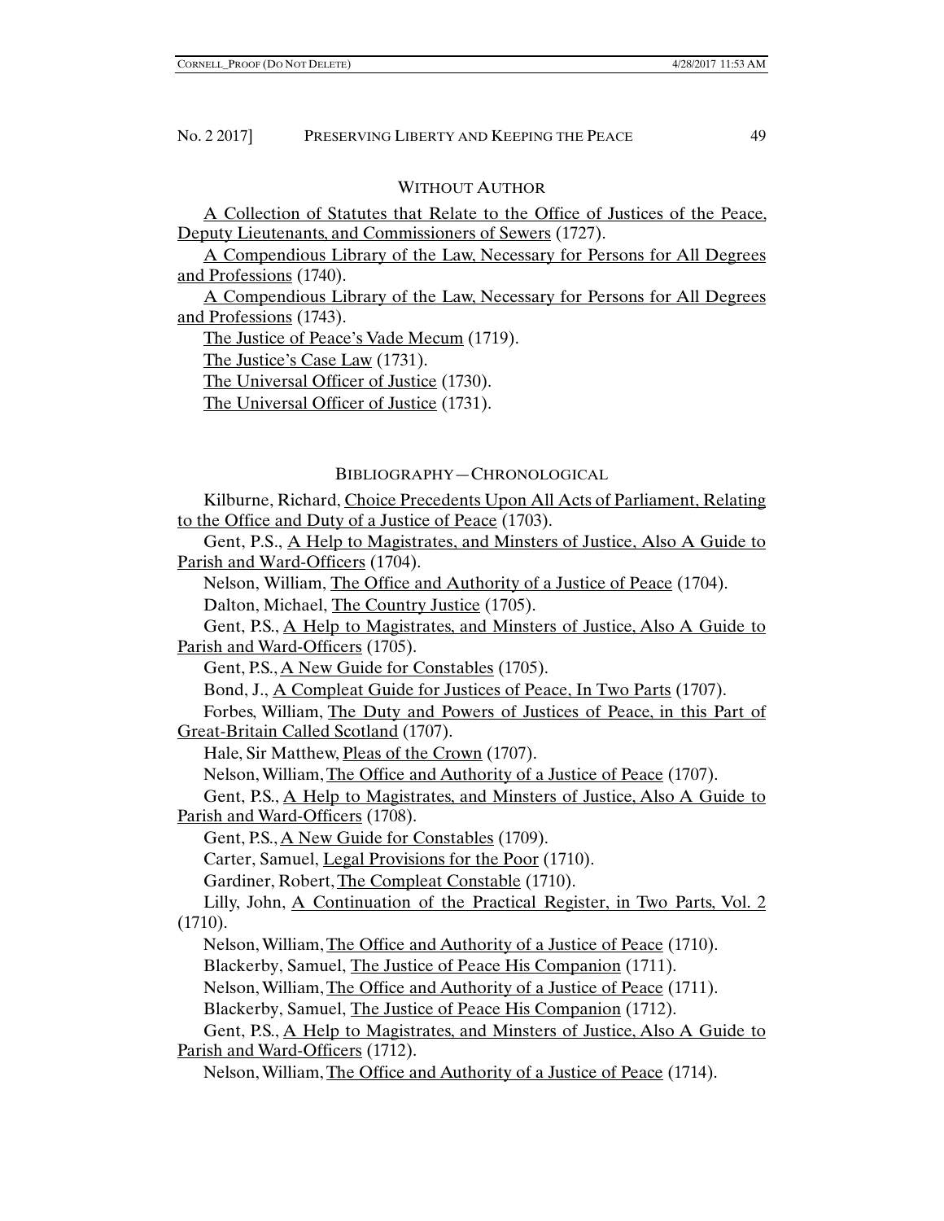## WITHOUT AUTHOR

A Collection of Statutes that Relate to the Office of Justices of the Peace, Deputy Lieutenants, and Commissioners of Sewers (1727).

A Compendious Library of the Law, Necessary for Persons for All Degrees and Professions (1740).

A Compendious Library of the Law, Necessary for Persons for All Degrees and Professions (1743).

The Justice of Peace's Vade Mecum (1719).

The Justice's Case Law (1731).

The Universal Officer of Justice (1730).

The Universal Officer of Justice (1731).

## BIBLIOGRAPHY—CHRONOLOGICAL

Kilburne, Richard, Choice Precedents Upon All Acts of Parliament, Relating to the Office and Duty of a Justice of Peace (1703).

Gent, P.S., A Help to Magistrates, and Minsters of Justice, Also A Guide to Parish and Ward-Officers (1704).

Nelson, William, The Office and Authority of a Justice of Peace (1704).

Dalton, Michael, The Country Justice (1705).

Gent, P.S., A Help to Magistrates, and Minsters of Justice, Also A Guide to Parish and Ward-Officers (1705).

Gent, P.S., A New Guide for Constables (1705).

Bond, J., A Compleat Guide for Justices of Peace, In Two Parts (1707).

Forbes, William, The Duty and Powers of Justices of Peace, in this Part of Great-Britain Called Scotland (1707).

Hale, Sir Matthew, Pleas of the Crown (1707).

Nelson, William, The Office and Authority of a Justice of Peace (1707).

Gent, P.S., A Help to Magistrates, and Minsters of Justice, Also A Guide to Parish and Ward-Officers (1708).

Gent, P.S., A New Guide for Constables (1709).

Carter, Samuel, Legal Provisions for the Poor (1710).

Gardiner, Robert, The Compleat Constable (1710).

Lilly, John, A Continuation of the Practical Register, in Two Parts, Vol. 2 (1710).

Nelson, William, The Office and Authority of a Justice of Peace (1710).

Blackerby, Samuel, The Justice of Peace His Companion (1711).

Nelson, William, The Office and Authority of a Justice of Peace (1711).

Blackerby, Samuel, The Justice of Peace His Companion (1712).

Gent, P.S., A Help to Magistrates, and Minsters of Justice, Also A Guide to Parish and Ward-Officers (1712).

Nelson, William, The Office and Authority of a Justice of Peace (1714).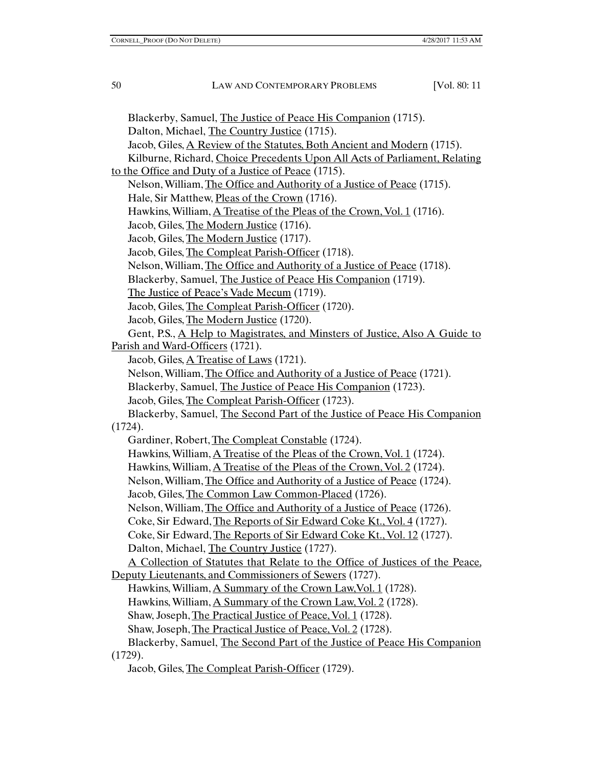Blackerby, Samuel, <u>The Justice of Peace His Companion</u> (1715).

Dalton, Michael, <u>The Country Justice</u> (1715).

Jacob, Giles, <u>A Review of the Statutes, Both Ancient and Modern</u> (1715).

Kilburne, Richard, <u>Choice Precedents Upon All Acts of Parliament, Relating to the Office and Duty of a Justice of Peace</u> (1715).

Nelson, William, <u>The Office and Authority of a Justice of Peace</u> (1715).

Hale, Sir Matthew, <u>Pleas of the Crown</u> (1716).

Hawkins, William, <u>A Treatise of the Pleas of the Crown, Vol. 1</u> (1716).

Jacob, Giles, <u>The Modern Justice</u> (1716).

Jacob, Giles, <u>The Modern Justice</u> (1717).

Jacob, Giles, <u>The Compleat Parish-Officer</u> (1718).

Nelson, William, <u>The Office and Authority of a Justice of Peace</u> (1718).

Blackerby, Samuel, <u>The Justice of Peace His Companion</u> (1719).

<u>The Justice of Peace's Vade Mecum</u> (1719).

Jacob, Giles, <u>The Compleat Parish-Officer</u> (1720).

Jacob, Giles, <u>The Modern Justice</u> (1720).

Gent, P.S., <u>A Help to Magistrates, and Minsters of Justice, Also A Guide to Parish and Ward-Officers</u> (1721).

Jacob, Giles, <u>A Treatise of Laws</u> (1721).

Nelson, William, <u>The Office and Authority of a Justice of Peace</u> (1721).

Blackerby, Samuel, <u>The Justice of Peace His Companion</u> (1723).

Jacob, Giles, <u>The Compleat Parish-Officer</u> (1723).

Blackerby, Samuel, <u>The Second Part of the Justice of Peace His Companion</u> (1724).

Gardiner, Robert, <u>The Compleat Constable</u> (1724).

Hawkins, William, <u>A Treatise of the Pleas of the Crown, Vol. 1</u> (1724).

Hawkins, William, <u>A Treatise of the Pleas of the Crown, Vol. 2</u> (1724).

Nelson, William, <u>The Office and Authority of a Justice of Peace</u> (1724).

Jacob, Giles, <u>The Common Law Common-Placed</u> (1726).

Nelson, William, <u>The Office and Authority of a Justice of Peace</u> (1726).

Coke, Sir Edward, <u>The Reports of Sir Edward Coke Kt., Vol. 4</u> (1727).

Coke, Sir Edward, <u>The Reports of Sir Edward Coke Kt., Vol. 12</u> (1727).

Dalton, Michael, <u>The Country Justice</u> (1727).

<u>A Collection of Statutes that Relate to the Office of Justices of the Peace, Deputy Lieutenants, and Commissioners of Sewers</u> (1727).

Hawkins, William, <u>A Summary of the Crown Law, Vol. 1</u> (1728).

Hawkins, William, <u>A Summary of the Crown Law, Vol. 2</u> (1728).

Shaw, Joseph, <u>The Practical Justice of Peace, Vol. 1</u> (1728).

Shaw, Joseph, <u>The Practical Justice of Peace, Vol. 2</u> (1728).

Blackerby, Samuel, <u>The Second Part of the Justice of Peace His Companion</u> (1729).

Jacob, Giles, <u>The Compleat Parish-Officer</u> (1729).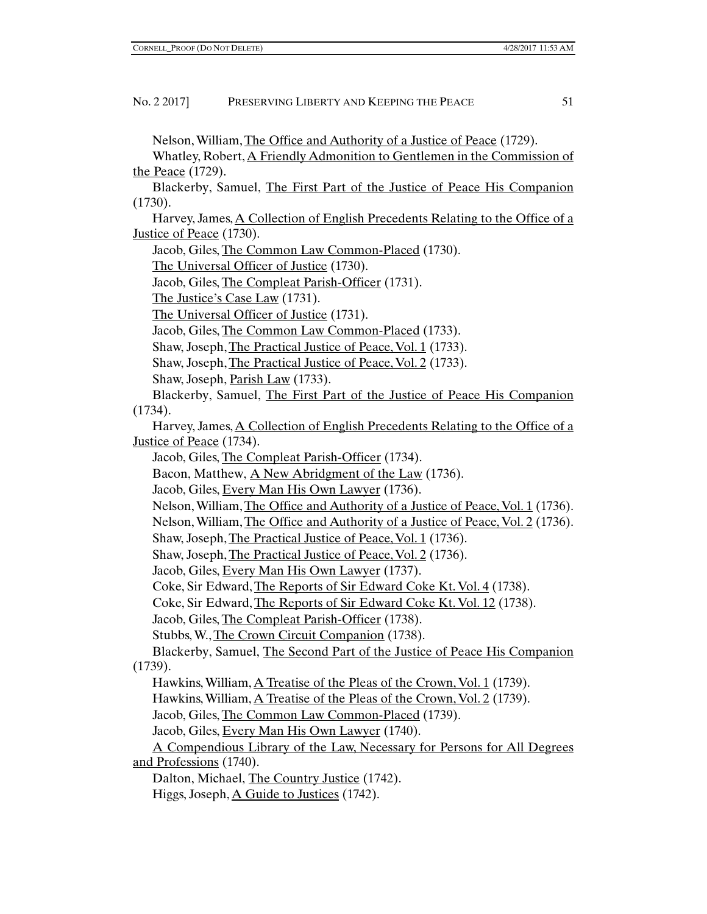Nelson, William, The Office and Authority of a Justice of Peace (1729).

Whatley, Robert, A Friendly Admonition to Gentlemen in the Commission of the Peace (1729).

Blackerby, Samuel, The First Part of the Justice of Peace His Companion (1730).

Harvey, James, A Collection of English Precedents Relating to the Office of a Justice of Peace (1730).

Jacob, Giles, The Common Law Common-Placed (1730).

The Universal Officer of Justice (1730).

Jacob, Giles, The Compleat Parish-Officer (1731).

The Justice's Case Law (1731).

The Universal Officer of Justice (1731).

Jacob, Giles, The Common Law Common-Placed (1733).

Shaw, Joseph, The Practical Justice of Peace, Vol. 1 (1733).

Shaw, Joseph, The Practical Justice of Peace, Vol. 2 (1733).

Shaw, Joseph, Parish Law (1733).

Blackerby, Samuel, The First Part of the Justice of Peace His Companion (1734).

Harvey, James, A Collection of English Precedents Relating to the Office of a Justice of Peace (1734).

Jacob, Giles, The Compleat Parish-Officer (1734).

Bacon, Matthew, A New Abridgment of the Law (1736).

Jacob, Giles, Every Man His Own Lawyer (1736).

Nelson, William, The Office and Authority of a Justice of Peace, Vol. 1 (1736).

Nelson, William, The Office and Authority of a Justice of Peace, Vol. 2 (1736).

Shaw, Joseph, The Practical Justice of Peace, Vol. 1 (1736).

Shaw, Joseph, The Practical Justice of Peace, Vol. 2 (1736).

Jacob, Giles, Every Man His Own Lawyer (1737).

Coke, Sir Edward, The Reports of Sir Edward Coke Kt. Vol. 4 (1738).

Coke, Sir Edward, The Reports of Sir Edward Coke Kt. Vol. 12 (1738).

Jacob, Giles, The Compleat Parish-Officer (1738).

Stubbs, W., The Crown Circuit Companion (1738).

Blackerby, Samuel, The Second Part of the Justice of Peace His Companion (1739).

Hawkins, William, A Treatise of the Pleas of the Crown, Vol. 1 (1739).

Hawkins, William, A Treatise of the Pleas of the Crown, Vol. 2 (1739).

Jacob, Giles, The Common Law Common-Placed (1739).

Jacob, Giles, Every Man His Own Lawyer (1740).

A Compendious Library of the Law, Necessary for Persons for All Degrees and Professions (1740).

Dalton, Michael, The Country Justice (1742).

Higgs, Joseph, A Guide to Justices (1742).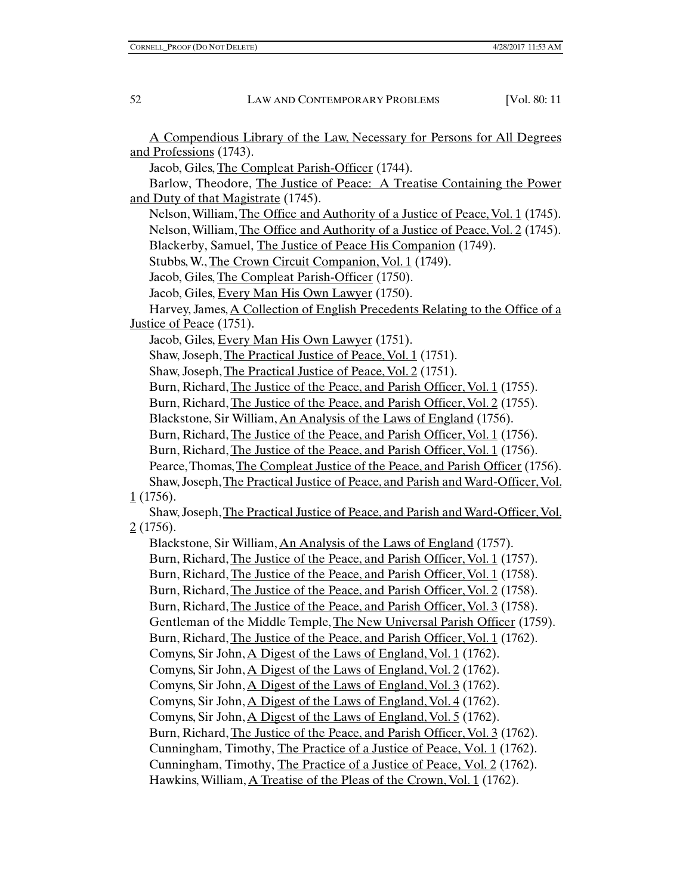A Compendious Library of the Law, Necessary for Persons for All Degrees and Professions (1743).

Jacob, Giles, The Compleat Parish-Officer (1744).

Barlow, Theodore, The Justice of Peace: A Treatise Containing the Power and Duty of that Magistrate (1745).

Nelson, William, The Office and Authority of a Justice of Peace, Vol. 1 (1745).

Nelson, William, The Office and Authority of a Justice of Peace, Vol. 2 (1745).

Blackerby, Samuel, The Justice of Peace His Companion (1749).

Stubbs, W., The Crown Circuit Companion, Vol. 1 (1749).

Jacob, Giles, The Compleat Parish-Officer (1750).

Jacob, Giles, Every Man His Own Lawyer (1750).

Harvey, James, A Collection of English Precedents Relating to the Office of a Justice of Peace (1751).

Jacob, Giles, Every Man His Own Lawyer (1751).

Shaw, Joseph, The Practical Justice of Peace, Vol. 1 (1751).

Shaw, Joseph, The Practical Justice of Peace, Vol. 2 (1751).

Burn, Richard, The Justice of the Peace, and Parish Officer, Vol. 1 (1755).

Burn, Richard, The Justice of the Peace, and Parish Officer, Vol. 2 (1755).

Blackstone, Sir William, An Analysis of the Laws of England (1756).

Burn, Richard, The Justice of the Peace, and Parish Officer, Vol. 1 (1756).

Burn, Richard, The Justice of the Peace, and Parish Officer, Vol. 1 (1756).

Pearce, Thomas, The Compleat Justice of the Peace, and Parish Officer (1756).

Shaw, Joseph, The Practical Justice of Peace, and Parish and Ward-Officer, Vol. 1 (1756).

Shaw, Joseph, The Practical Justice of Peace, and Parish and Ward-Officer, Vol. 2 (1756).

Blackstone, Sir William, An Analysis of the Laws of England (1757).

Burn, Richard, The Justice of the Peace, and Parish Officer, Vol. 1 (1757).

Burn, Richard, The Justice of the Peace, and Parish Officer, Vol. 1 (1758).

Burn, Richard, The Justice of the Peace, and Parish Officer, Vol. 2 (1758).

Burn, Richard, The Justice of the Peace, and Parish Officer, Vol. 3 (1758).

Gentleman of the Middle Temple, The New Universal Parish Officer (1759).

Burn, Richard, The Justice of the Peace, and Parish Officer, Vol. 1 (1762).

Comyns, Sir John, A Digest of the Laws of England, Vol. 1 (1762).

Comyns, Sir John, A Digest of the Laws of England, Vol. 2 (1762).

Comyns, Sir John, A Digest of the Laws of England, Vol. 3 (1762).

Comyns, Sir John, A Digest of the Laws of England, Vol. 4 (1762).

Comyns, Sir John, A Digest of the Laws of England, Vol. 5 (1762).

Burn, Richard, The Justice of the Peace, and Parish Officer, Vol. 3 (1762).

Cunningham, Timothy, The Practice of a Justice of Peace, Vol. 1 (1762).

Cunningham, Timothy, The Practice of a Justice of Peace, Vol. 2 (1762).

Hawkins, William, A Treatise of the Pleas of the Crown, Vol. 1 (1762).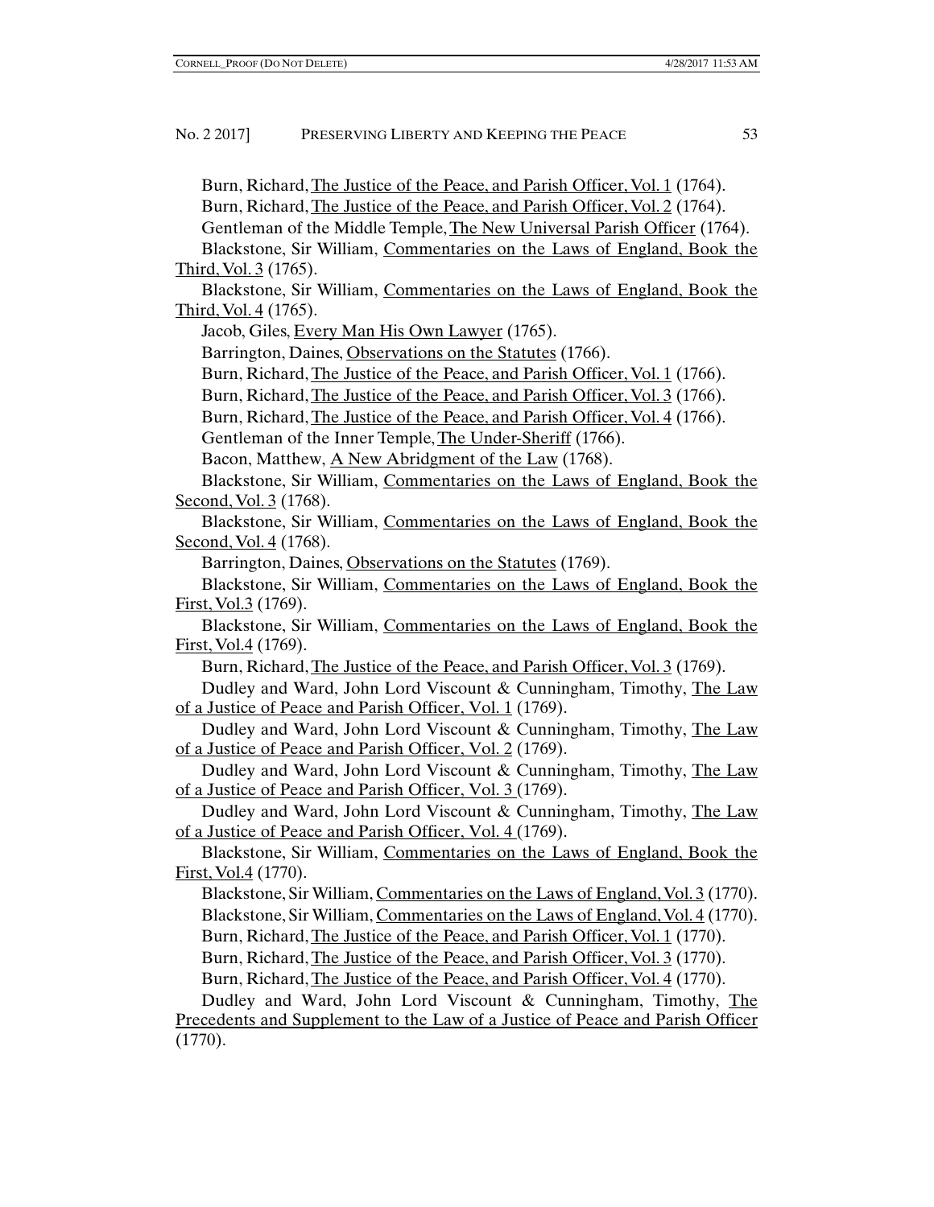Burn, Richard, The Justice of the Peace, and Parish Officer, Vol. 1 (1764).

Burn, Richard, The Justice of the Peace, and Parish Officer, Vol. 2 (1764).

Gentleman of the Middle Temple, The New Universal Parish Officer (1764).

Blackstone, Sir William, Commentaries on the Laws of England, Book the Third, Vol. 3 (1765).

Blackstone, Sir William, Commentaries on the Laws of England, Book the Third, Vol. 4 (1765).

Jacob, Giles, Every Man His Own Lawyer (1765).

Barrington, Daines, Observations on the Statutes (1766).

Burn, Richard, The Justice of the Peace, and Parish Officer, Vol. 1 (1766).

Burn, Richard, The Justice of the Peace, and Parish Officer, Vol. 3 (1766).

Burn, Richard, The Justice of the Peace, and Parish Officer, Vol. 4 (1766).

Gentleman of the Inner Temple, The Under-Sheriff (1766).

Bacon, Matthew, A New Abridgment of the Law (1768).

Blackstone, Sir William, Commentaries on the Laws of England, Book the Second, Vol. 3 (1768).

Blackstone, Sir William, Commentaries on the Laws of England, Book the Second, Vol. 4 (1768).

Barrington, Daines, Observations on the Statutes (1769).

Blackstone, Sir William, Commentaries on the Laws of England, Book the First, Vol.3 (1769).

Blackstone, Sir William, Commentaries on the Laws of England, Book the First, Vol.4 (1769).

Burn, Richard, The Justice of the Peace, and Parish Officer, Vol. 3 (1769).

Dudley and Ward, John Lord Viscount & Cunningham, Timothy, The Law of a Justice of Peace and Parish Officer, Vol. 1 (1769).

Dudley and Ward, John Lord Viscount & Cunningham, Timothy, The Law of a Justice of Peace and Parish Officer, Vol. 2 (1769).

Dudley and Ward, John Lord Viscount & Cunningham, Timothy, The Law of a Justice of Peace and Parish Officer, Vol. 3 (1769).

Dudley and Ward, John Lord Viscount & Cunningham, Timothy, The Law of a Justice of Peace and Parish Officer, Vol. 4 (1769).

Blackstone, Sir William, Commentaries on the Laws of England, Book the First, Vol.4 (1770).

Blackstone, Sir William, Commentaries on the Laws of England, Vol. 3 (1770).

Blackstone, Sir William, Commentaries on the Laws of England, Vol. 4 (1770).

Burn, Richard, The Justice of the Peace, and Parish Officer, Vol. 1 (1770).

Burn, Richard, The Justice of the Peace, and Parish Officer, Vol. 3 (1770).

Burn, Richard, The Justice of the Peace, and Parish Officer, Vol. 4 (1770).

Dudley and Ward, John Lord Viscount & Cunningham, Timothy, The Precedents and Supplement to the Law of a Justice of Peace and Parish Officer (1770).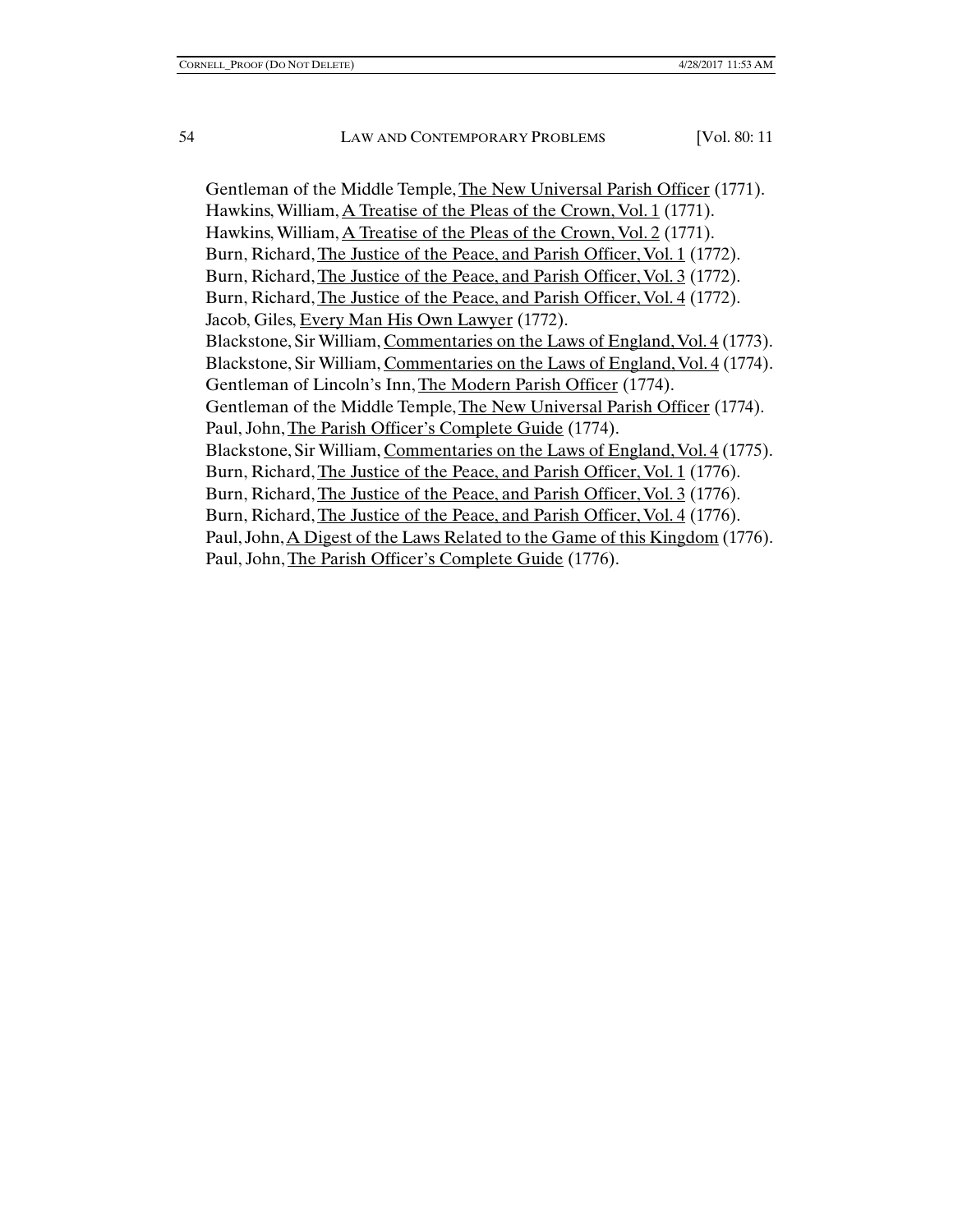Gentleman of the Middle Temple, The New Universal Parish Officer (1771).
Hawkins, William, A Treatise of the Pleas of the Crown, Vol. 1 (1771).
Hawkins, William, A Treatise of the Pleas of the Crown, Vol. 2 (1771).
Burn, Richard, The Justice of the Peace, and Parish Officer, Vol. 1 (1772).
Burn, Richard, The Justice of the Peace, and Parish Officer, Vol. 3 (1772).
Burn, Richard, The Justice of the Peace, and Parish Officer, Vol. 4 (1772).
Jacob, Giles, Every Man His Own Lawyer (1772).
Blackstone, Sir William, Commentaries on the Laws of England, Vol. 4 (1773).
Blackstone, Sir William, Commentaries on the Laws of England, Vol. 4 (1774).
Gentleman of Lincoln's Inn, The Modern Parish Officer (1774).
Gentleman of the Middle Temple, The New Universal Parish Officer (1774).
Paul, John, The Parish Officer's Complete Guide (1774).
Blackstone, Sir William, Commentaries on the Laws of England, Vol. 4 (1775).
Burn, Richard, The Justice of the Peace, and Parish Officer, Vol. 1 (1776).
Burn, Richard, The Justice of the Peace, and Parish Officer, Vol. 3 (1776).
Burn, Richard, The Justice of the Peace, and Parish Officer, Vol. 4 (1776).
Paul, John, A Digest of the Laws Related to the Game of this Kingdom (1776).
Paul, John, The Parish Officer's Complete Guide (1776).